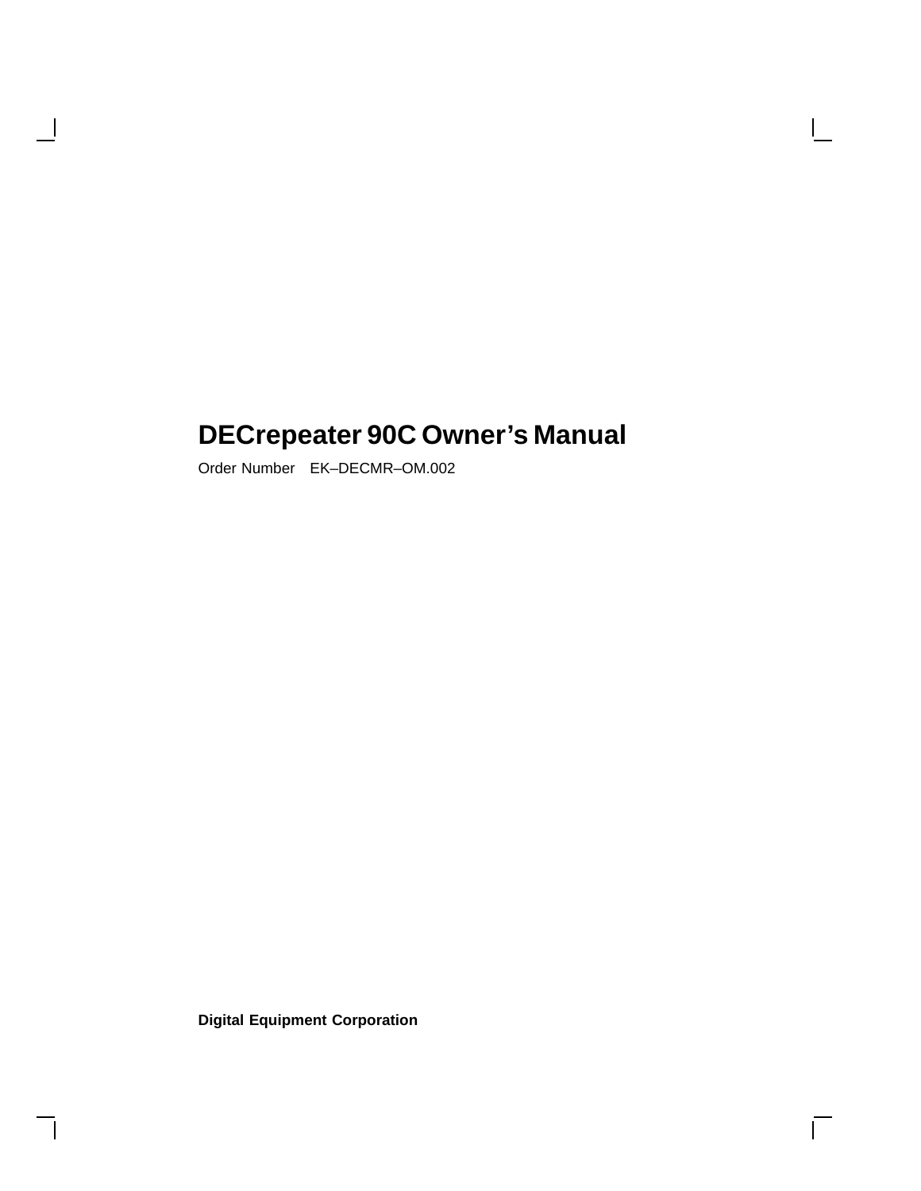# DECrepeater 90C Owner's Manual

Order Number EK–DECMR–OM.002

**Digital Equipment Corporation**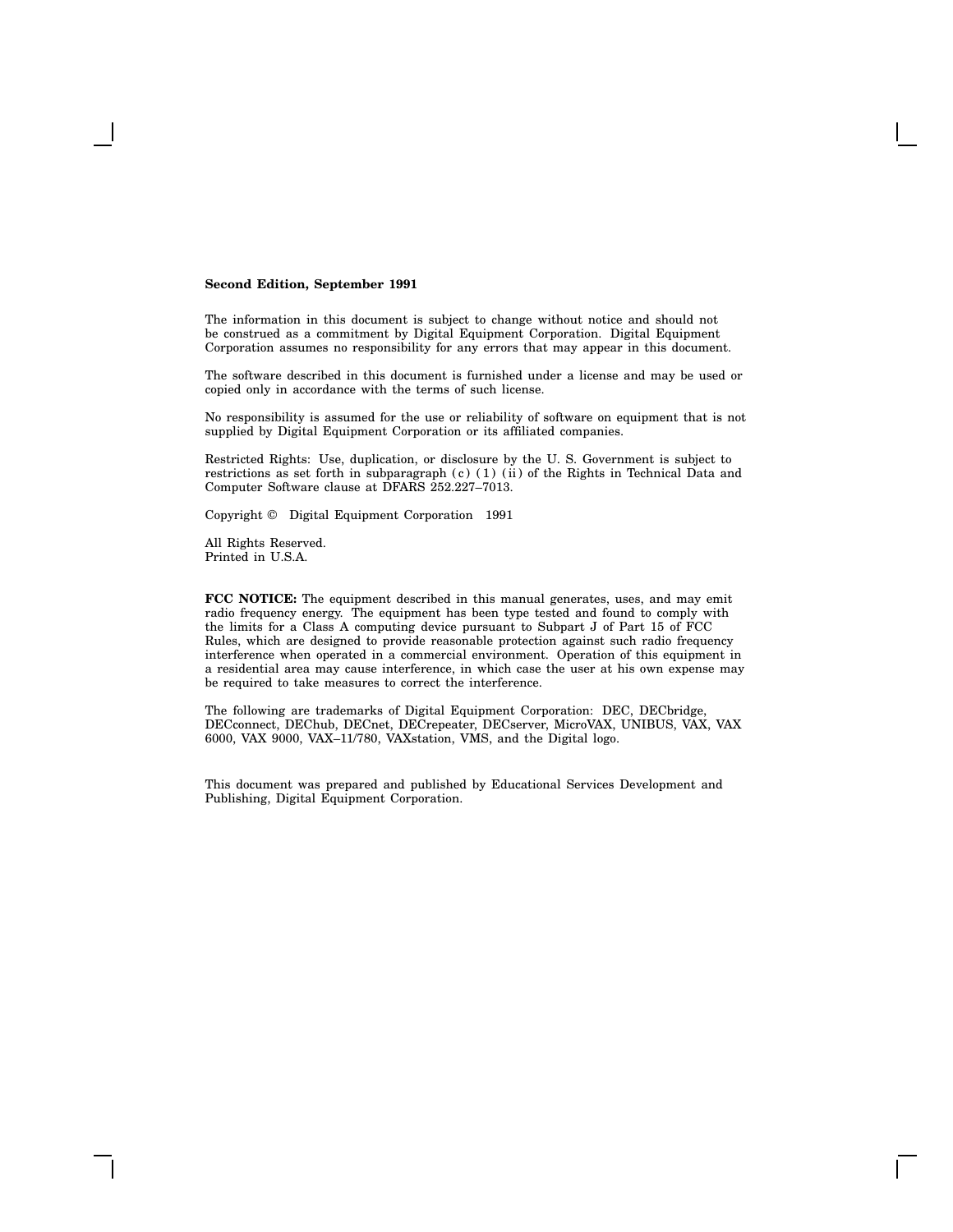**Second Edition, September 1991**

The information in this document is subject to change without notice and should not be construed as a commitment by Digital Equipment Corporation. Digital Equipment Corporation assumes no responsibility for any errors that may appear in this document.

The software described in this document is furnished under a license and may be used or copied only in accordance with the terms of such license.

No responsibility is assumed for the use or reliability of software on equipment that is not supplied by Digital Equipment Corporation or its affiliated companies.

Restricted Rights: Use, duplication, or disclosure by the U. S. Government is subject to restrictions as set forth in subparagraph (c) (1) (ii) of the Rights in Technical Data and Computer Software clause at DFARS 252.227–7013.

Copyright © Digital Equipment Corporation 1991

All Rights Reserved.
Printed in U.S.A.

**FCC NOTICE:** The equipment described in this manual generates, uses, and may emit radio frequency energy. The equipment has been type tested and found to comply with the limits for a Class A computing device pursuant to Subpart J of Part 15 of FCC Rules, which are designed to provide reasonable protection against such radio frequency interference when operated in a commercial environment. Operation of this equipment in a residential area may cause interference, in which case the user at his own expense may be required to take measures to correct the interference.

The following are trademarks of Digital Equipment Corporation: DEC, DECbridge, DECconnect, DEChub, DECnet, DECrepeater, DECserver, MicroVAX, UNIBUS, VAX, VAX 6000, VAX 9000, VAX–11/780, VAXstation, VMS, and the Digital logo.

This document was prepared and published by Educational Services Development and Publishing, Digital Equipment Corporation.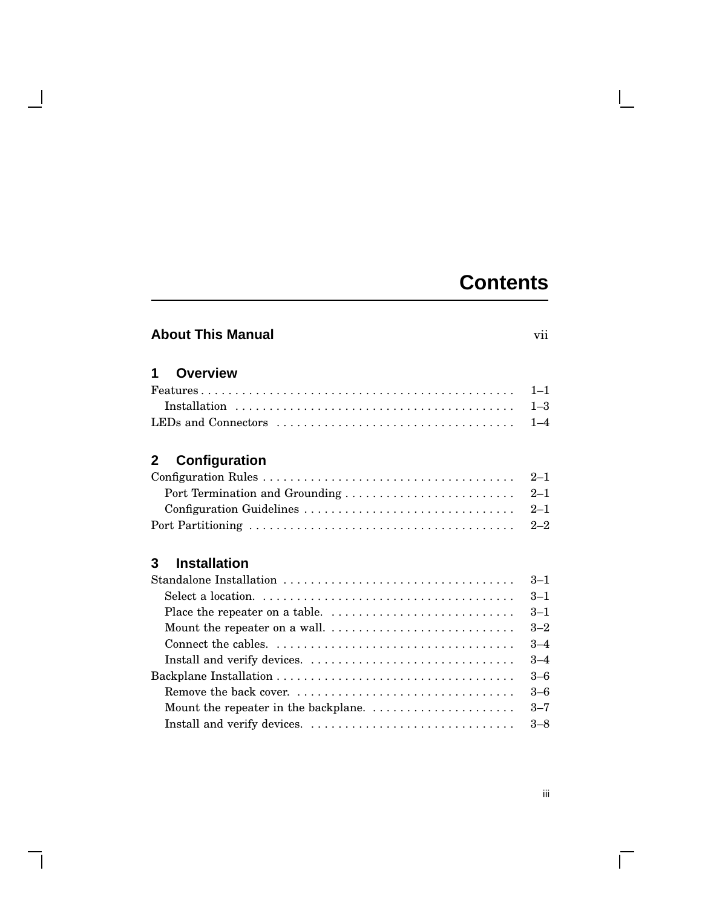# Contents

**About This Manual** vii

## 1 Overview

Features . . . . . . . . . . . . . . . . . . . . . . . . . . . . . . . . . . . . . . . . . . . . . 1–1
  Installation . . . . . . . . . . . . . . . . . . . . . . . . . . . . . . . . . . . . . . . . . 1–3
LEDs and Connectors . . . . . . . . . . . . . . . . . . . . . . . . . . . . . . . . . . . 1–4

## 2 Configuration

Configuration Rules . . . . . . . . . . . . . . . . . . . . . . . . . . . . . . . . . . . . . 2–1
  Port Termination and Grounding . . . . . . . . . . . . . . . . . . . . . . . . . 2–1
  Configuration Guidelines . . . . . . . . . . . . . . . . . . . . . . . . . . . . . . . 2–1
Port Partitioning . . . . . . . . . . . . . . . . . . . . . . . . . . . . . . . . . . . . . . . 2–2

## 3 Installation

Standalone Installation . . . . . . . . . . . . . . . . . . . . . . . . . . . . . . . . . . 3–1
  Select a location. . . . . . . . . . . . . . . . . . . . . . . . . . . . . . . . . . . . . 3–1
  Place the repeater on a table. . . . . . . . . . . . . . . . . . . . . . . . . . . 3–1
  Mount the repeater on a wall. . . . . . . . . . . . . . . . . . . . . . . . . . . 3–2
  Connect the cables. . . . . . . . . . . . . . . . . . . . . . . . . . . . . . . . . . . 3–4
  Install and verify devices. . . . . . . . . . . . . . . . . . . . . . . . . . . . . . 3–4
Backplane Installation . . . . . . . . . . . . . . . . . . . . . . . . . . . . . . . . . . . 3–6
  Remove the back cover. . . . . . . . . . . . . . . . . . . . . . . . . . . . . . . . 3–6
  Mount the repeater in the backplane. . . . . . . . . . . . . . . . . . . . . 3–7
  Install and verify devices. . . . . . . . . . . . . . . . . . . . . . . . . . . . . . 3–8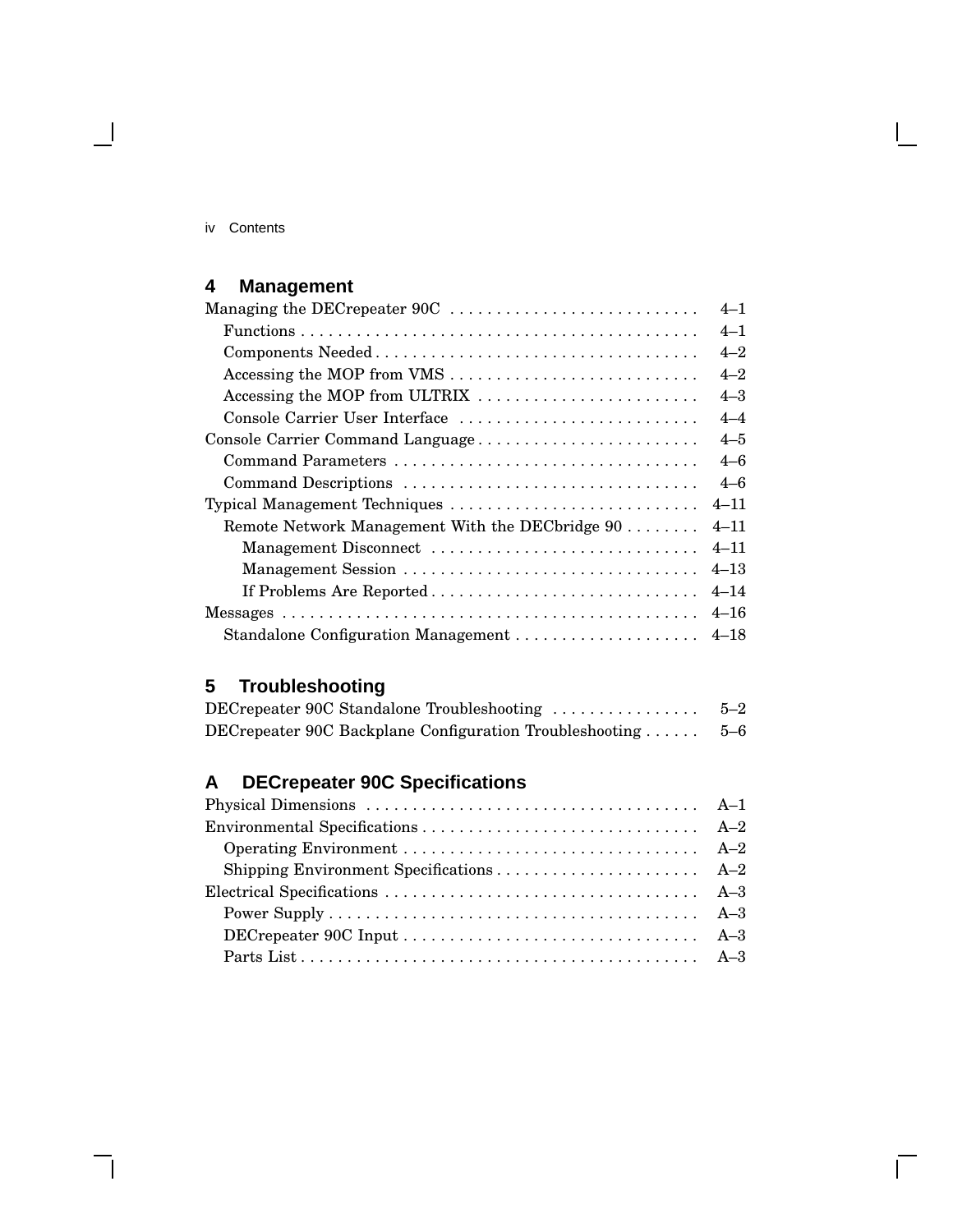## 4 Management

| | |
|---|---|
| Managing the DECrepeater 90C | 4–1 |
| Functions | 4–1 |
| Components Needed | 4–2 |
| Accessing the MOP from VMS | 4–2 |
| Accessing the MOP from ULTRIX | 4–3 |
| Console Carrier User Interface | 4–4 |
| Console Carrier Command Language | 4–5 |
| Command Parameters | 4–6 |
| Command Descriptions | 4–6 |
| Typical Management Techniques | 4–11 |
| Remote Network Management With the DECbridge 90 | 4–11 |
| Management Disconnect | 4–11 |
| Management Session | 4–13 |
| If Problems Are Reported | 4–14 |
| Messages | 4–16 |
| Standalone Configuration Management | 4–18 |

## 5 Troubleshooting

| | |
|---|---|
| DECrepeater 90C Standalone Troubleshooting | 5–2 |
| DECrepeater 90C Backplane Configuration Troubleshooting | 5–6 |

## A DECrepeater 90C Specifications

| | |
|---|---|
| Physical Dimensions | A–1 |
| Environmental Specifications | A–2 |
| Operating Environment | A–2 |
| Shipping Environment Specifications | A–2 |
| Electrical Specifications | A–3 |
| Power Supply | A–3 |
| DECrepeater 90C Input | A–3 |
| Parts List | A–3 |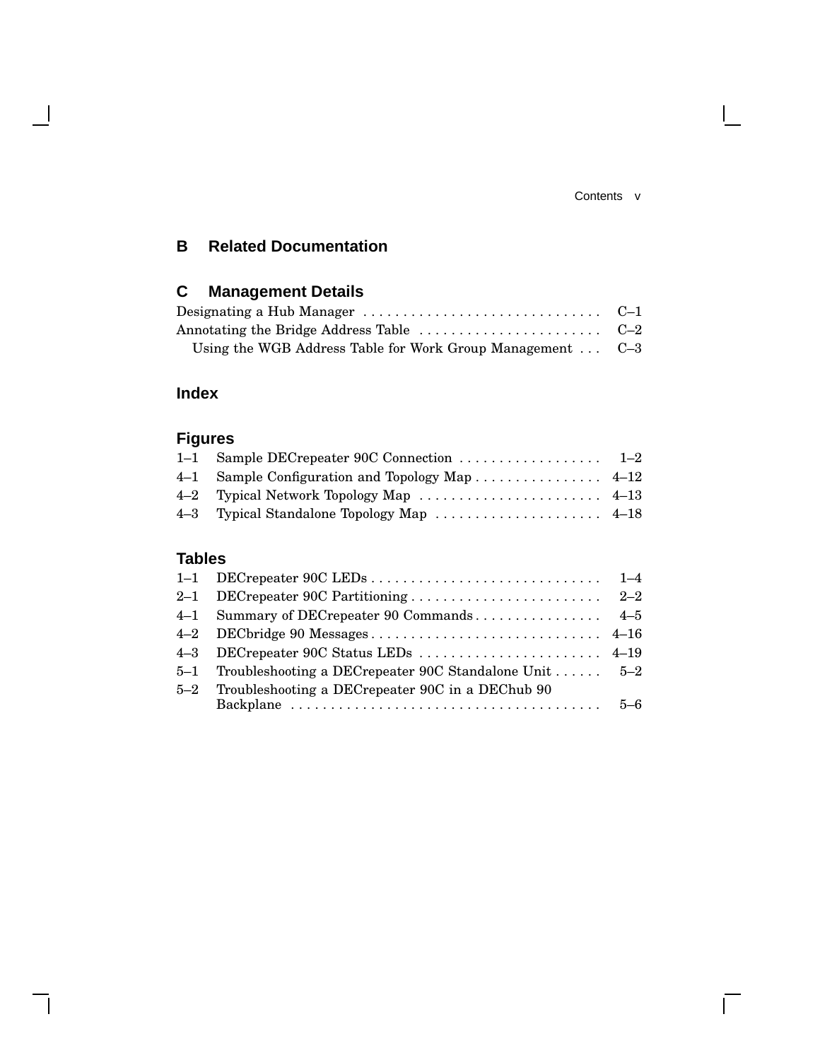## B Related Documentation

## C Management Details

Designating a Hub Manager . . . . . . . . . . . . . . . . . . . . . . . . . . . . . . C–1
Annotating the Bridge Address Table . . . . . . . . . . . . . . . . . . . . . . . C–2
  Using the WGB Address Table for Work Group Management . . . C–3

## Index

## Figures

1–1 Sample DECrepeater 90C Connection . . . . . . . . . . . . . . . . . . 1–2
4–1 Sample Configuration and Topology Map . . . . . . . . . . . . . . . . 4–12
4–2 Typical Network Topology Map . . . . . . . . . . . . . . . . . . . . . . . 4–13
4–3 Typical Standalone Topology Map . . . . . . . . . . . . . . . . . . . . . 4–18

## Tables

1–1 DECrepeater 90C LEDs . . . . . . . . . . . . . . . . . . . . . . . . . . . . . 1–4
2–1 DECrepeater 90C Partitioning . . . . . . . . . . . . . . . . . . . . . . . . 2–2
4–1 Summary of DECrepeater 90 Commands . . . . . . . . . . . . . . . . 4–5
4–2 DECbridge 90 Messages . . . . . . . . . . . . . . . . . . . . . . . . . . . . . 4–16
4–3 DECrepeater 90C Status LEDs . . . . . . . . . . . . . . . . . . . . . . . 4–19
5–1 Troubleshooting a DECrepeater 90C Standalone Unit . . . . . . 5–2
5–2 Troubleshooting a DECrepeater 90C in a DEChub 90 Backplane . . . . . . . . . . . . . . . . . . . . . . . . . . . . . . . . . . . . . . . 5–6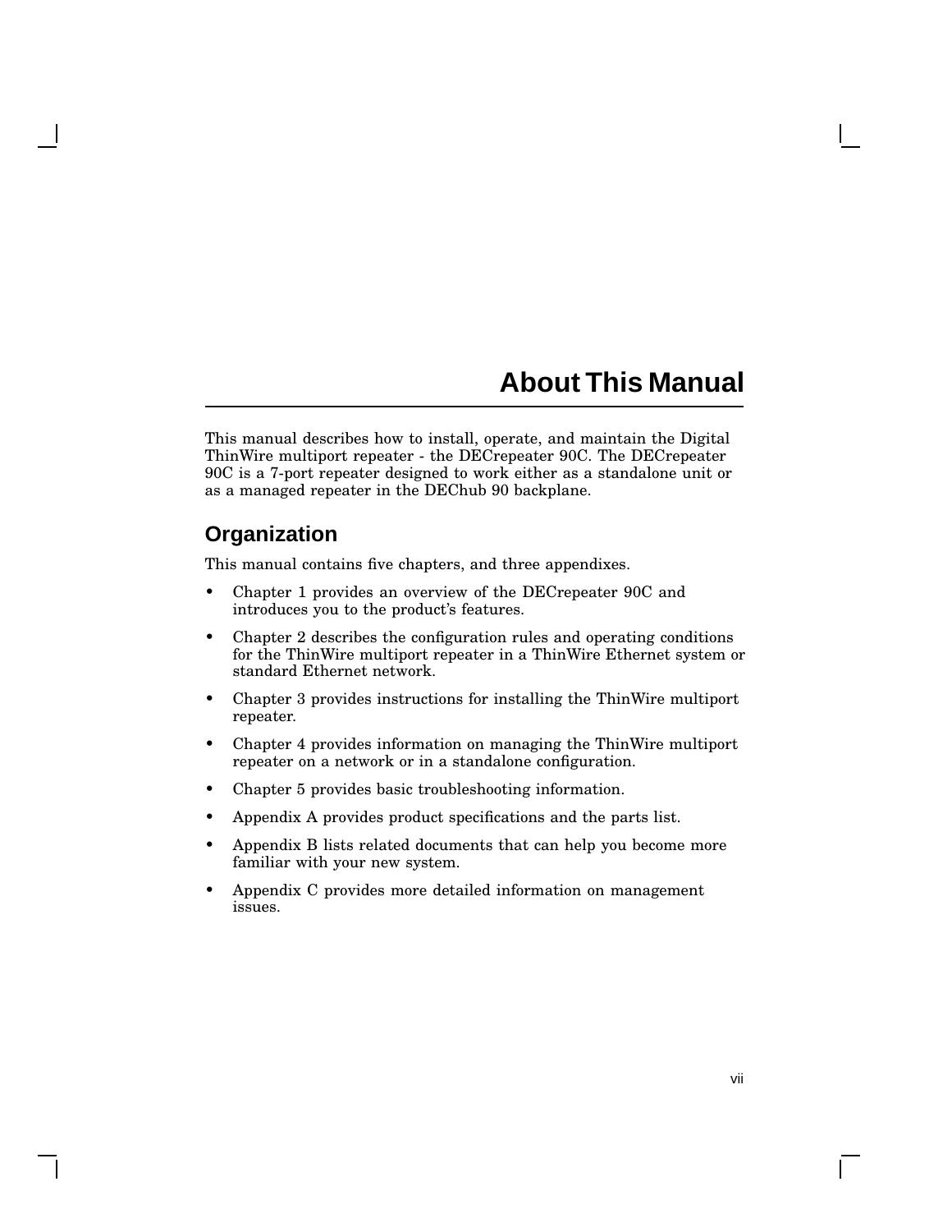# About This Manual

This manual describes how to install, operate, and maintain the Digital ThinWire multiport repeater - the DECrepeater 90C. The DECrepeater 90C is a 7-port repeater designed to work either as a standalone unit or as a managed repeater in the DEChub 90 backplane.

## Organization

This manual contains five chapters, and three appendixes.

- Chapter 1 provides an overview of the DECrepeater 90C and introduces you to the product's features.
- Chapter 2 describes the configuration rules and operating conditions for the ThinWire multiport repeater in a ThinWire Ethernet system or standard Ethernet network.
- Chapter 3 provides instructions for installing the ThinWire multiport repeater.
- Chapter 4 provides information on managing the ThinWire multiport repeater on a network or in a standalone configuration.
- Chapter 5 provides basic troubleshooting information.
- Appendix A provides product specifications and the parts list.
- Appendix B lists related documents that can help you become more familiar with your new system.
- Appendix C provides more detailed information on management issues.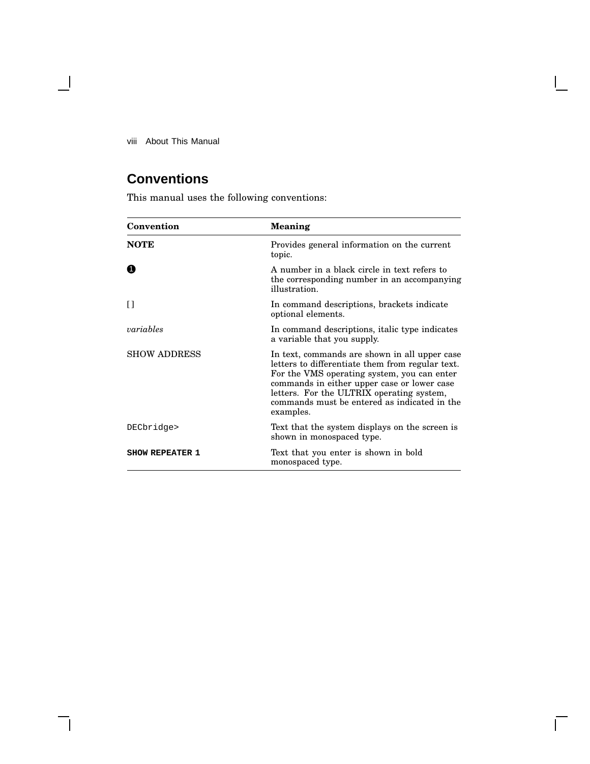## Conventions

This manual uses the following conventions:

| Convention | Meaning |
|---|---|
| **NOTE** | Provides general information on the current topic. |
| ❶ | A number in a black circle in text refers to the corresponding number in an accompanying illustration. |
| [ ] | In command descriptions, brackets indicate optional elements. |
| *variables* | In command descriptions, italic type indicates a variable that you supply. |
| SHOW ADDRESS | In text, commands are shown in all upper case letters to differentiate them from regular text. For the VMS operating system, you can enter commands in either upper case or lower case letters. For the ULTRIX operating system, commands must be entered as indicated in the examples. |
| `DECbridge>` | Text that the system displays on the screen is shown in monospaced type. |
| **`SHOW REPEATER 1`** | Text that you enter is shown in bold monospaced type. |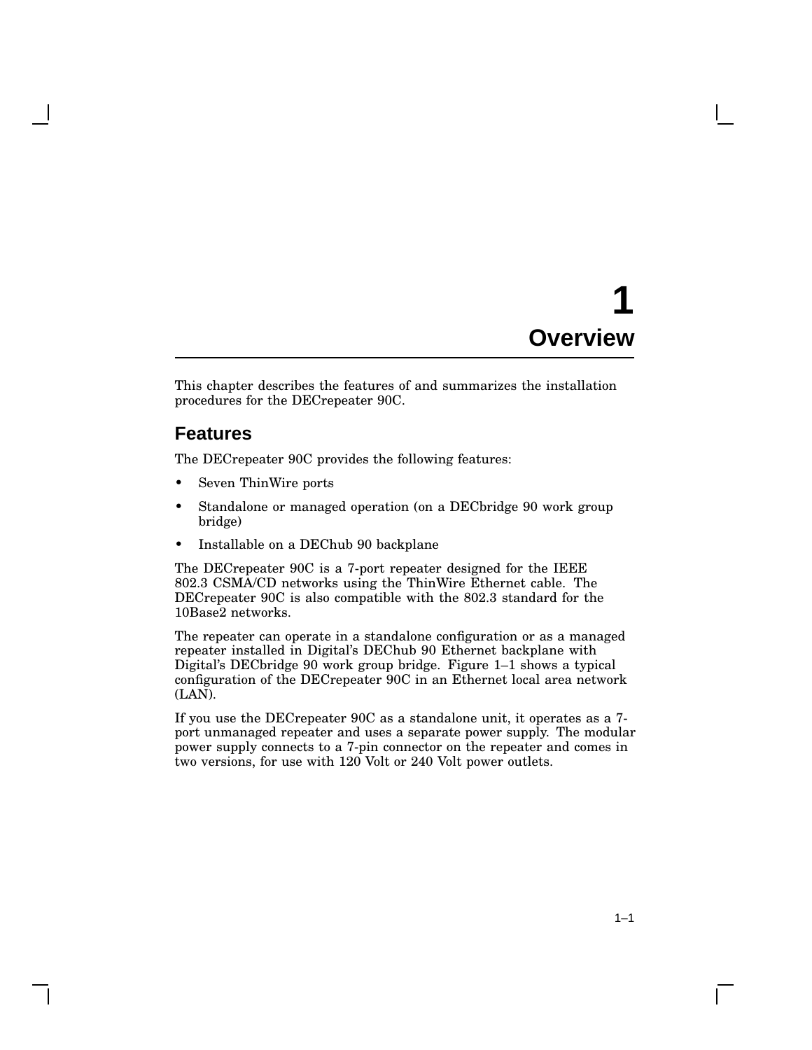# 1 Overview

This chapter describes the features of and summarizes the installation procedures for the DECrepeater 90C.

## Features

The DECrepeater 90C provides the following features:

- Seven ThinWire ports
- Standalone or managed operation (on a DECbridge 90 work group bridge)
- Installable on a DEChub 90 backplane

The DECrepeater 90C is a 7-port repeater designed for the IEEE 802.3 CSMA/CD networks using the ThinWire Ethernet cable. The DECrepeater 90C is also compatible with the 802.3 standard for the 10Base2 networks.

The repeater can operate in a standalone configuration or as a managed repeater installed in Digital's DEChub 90 Ethernet backplane with Digital's DECbridge 90 work group bridge. Figure 1–1 shows a typical configuration of the DECrepeater 90C in an Ethernet local area network (LAN).

If you use the DECrepeater 90C as a standalone unit, it operates as a 7-port unmanaged repeater and uses a separate power supply. The modular power supply connects to a 7-pin connector on the repeater and comes in two versions, for use with 120 Volt or 240 Volt power outlets.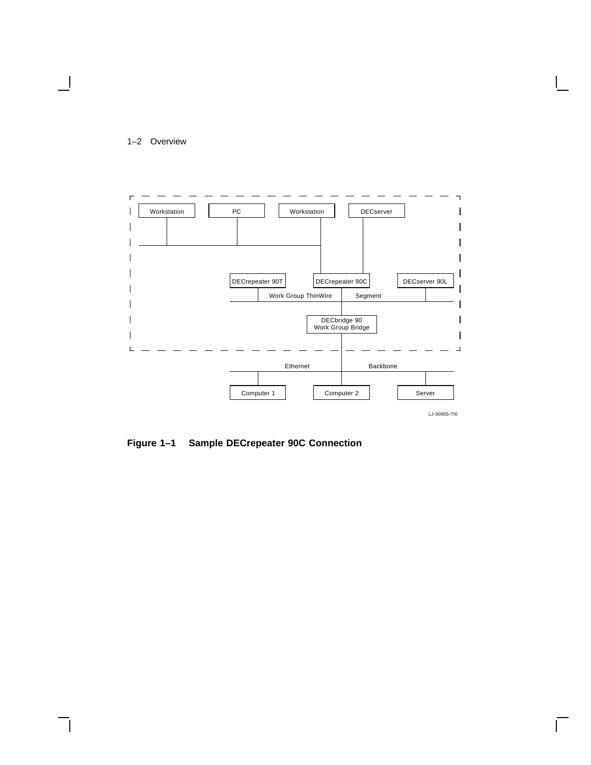**Figure 1–1 Sample DECrepeater 90C Connection**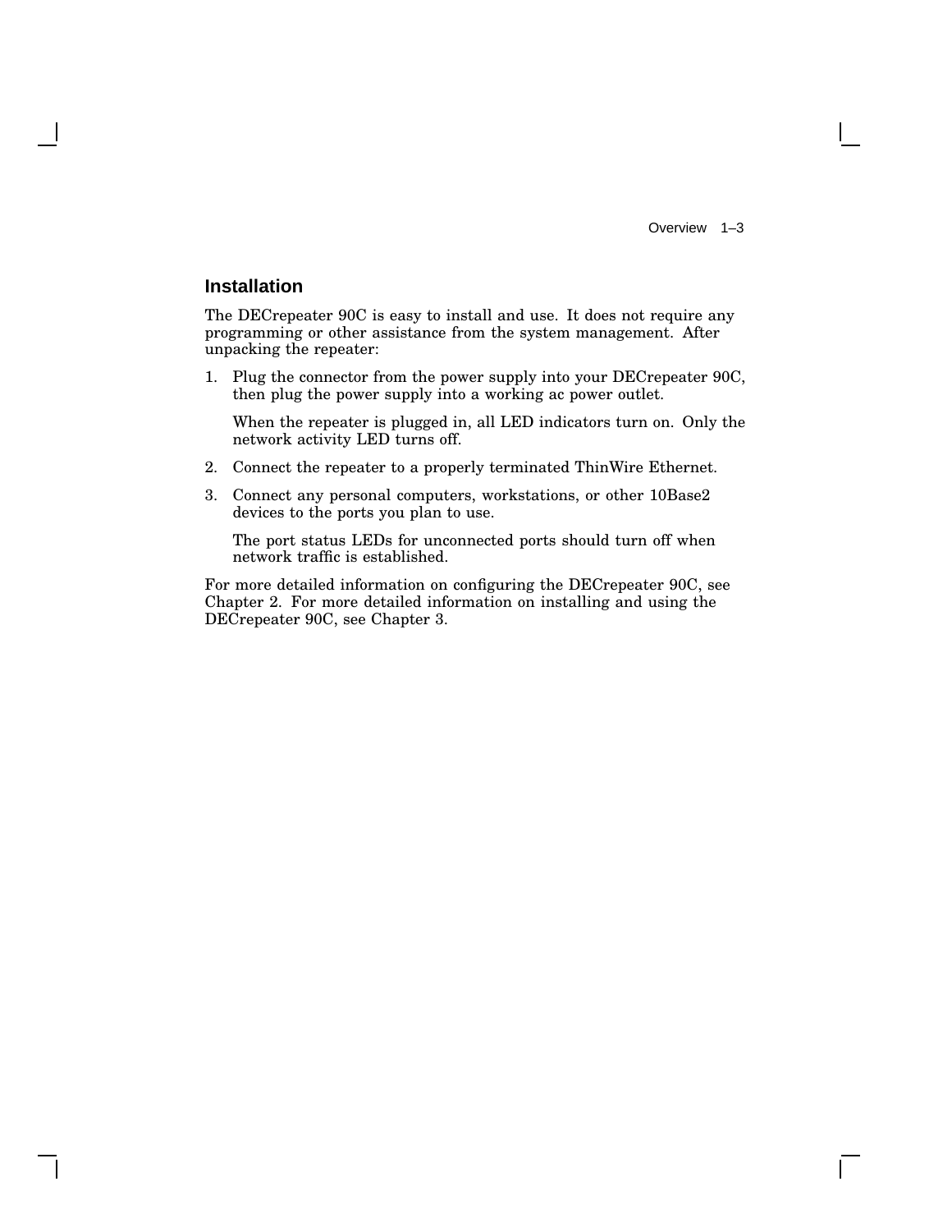## Installation

The DECrepeater 90C is easy to install and use. It does not require any programming or other assistance from the system management. After unpacking the repeater:

1. Plug the connector from the power supply into your DECrepeater 90C, then plug the power supply into a working ac power outlet.

   When the repeater is plugged in, all LED indicators turn on. Only the network activity LED turns off.

2. Connect the repeater to a properly terminated ThinWire Ethernet.

3. Connect any personal computers, workstations, or other 10Base2 devices to the ports you plan to use.

   The port status LEDs for unconnected ports should turn off when network traffic is established.

For more detailed information on configuring the DECrepeater 90C, see Chapter 2. For more detailed information on installing and using the DECrepeater 90C, see Chapter 3.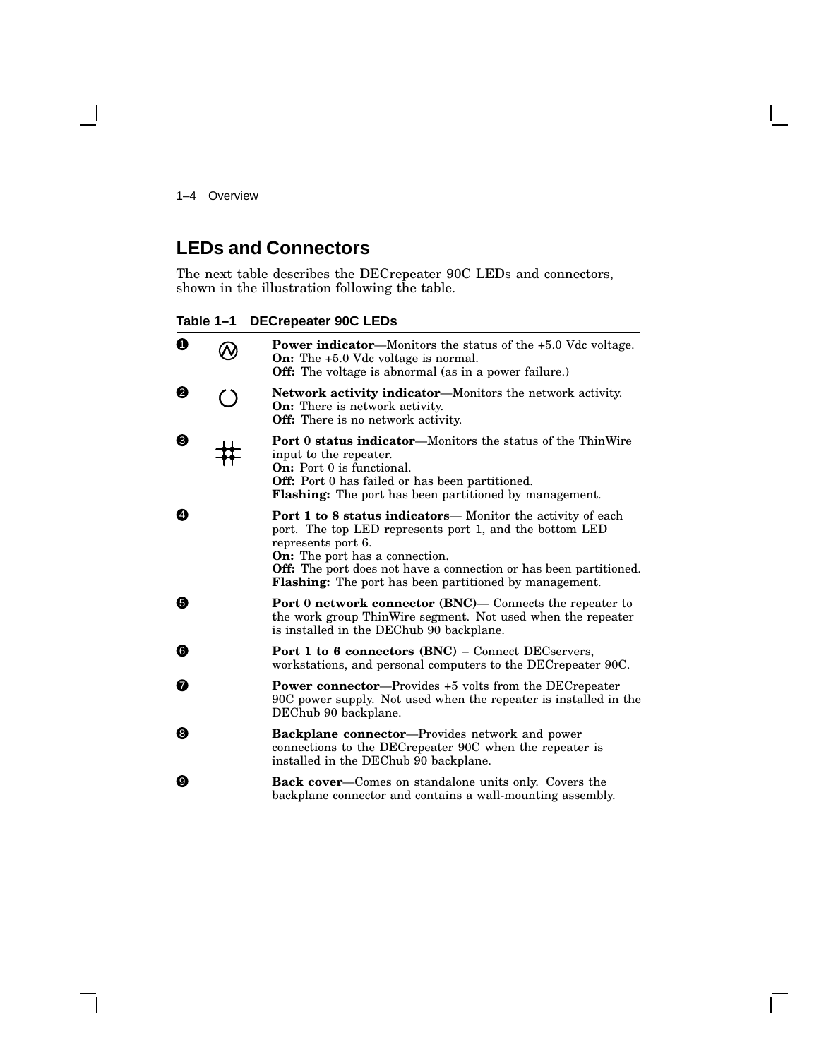## LEDs and Connectors

The next table describes the DECrepeater 90C LEDs and connectors, shown in the illustration following the table.

**Table 1–1 DECrepeater 90C LEDs**

| | | |
|---|---|---|
| ❶ | | **Power indicator**—Monitors the status of the +5.0 Vdc voltage.<br>**On:** The +5.0 Vdc voltage is normal.<br>**Off:** The voltage is abnormal (as in a power failure.) |
| ❷ | | **Network activity indicator**—Monitors the network activity.<br>**On:** There is network activity.<br>**Off:** There is no network activity. |
| ❸ | | **Port 0 status indicator**—Monitors the status of the ThinWire input to the repeater.<br>**On:** Port 0 is functional.<br>**Off:** Port 0 has failed or has been partitioned.<br>**Flashing:** The port has been partitioned by management. |
| ❹ | | **Port 1 to 8 status indicators**— Monitor the activity of each port. The top LED represents port 1, and the bottom LED represents port 6.<br>**On:** The port has a connection.<br>**Off:** The port does not have a connection or has been partitioned.<br>**Flashing:** The port has been partitioned by management. |
| ❺ | | **Port 0 network connector (BNC)**— Connects the repeater to the work group ThinWire segment. Not used when the repeater is installed in the DEChub 90 backplane. |
| ❻ | | **Port 1 to 6 connectors (BNC)** – Connect DECservers, workstations, and personal computers to the DECrepeater 90C. |
| ❼ | | **Power connector**—Provides +5 volts from the DECrepeater 90C power supply. Not used when the repeater is installed in the DEChub 90 backplane. |
| ❽ | | **Backplane connector**—Provides network and power connections to the DECrepeater 90C when the repeater is installed in the DEChub 90 backplane. |
| ❾ | | **Back cover**—Comes on standalone units only. Covers the backplane connector and contains a wall-mounting assembly. |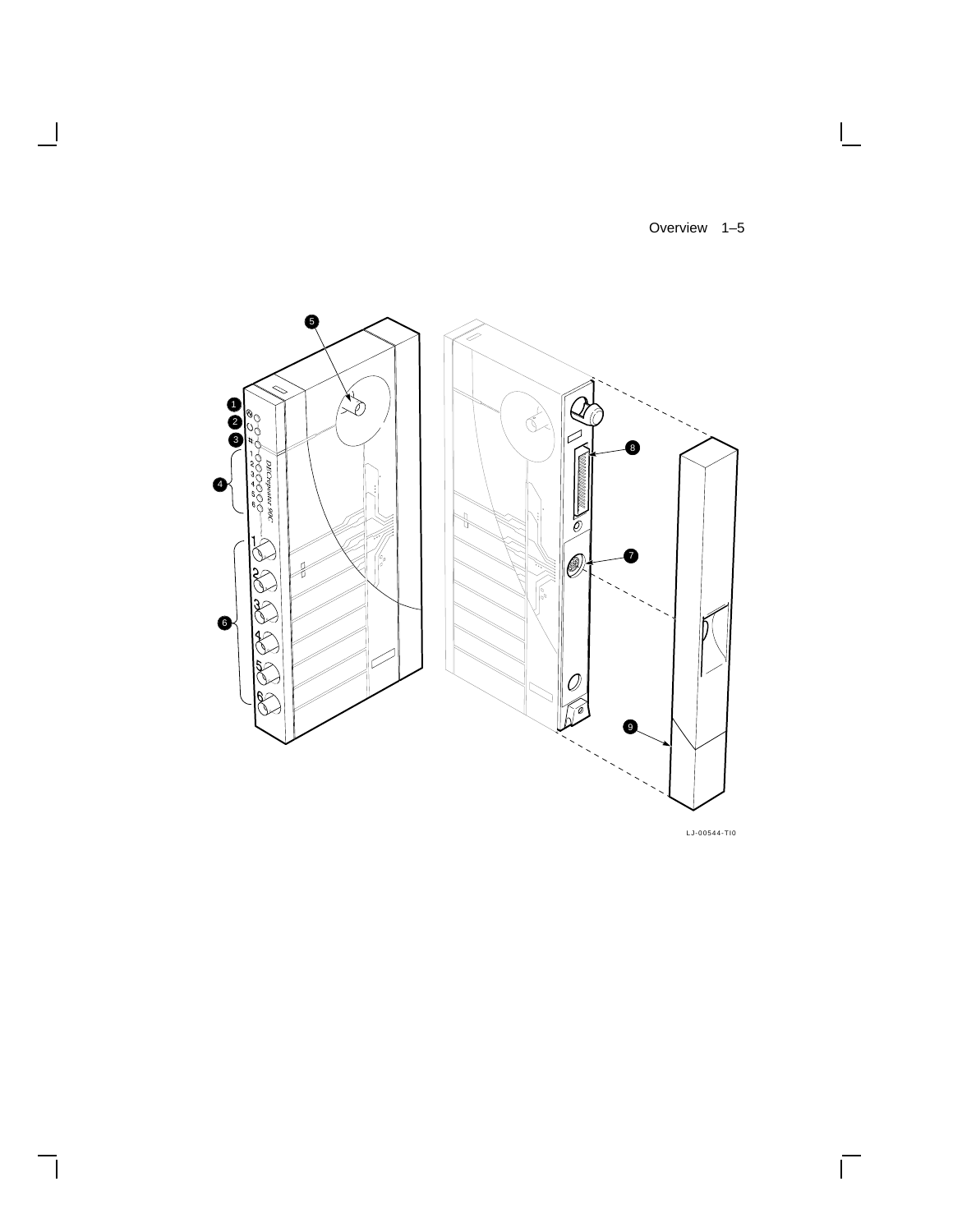LJ-00544-TI0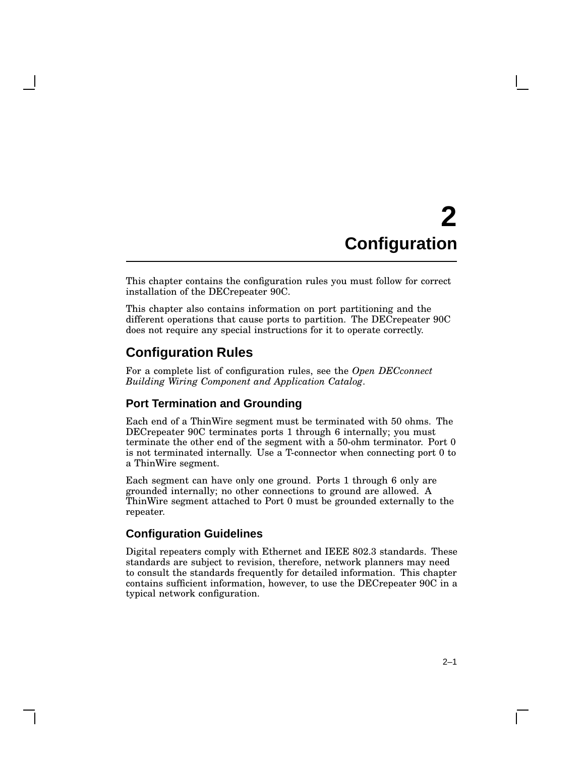# 2 Configuration

This chapter contains the configuration rules you must follow for correct installation of the DECrepeater 90C.

This chapter also contains information on port partitioning and the different operations that cause ports to partition. The DECrepeater 90C does not require any special instructions for it to operate correctly.

## Configuration Rules

For a complete list of configuration rules, see the *Open DECconnect Building Wiring Component and Application Catalog*.

### Port Termination and Grounding

Each end of a ThinWire segment must be terminated with 50 ohms. The DECrepeater 90C terminates ports 1 through 6 internally; you must terminate the other end of the segment with a 50-ohm terminator. Port 0 is not terminated internally. Use a T-connector when connecting port 0 to a ThinWire segment.

Each segment can have only one ground. Ports 1 through 6 only are grounded internally; no other connections to ground are allowed. A ThinWire segment attached to Port 0 must be grounded externally to the repeater.

### Configuration Guidelines

Digital repeaters comply with Ethernet and IEEE 802.3 standards. These standards are subject to revision, therefore, network planners may need to consult the standards frequently for detailed information. This chapter contains sufficient information, however, to use the DECrepeater 90C in a typical network configuration.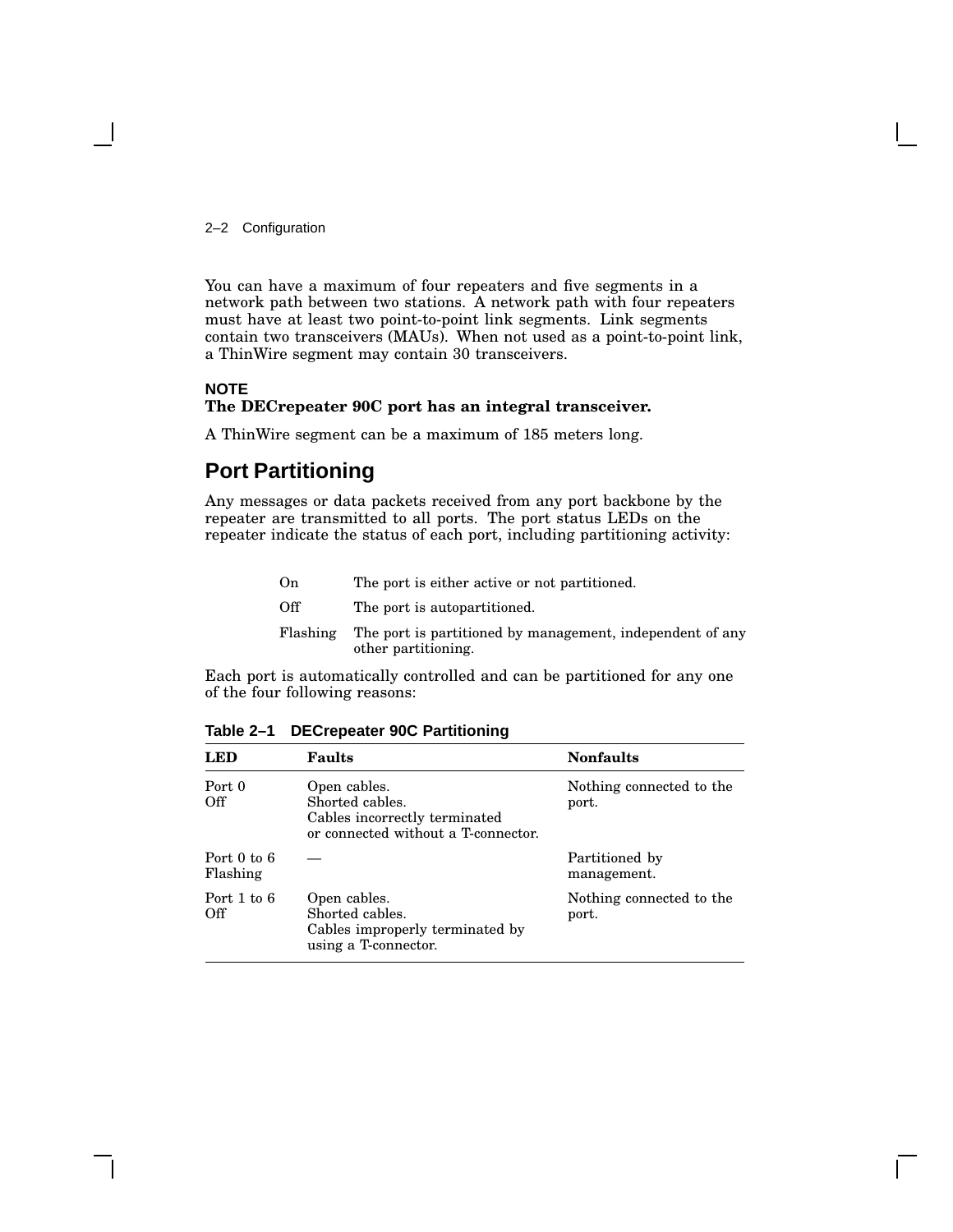You can have a maximum of four repeaters and five segments in a network path between two stations. A network path with four repeaters must have at least two point-to-point link segments. Link segments contain two transceivers (MAUs). When not used as a point-to-point link, a ThinWire segment may contain 30 transceivers.

**NOTE**
**The DECrepeater 90C port has an integral transceiver.**

A ThinWire segment can be a maximum of 185 meters long.

## Port Partitioning

Any messages or data packets received from any port backbone by the repeater are transmitted to all ports. The port status LEDs on the repeater indicate the status of each port, including partitioning activity:

| | |
|---|---|
| On | The port is either active or not partitioned. |
| Off | The port is autopartitioned. |
| Flashing | The port is partitioned by management, independent of any other partitioning. |

Each port is automatically controlled and can be partitioned for any one of the four following reasons:

**Table 2–1 DECrepeater 90C Partitioning**

| LED | Faults | Nonfaults |
|---|---|---|
| Port 0 Off | Open cables. Shorted cables. Cables incorrectly terminated or connected without a T-connector. | Nothing connected to the port. |
| Port 0 to 6 Flashing | — | Partitioned by management. |
| Port 1 to 6 Off | Open cables. Shorted cables. Cables improperly terminated by using a T-connector. | Nothing connected to the port. |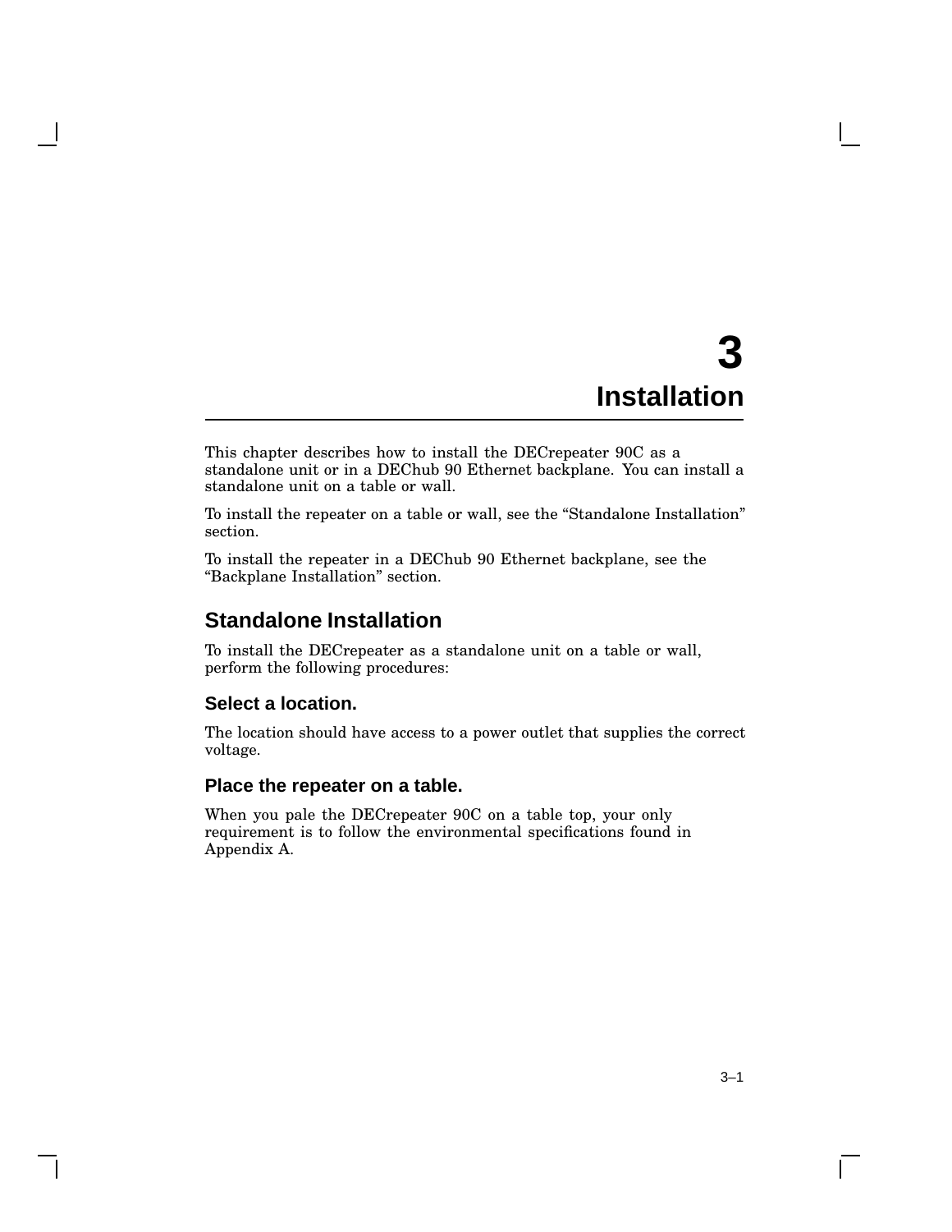# 3 Installation

This chapter describes how to install the DECrepeater 90C as a standalone unit or in a DEChub 90 Ethernet backplane. You can install a standalone unit on a table or wall.

To install the repeater on a table or wall, see the “Standalone Installation” section.

To install the repeater in a DEChub 90 Ethernet backplane, see the “Backplane Installation” section.

## Standalone Installation

To install the DECrepeater as a standalone unit on a table or wall, perform the following procedures:

### Select a location.

The location should have access to a power outlet that supplies the correct voltage.

### Place the repeater on a table.

When you pale the DECrepeater 90C on a table top, your only requirement is to follow the environmental specifications found in Appendix A.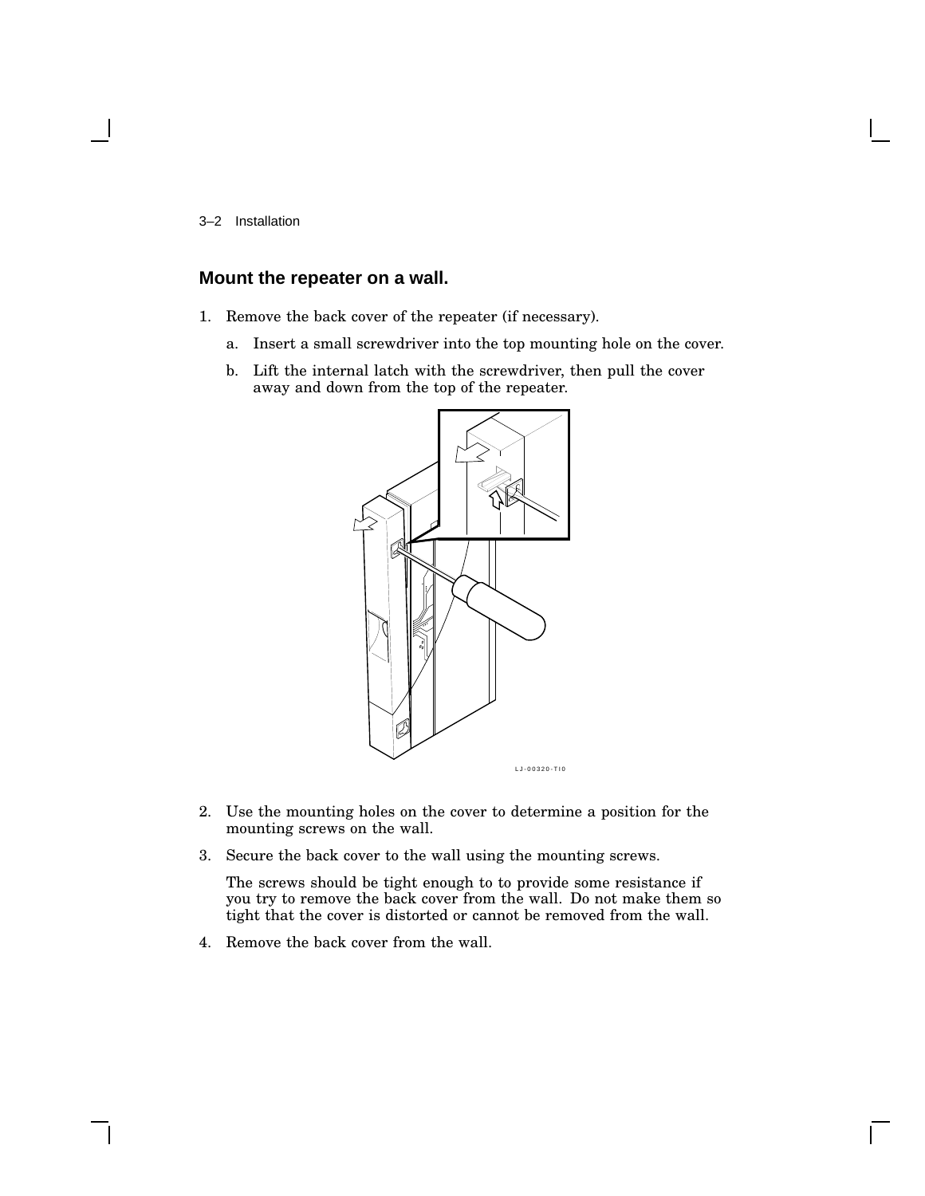## Mount the repeater on a wall.

1. Remove the back cover of the repeater (if necessary).
   a. Insert a small screwdriver into the top mounting hole on the cover.
   b. Lift the internal latch with the screwdriver, then pull the cover away and down from the top of the repeater.

LJ-00320-TI0

2. Use the mounting holes on the cover to determine a position for the mounting screws on the wall.
3. Secure the back cover to the wall using the mounting screws.

   The screws should be tight enough to to provide some resistance if you try to remove the back cover from the wall. Do not make them so tight that the cover is distorted or cannot be removed from the wall.
4. Remove the back cover from the wall.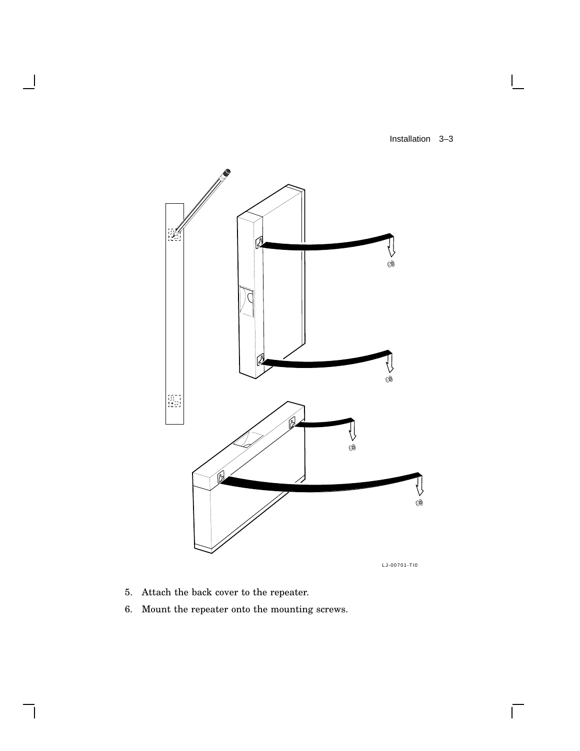LJ-00701-TI0

5. Attach the back cover to the repeater.
6. Mount the repeater onto the mounting screws.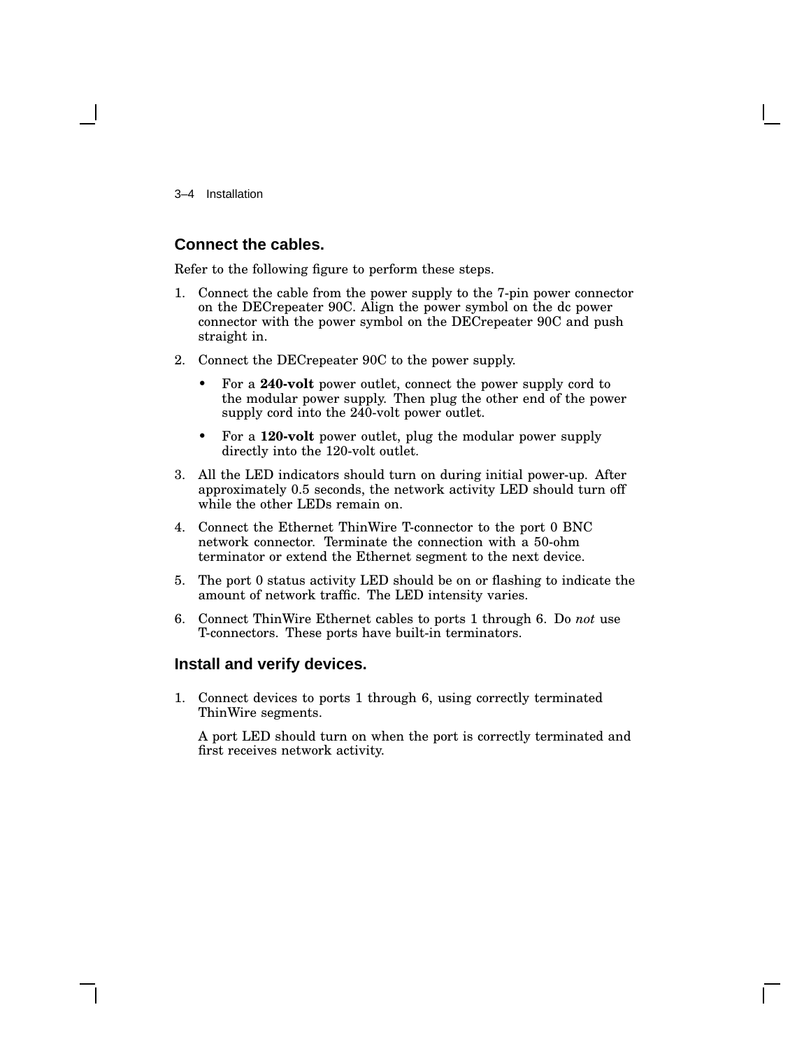## Connect the cables.

Refer to the following figure to perform these steps.

1. Connect the cable from the power supply to the 7-pin power connector on the DECrepeater 90C. Align the power symbol on the dc power connector with the power symbol on the DECrepeater 90C and push straight in.
2. Connect the DECrepeater 90C to the power supply.
   - For a **240-volt** power outlet, connect the power supply cord to the modular power supply. Then plug the other end of the power supply cord into the 240-volt power outlet.
   - For a **120-volt** power outlet, plug the modular power supply directly into the 120-volt outlet.
3. All the LED indicators should turn on during initial power-up. After approximately 0.5 seconds, the network activity LED should turn off while the other LEDs remain on.
4. Connect the Ethernet ThinWire T-connector to the port 0 BNC network connector. Terminate the connection with a 50-ohm terminator or extend the Ethernet segment to the next device.
5. The port 0 status activity LED should be on or flashing to indicate the amount of network traffic. The LED intensity varies.
6. Connect ThinWire Ethernet cables to ports 1 through 6. Do *not* use T-connectors. These ports have built-in terminators.

## Install and verify devices.

1. Connect devices to ports 1 through 6, using correctly terminated ThinWire segments.

   A port LED should turn on when the port is correctly terminated and first receives network activity.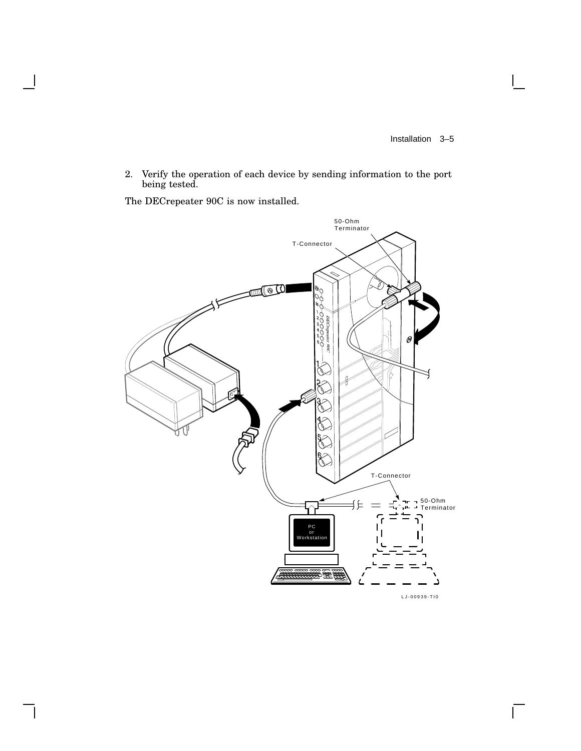2. Verify the operation of each device by sending information to the port being tested.

The DECrepeater 90C is now installed.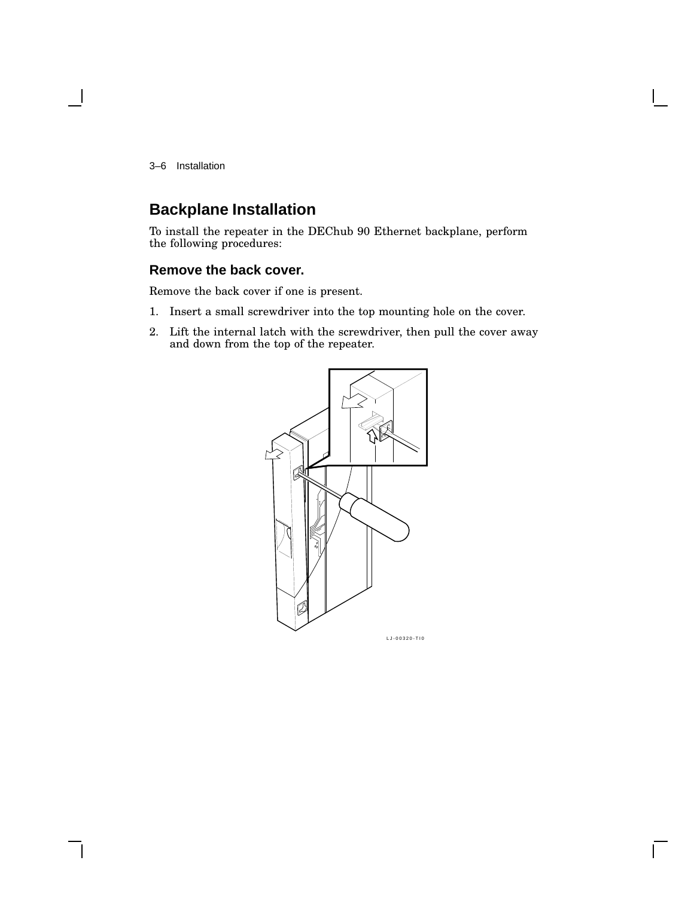## Backplane Installation

To install the repeater in the DEChub 90 Ethernet backplane, perform the following procedures:

### Remove the back cover.

Remove the back cover if one is present.

1. Insert a small screwdriver into the top mounting hole on the cover.
2. Lift the internal latch with the screwdriver, then pull the cover away and down from the top of the repeater.

LJ-00320-TI0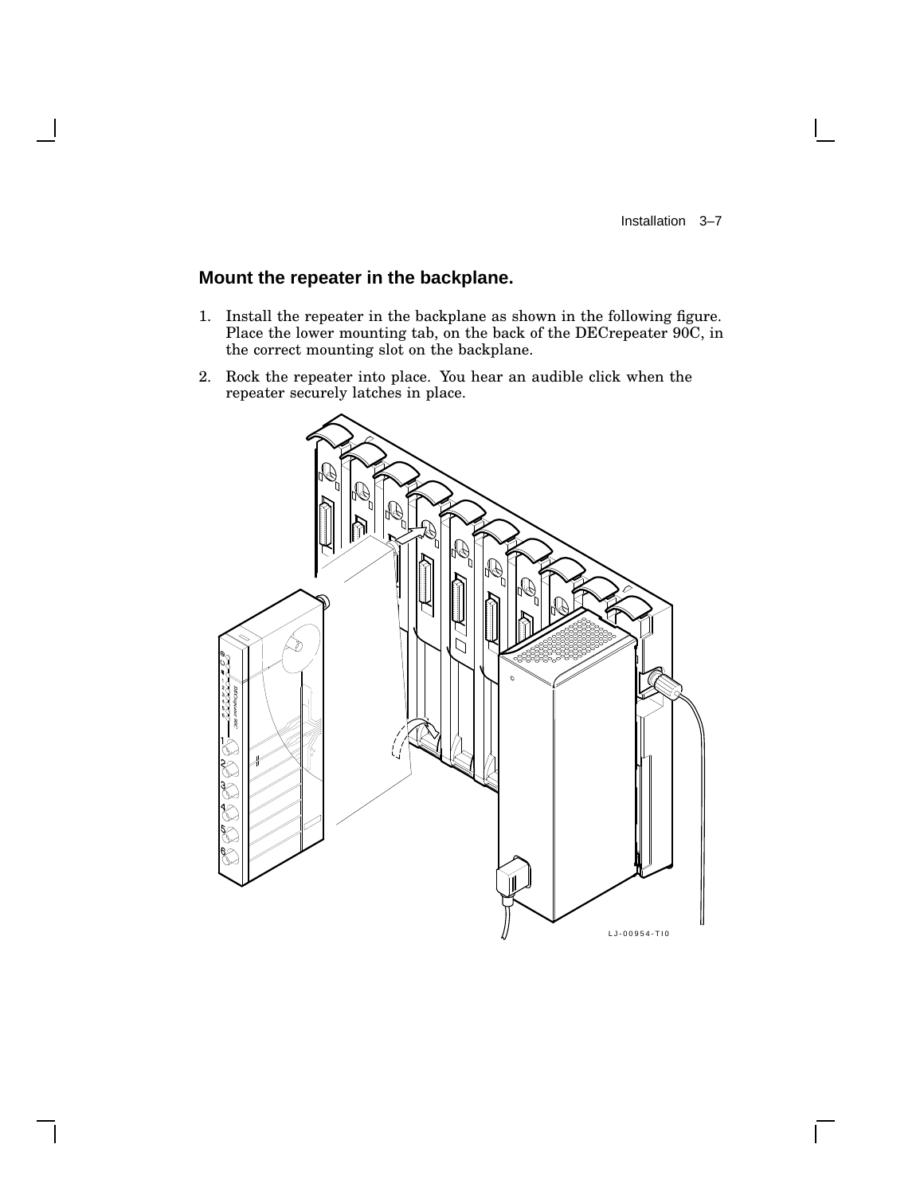## Mount the repeater in the backplane.

1. Install the repeater in the backplane as shown in the following figure. Place the lower mounting tab, on the back of the DECrepeater 90C, in the correct mounting slot on the backplane.
2. Rock the repeater into place. You hear an audible click when the repeater securely latches in place.

LJ-00954-TI0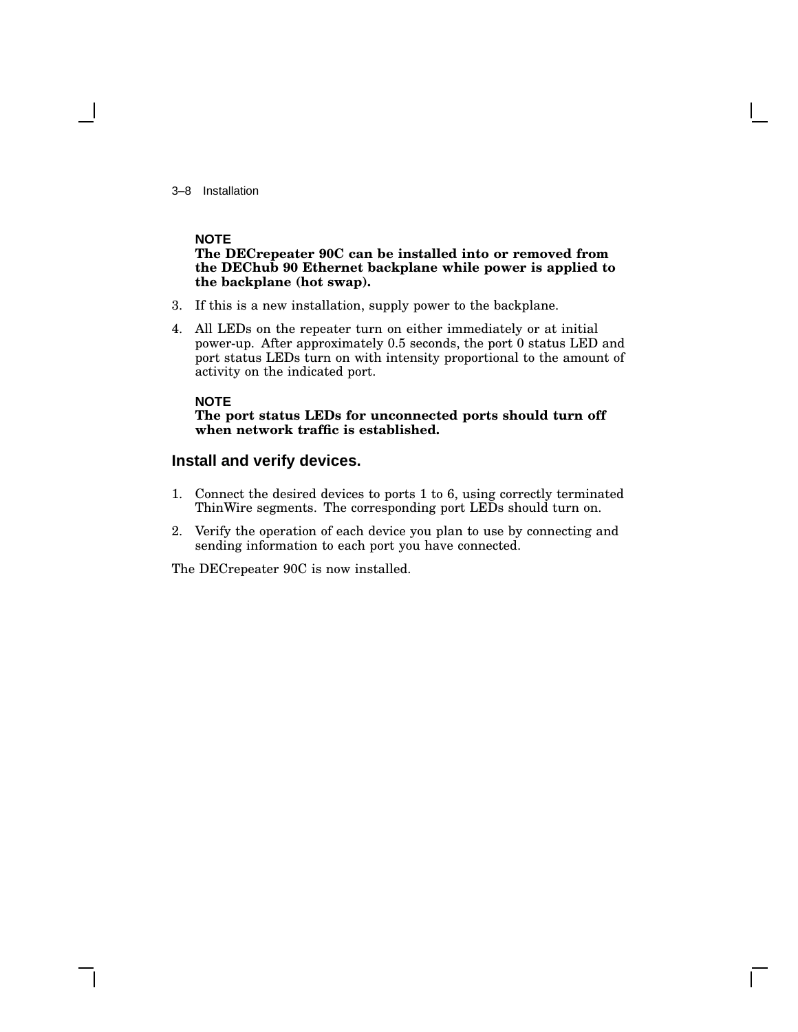**NOTE**
**The DECrepeater 90C can be installed into or removed from the DEChub 90 Ethernet backplane while power is applied to the backplane (hot swap).**

3. If this is a new installation, supply power to the backplane.
4. All LEDs on the repeater turn on either immediately or at initial power-up. After approximately 0.5 seconds, the port 0 status LED and port status LEDs turn on with intensity proportional to the amount of activity on the indicated port.

**NOTE**
**The port status LEDs for unconnected ports should turn off when network traffic is established.**

### Install and verify devices.

1. Connect the desired devices to ports 1 to 6, using correctly terminated ThinWire segments. The corresponding port LEDs should turn on.
2. Verify the operation of each device you plan to use by connecting and sending information to each port you have connected.

The DECrepeater 90C is now installed.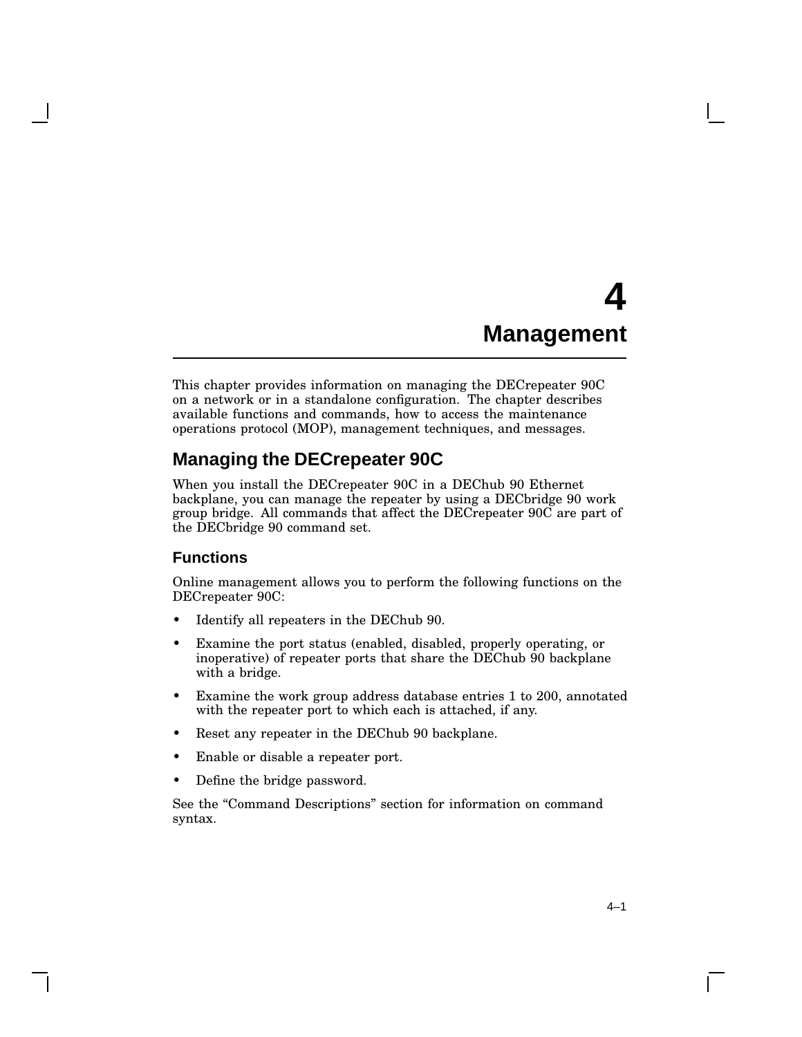# 4 Management

This chapter provides information on managing the DECrepeater 90C on a network or in a standalone configuration. The chapter describes available functions and commands, how to access the maintenance operations protocol (MOP), management techniques, and messages.

## Managing the DECrepeater 90C

When you install the DECrepeater 90C in a DEChub 90 Ethernet backplane, you can manage the repeater by using a DECbridge 90 work group bridge. All commands that affect the DECrepeater 90C are part of the DECbridge 90 command set.

### Functions

Online management allows you to perform the following functions on the DECrepeater 90C:

- Identify all repeaters in the DEChub 90.
- Examine the port status (enabled, disabled, properly operating, or inoperative) of repeater ports that share the DEChub 90 backplane with a bridge.
- Examine the work group address database entries 1 to 200, annotated with the repeater port to which each is attached, if any.
- Reset any repeater in the DEChub 90 backplane.
- Enable or disable a repeater port.
- Define the bridge password.

See the "Command Descriptions" section for information on command syntax.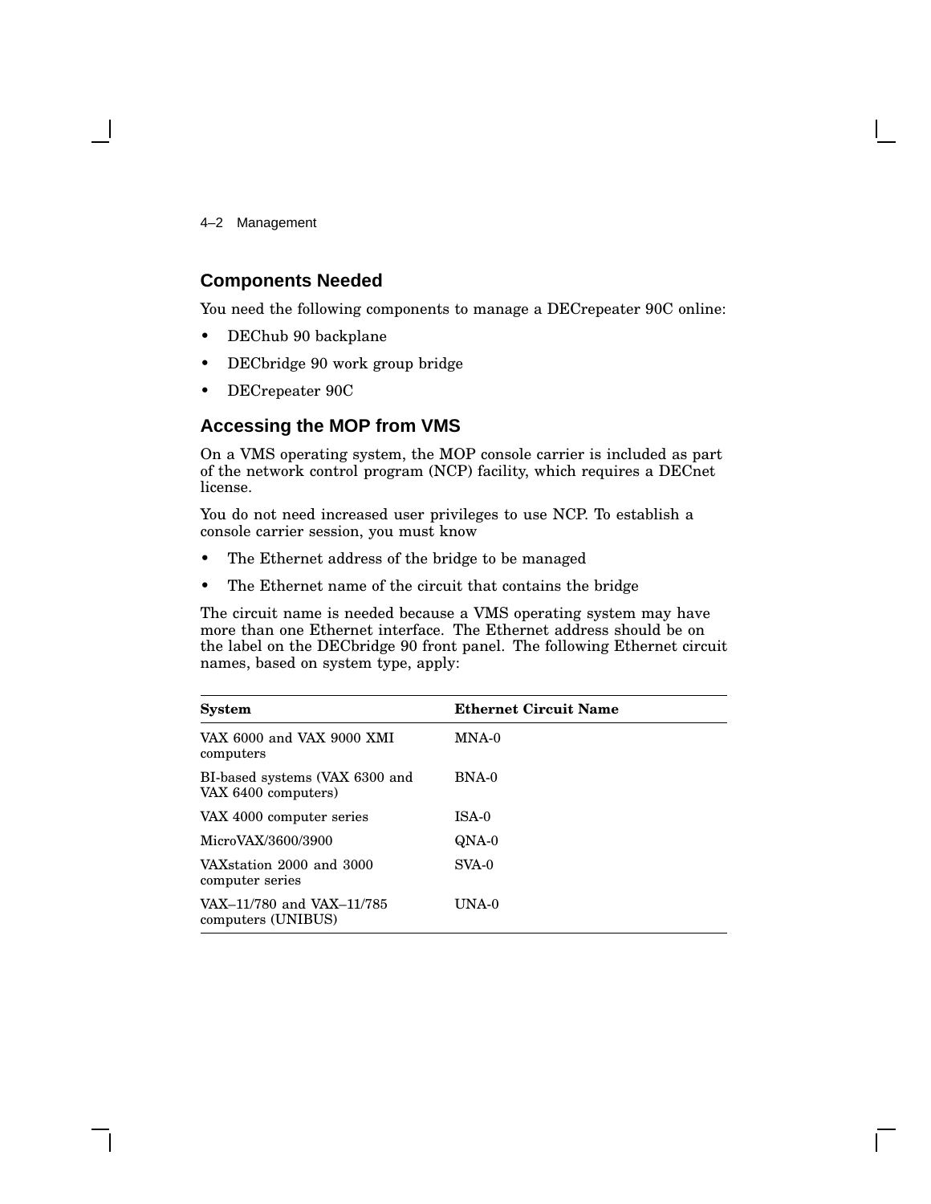## Components Needed

You need the following components to manage a DECrepeater 90C online:

- DEChub 90 backplane
- DECbridge 90 work group bridge
- DECrepeater 90C

## Accessing the MOP from VMS

On a VMS operating system, the MOP console carrier is included as part of the network control program (NCP) facility, which requires a DECnet license.

You do not need increased user privileges to use NCP. To establish a console carrier session, you must know

- The Ethernet address of the bridge to be managed
- The Ethernet name of the circuit that contains the bridge

The circuit name is needed because a VMS operating system may have more than one Ethernet interface. The Ethernet address should be on the label on the DECbridge 90 front panel. The following Ethernet circuit names, based on system type, apply:

| System | Ethernet Circuit Name |
|---|---|
| VAX 6000 and VAX 9000 XMI computers | MNA-0 |
| BI-based systems (VAX 6300 and VAX 6400 computers) | BNA-0 |
| VAX 4000 computer series | ISA-0 |
| MicroVAX/3600/3900 | QNA-0 |
| VAXstation 2000 and 3000 computer series | SVA-0 |
| VAX–11/780 and VAX–11/785 computers (UNIBUS) | UNA-0 |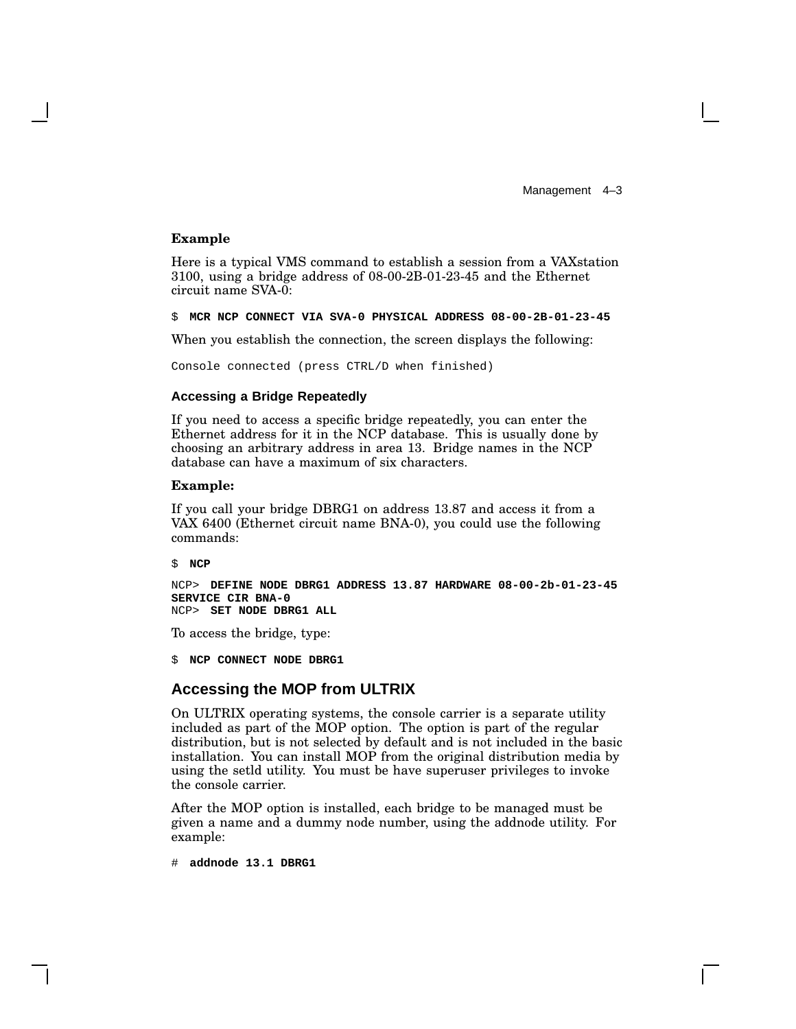**Example**

Here is a typical VMS command to establish a session from a VAXstation 3100, using a bridge address of 08-00-2B-01-23-45 and the Ethernet circuit name SVA-0:

```
$ MCR NCP CONNECT VIA SVA-0 PHYSICAL ADDRESS 08-00-2B-01-23-45
```

When you establish the connection, the screen displays the following:

```
Console connected (press CTRL/D when finished)
```

### Accessing a Bridge Repeatedly

If you need to access a specific bridge repeatedly, you can enter the Ethernet address for it in the NCP database. This is usually done by choosing an arbitrary address in area 13. Bridge names in the NCP database can have a maximum of six characters.

**Example:**

If you call your bridge DBRG1 on address 13.87 and access it from a VAX 6400 (Ethernet circuit name BNA-0), you could use the following commands:

```
$ NCP

NCP> DEFINE NODE DBRG1 ADDRESS 13.87 HARDWARE 08-00-2b-01-23-45
SERVICE CIR BNA-0
NCP> SET NODE DBRG1 ALL
```

To access the bridge, type:

```
$ NCP CONNECT NODE DBRG1
```

## Accessing the MOP from ULTRIX

On ULTRIX operating systems, the console carrier is a separate utility included as part of the MOP option. The option is part of the regular distribution, but is not selected by default and is not included in the basic installation. You can install MOP from the original distribution media by using the setld utility. You must be have superuser privileges to invoke the console carrier.

After the MOP option is installed, each bridge to be managed must be given a name and a dummy node number, using the addnode utility. For example:

```
# addnode 13.1 DBRG1
```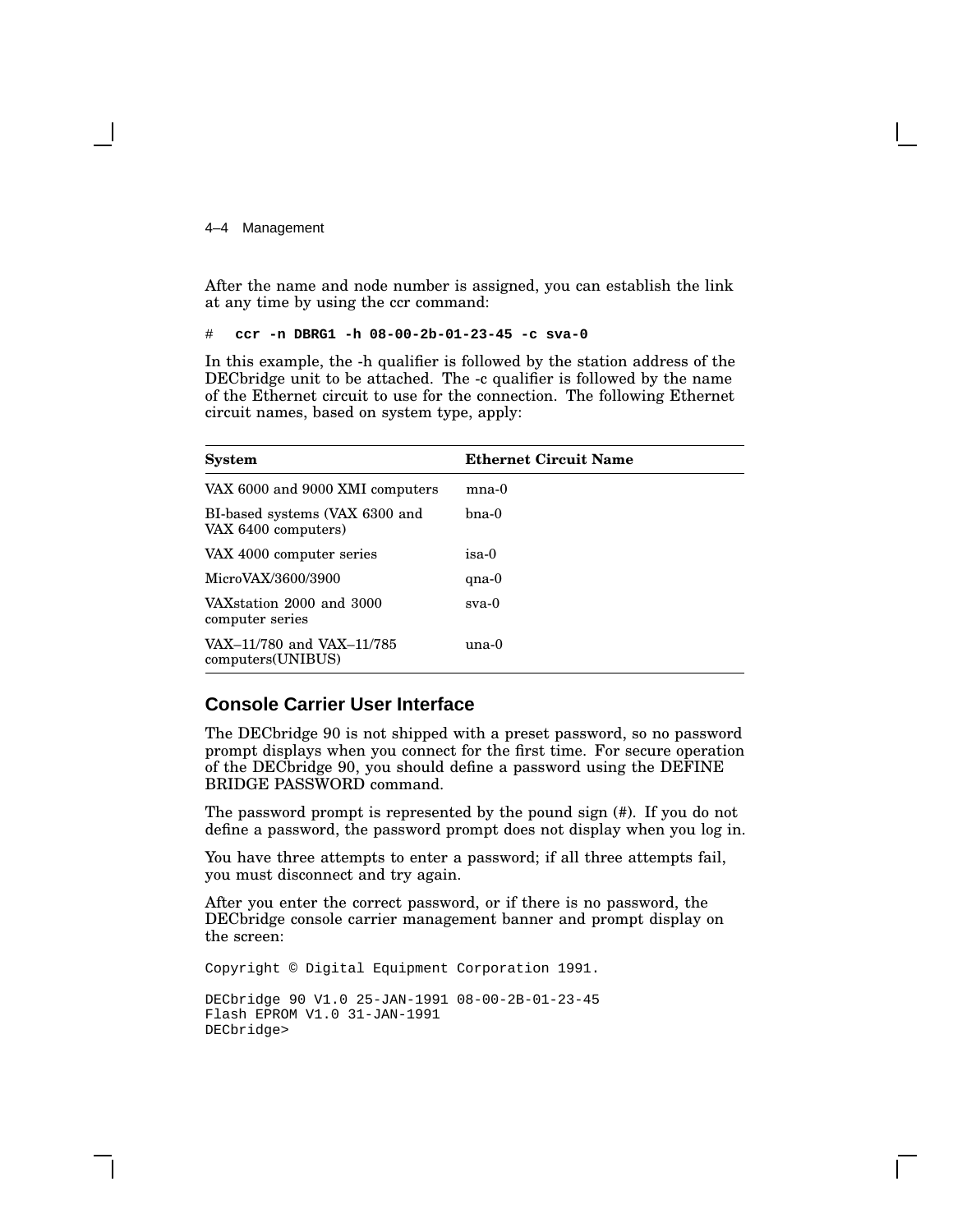After the name and node number is assigned, you can establish the link at any time by using the ccr command:

```
#  ccr -n DBRG1 -h 08-00-2b-01-23-45 -c sva-0
```

In this example, the -h qualifier is followed by the station address of the DECbridge unit to be attached. The -c qualifier is followed by the name of the Ethernet circuit to use for the connection. The following Ethernet circuit names, based on system type, apply:

| System | Ethernet Circuit Name |
|---|---|
| VAX 6000 and 9000 XMI computers | mna-0 |
| BI-based systems (VAX 6300 and VAX 6400 computers) | bna-0 |
| VAX 4000 computer series | isa-0 |
| MicroVAX/3600/3900 | qna-0 |
| VAXstation 2000 and 3000 computer series | sva-0 |
| VAX–11/780 and VAX–11/785 computers(UNIBUS) | una-0 |

## Console Carrier User Interface

The DECbridge 90 is not shipped with a preset password, so no password prompt displays when you connect for the first time. For secure operation of the DECbridge 90, you should define a password using the DEFINE BRIDGE PASSWORD command.

The password prompt is represented by the pound sign (#). If you do not define a password, the password prompt does not display when you log in.

You have three attempts to enter a password; if all three attempts fail, you must disconnect and try again.

After you enter the correct password, or if there is no password, the DECbridge console carrier management banner and prompt display on the screen:

```
Copyright © Digital Equipment Corporation 1991.

DECbridge 90 V1.0 25-JAN-1991 08-00-2B-01-23-45
Flash EPROM V1.0 31-JAN-1991
DECbridge>
```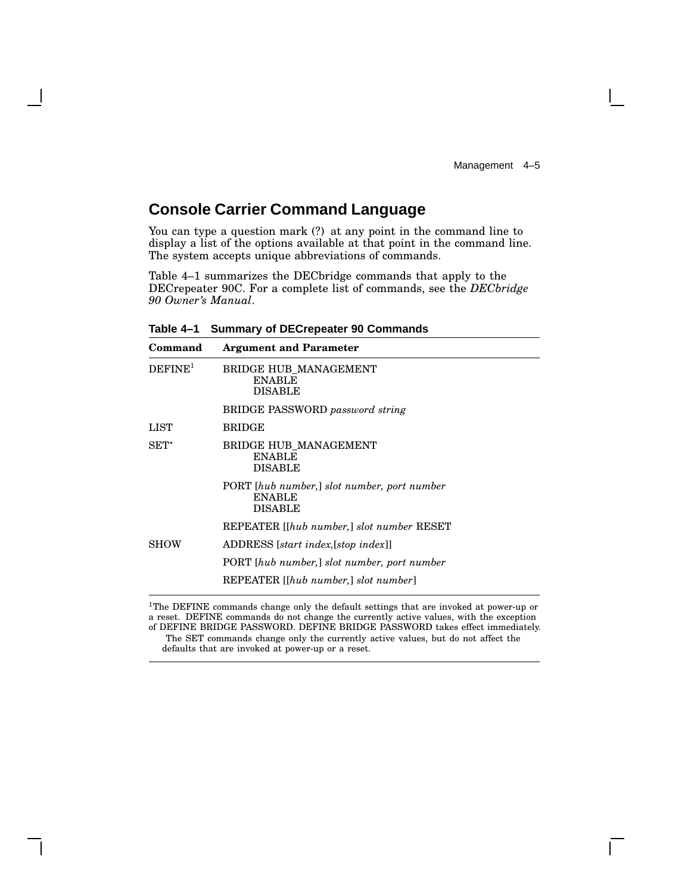## Console Carrier Command Language

You can type a question mark (?) at any point in the command line to display a list of the options available at that point in the command line. The system accepts unique abbreviations of commands.

Table 4–1 summarizes the DECbridge commands that apply to the DECrepeater 90C. For a complete list of commands, see the *DECbridge 90 Owner's Manual*.

**Table 4–1 Summary of DECrepeater 90 Commands**

| Command | Argument and Parameter |
|---|---|
| DEFINE[1] | BRIDGE HUB_MANAGEMENT<br>ENABLE<br>DISABLE |
| | BRIDGE PASSWORD *password string* |
| LIST | BRIDGE |
| SET* | BRIDGE HUB_MANAGEMENT<br>ENABLE<br>DISABLE |
| | PORT [*hub number,*] *slot number, port number*<br>ENABLE<br>DISABLE |
| | REPEATER [[*hub number,*] *slot number* RESET |
| SHOW | ADDRESS [*start index,*[*stop index*]] |
| | PORT [*hub number,*] *slot number, port number* |
| | REPEATER [[*hub number,*] *slot number*] |

[1]The DEFINE commands change only the default settings that are invoked at power-up or a reset. DEFINE commands do not change the currently active values, with the exception of DEFINE BRIDGE PASSWORD. DEFINE BRIDGE PASSWORD takes effect immediately.

The SET commands change only the currently active values, but do not affect the defaults that are invoked at power-up or a reset.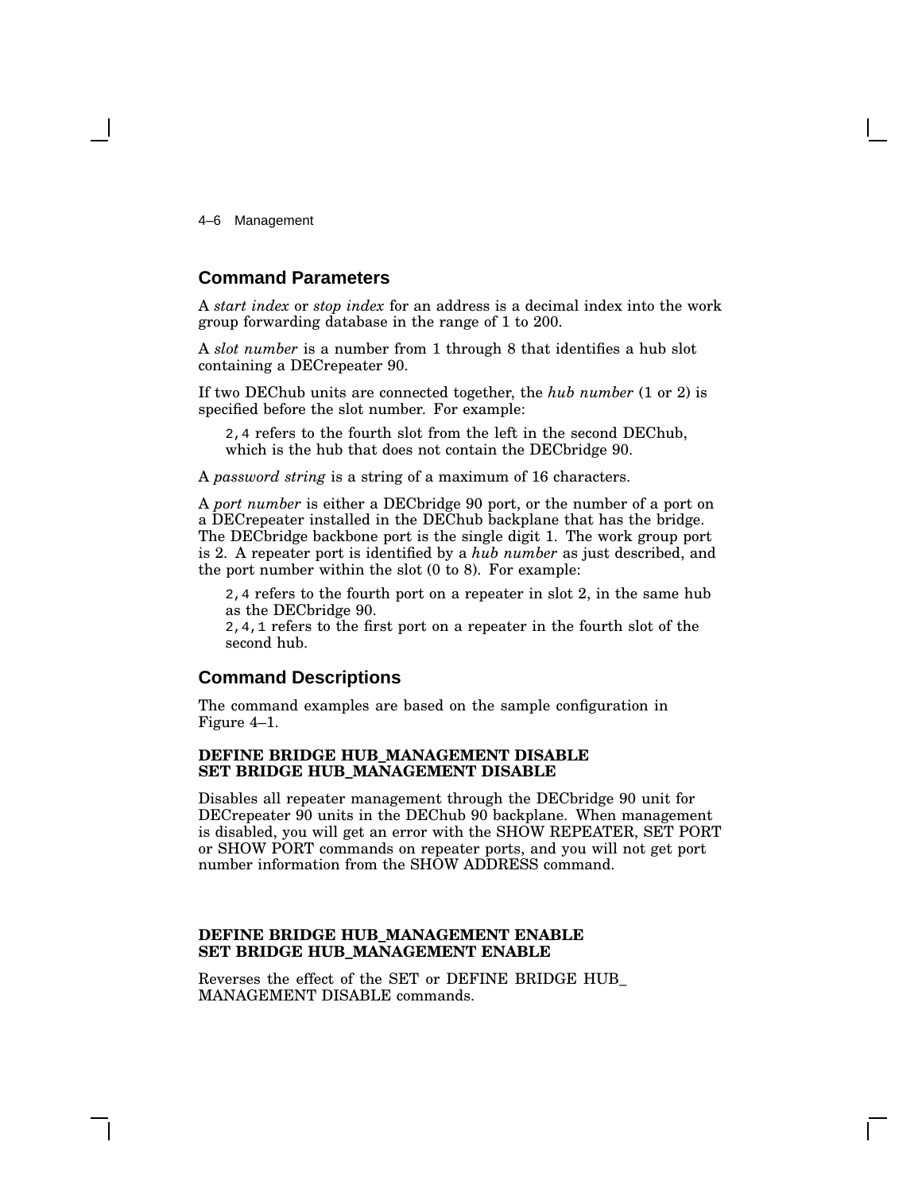## Command Parameters

A *start index* or *stop index* for an address is a decimal index into the work group forwarding database in the range of 1 to 200.

A *slot number* is a number from 1 through 8 that identifies a hub slot containing a DECrepeater 90.

If two DEChub units are connected together, the *hub number* (1 or 2) is specified before the slot number. For example:

> `2,4` refers to the fourth slot from the left in the second DEChub, which is the hub that does not contain the DECbridge 90.

A *password string* is a string of a maximum of 16 characters.

A *port number* is either a DECbridge 90 port, or the number of a port on a DECrepeater installed in the DEChub backplane that has the bridge. The DECbridge backbone port is the single digit 1. The work group port is 2. A repeater port is identified by a *hub number* as just described, and the port number within the slot (0 to 8). For example:

> `2,4` refers to the fourth port on a repeater in slot 2, in the same hub as the DECbridge 90.
> `2,4,1` refers to the first port on a repeater in the fourth slot of the second hub.

## Command Descriptions

The command examples are based on the sample configuration in Figure 4–1.

**DEFINE BRIDGE HUB_MANAGEMENT DISABLE**
**SET BRIDGE HUB_MANAGEMENT DISABLE**

Disables all repeater management through the DECbridge 90 unit for DECrepeater 90 units in the DEChub 90 backplane. When management is disabled, you will get an error with the SHOW REPEATER, SET PORT or SHOW PORT commands on repeater ports, and you will not get port number information from the SHOW ADDRESS command.

**DEFINE BRIDGE HUB_MANAGEMENT ENABLE**
**SET BRIDGE HUB_MANAGEMENT ENABLE**

Reverses the effect of the SET or DEFINE BRIDGE HUB_MANAGEMENT DISABLE commands.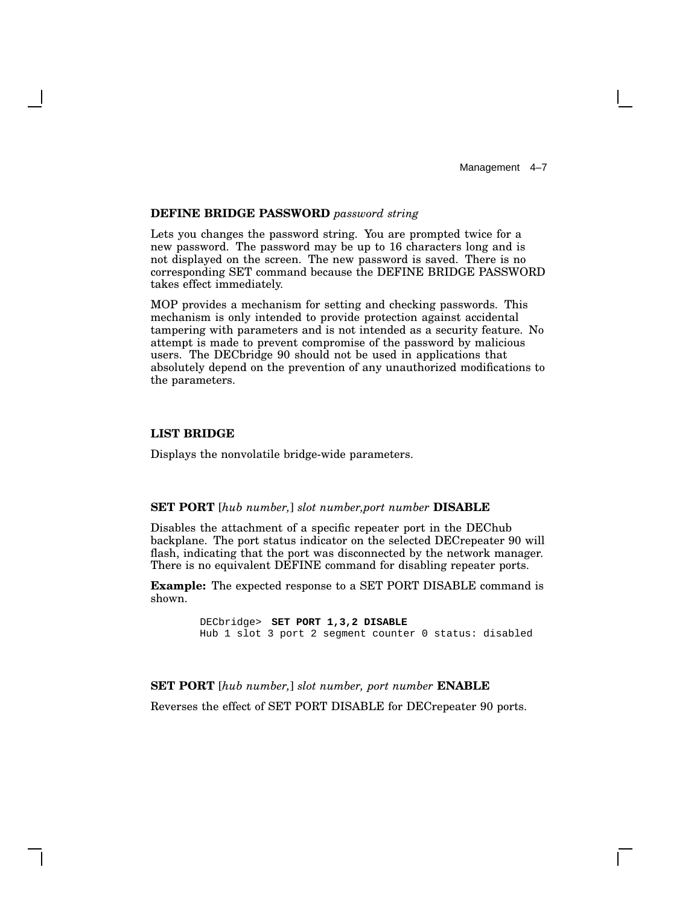**DEFINE BRIDGE PASSWORD** *password string*

Lets you changes the password string. You are prompted twice for a new password. The password may be up to 16 characters long and is not displayed on the screen. The new password is saved. There is no corresponding SET command because the DEFINE BRIDGE PASSWORD takes effect immediately.

MOP provides a mechanism for setting and checking passwords. This mechanism is only intended to provide protection against accidental tampering with parameters and is not intended as a security feature. No attempt is made to prevent compromise of the password by malicious users. The DECbridge 90 should not be used in applications that absolutely depend on the prevention of any unauthorized modifications to the parameters.

**LIST BRIDGE**

Displays the nonvolatile bridge-wide parameters.

**SET PORT** [*hub number,*] *slot number,port number* **DISABLE**

Disables the attachment of a specific repeater port in the DEChub backplane. The port status indicator on the selected DECrepeater 90 will flash, indicating that the port was disconnected by the network manager. There is no equivalent DEFINE command for disabling repeater ports.

**Example:** The expected response to a SET PORT DISABLE command is shown.

```
DECbridge>  SET PORT 1,3,2 DISABLE
Hub 1 slot 3 port 2 segment counter 0 status: disabled
```

**SET PORT** [*hub number,*] *slot number, port number* **ENABLE**

Reverses the effect of SET PORT DISABLE for DECrepeater 90 ports.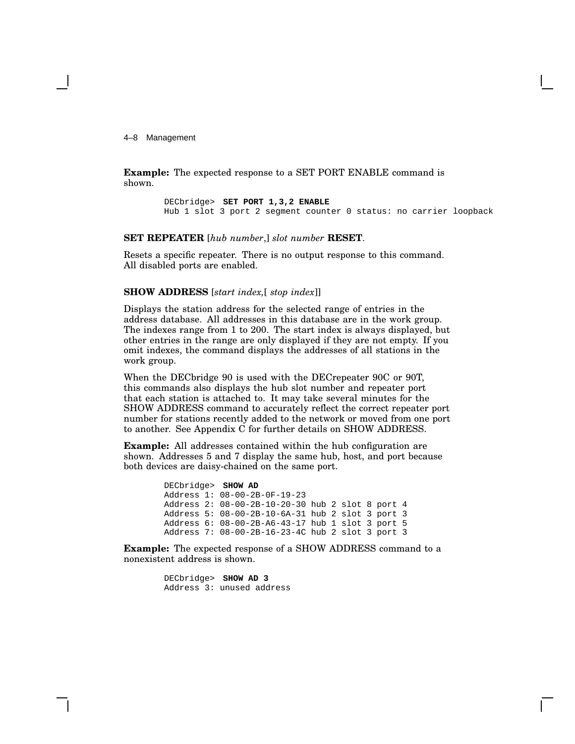**Example:** The expected response to a SET PORT ENABLE command is shown.

```
DECbridge>  SET PORT 1,3,2 ENABLE
Hub 1 slot 3 port 2 segment counter 0 status: no carrier loopback
```

**SET REPEATER** [*hub number*,] *slot number* **RESET**.

Resets a specific repeater. There is no output response to this command. All disabled ports are enabled.

**SHOW ADDRESS** [*start index,*[ *stop index*]]

Displays the station address for the selected range of entries in the address database. All addresses in this database are in the work group. The indexes range from 1 to 200. The start index is always displayed, but other entries in the range are only displayed if they are not empty. If you omit indexes, the command displays the addresses of all stations in the work group.

When the DECbridge 90 is used with the DECrepeater 90C or 90T, this commands also displays the hub slot number and repeater port that each station is attached to. It may take several minutes for the SHOW ADDRESS command to accurately reflect the correct repeater port number for stations recently added to the network or moved from one port to another. See Appendix C for further details on SHOW ADDRESS.

**Example:** All addresses contained within the hub configuration are shown. Addresses 5 and 7 display the same hub, host, and port because both devices are daisy-chained on the same port.

```
DECbridge>  SHOW AD
Address 1: 08-00-2B-0F-19-23
Address 2: 08-00-2B-10-20-30 hub 2 slot 8 port 4
Address 5: 08-00-2B-10-6A-31 hub 2 slot 3 port 3
Address 6: 08-00-2B-A6-43-17 hub 1 slot 3 port 5
Address 7: 08-00-2B-16-23-4C hub 2 slot 3 port 3
```

**Example:** The expected response of a SHOW ADDRESS command to a nonexistent address is shown.

```
DECbridge>  SHOW AD 3
Address 3: unused address
```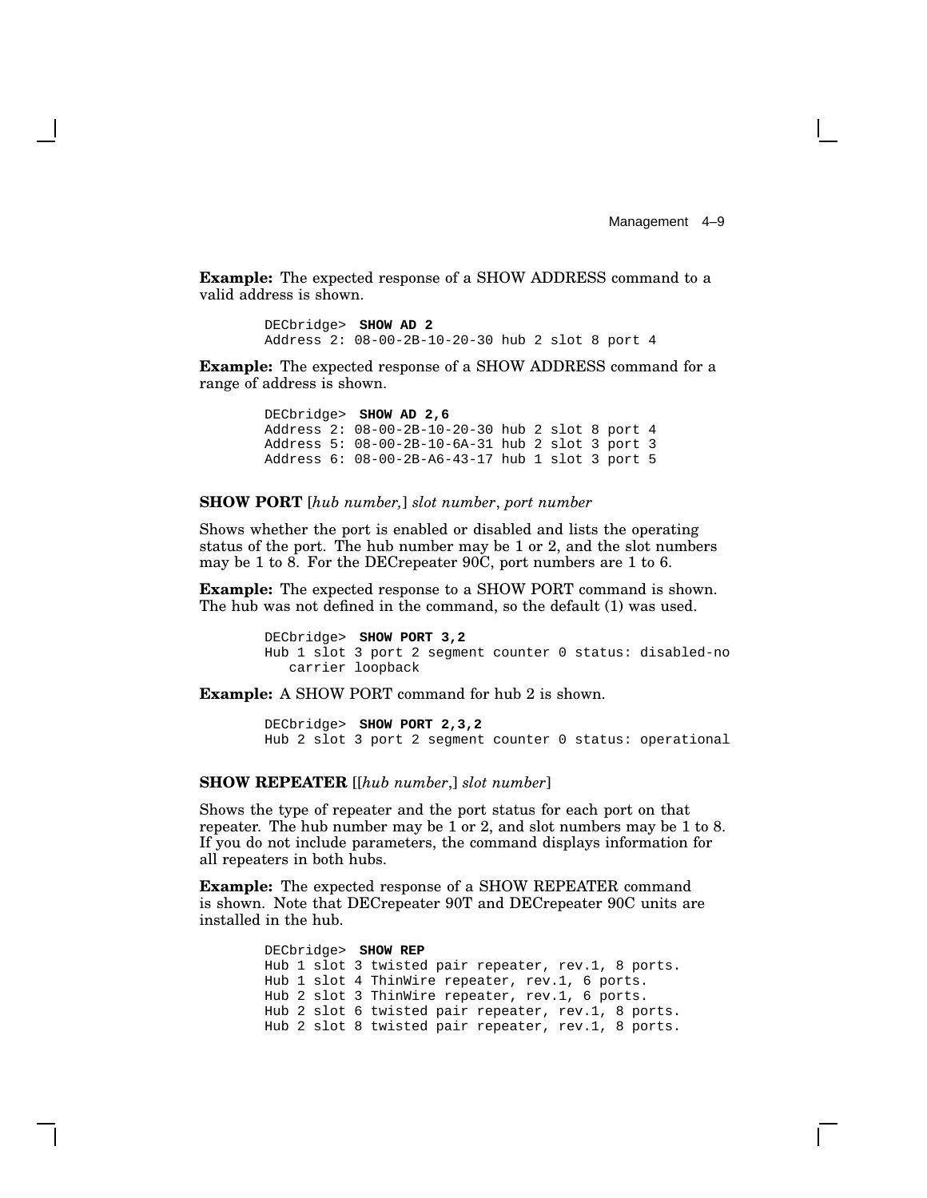**Example:** The expected response of a SHOW ADDRESS command to a valid address is shown.

```
DECbridge>  SHOW AD 2
Address 2: 08-00-2B-10-20-30 hub 2 slot 8 port 4
```

**Example:** The expected response of a SHOW ADDRESS command for a range of address is shown.

```
DECbridge>  SHOW AD 2,6
Address 2: 08-00-2B-10-20-30 hub 2 slot 8 port 4
Address 5: 08-00-2B-10-6A-31 hub 2 slot 3 port 3
Address 6: 08-00-2B-A6-43-17 hub 1 slot 3 port 5
```

**SHOW PORT** [*hub number,*] *slot number*, *port number*

Shows whether the port is enabled or disabled and lists the operating status of the port. The hub number may be 1 or 2, and the slot numbers may be 1 to 8. For the DECrepeater 90C, port numbers are 1 to 6.

**Example:** The expected response to a SHOW PORT command is shown. The hub was not defined in the command, so the default (1) was used.

```
DECbridge>  SHOW PORT 3,2
Hub 1 slot 3 port 2 segment counter 0 status: disabled-no
   carrier loopback
```

**Example:** A SHOW PORT command for hub 2 is shown.

```
DECbridge>  SHOW PORT 2,3,2
Hub 2 slot 3 port 2 segment counter 0 status: operational
```

**SHOW REPEATER** [[*hub number*,] *slot number*]

Shows the type of repeater and the port status for each port on that repeater. The hub number may be 1 or 2, and slot numbers may be 1 to 8. If you do not include parameters, the command displays information for all repeaters in both hubs.

**Example:** The expected response of a SHOW REPEATER command is shown. Note that DECrepeater 90T and DECrepeater 90C units are installed in the hub.

```
DECbridge>  SHOW REP
Hub 1 slot 3 twisted pair repeater, rev.1, 8 ports.
Hub 1 slot 4 ThinWire repeater, rev.1, 6 ports.
Hub 2 slot 3 ThinWire repeater, rev.1, 6 ports.
Hub 2 slot 6 twisted pair repeater, rev.1, 8 ports.
Hub 2 slot 8 twisted pair repeater, rev.1, 8 ports.
```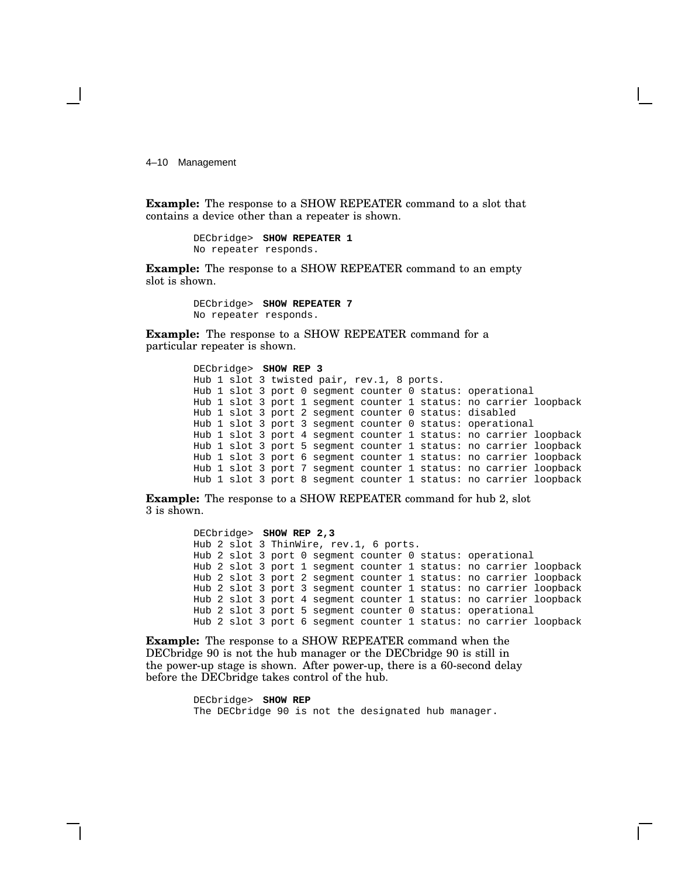**Example:** The response to a SHOW REPEATER command to a slot that contains a device other than a repeater is shown.

```
DECbridge>  SHOW REPEATER 1
No repeater responds.
```

**Example:** The response to a SHOW REPEATER command to an empty slot is shown.

```
DECbridge>  SHOW REPEATER 7
No repeater responds.
```

**Example:** The response to a SHOW REPEATER command for a particular repeater is shown.

```
DECbridge>  SHOW REP 3
Hub 1 slot 3 twisted pair, rev.1, 8 ports.
Hub 1 slot 3 port 0 segment counter 0 status: operational
Hub 1 slot 3 port 1 segment counter 1 status: no carrier loopback
Hub 1 slot 3 port 2 segment counter 0 status: disabled
Hub 1 slot 3 port 3 segment counter 0 status: operational
Hub 1 slot 3 port 4 segment counter 1 status: no carrier loopback
Hub 1 slot 3 port 5 segment counter 1 status: no carrier loopback
Hub 1 slot 3 port 6 segment counter 1 status: no carrier loopback
Hub 1 slot 3 port 7 segment counter 1 status: no carrier loopback
Hub 1 slot 3 port 8 segment counter 1 status: no carrier loopback
```

**Example:** The response to a SHOW REPEATER command for hub 2, slot 3 is shown.

```
DECbridge>  SHOW REP 2,3
Hub 2 slot 3 ThinWire, rev.1, 6 ports.
Hub 2 slot 3 port 0 segment counter 0 status: operational
Hub 2 slot 3 port 1 segment counter 1 status: no carrier loopback
Hub 2 slot 3 port 2 segment counter 1 status: no carrier loopback
Hub 2 slot 3 port 3 segment counter 1 status: no carrier loopback
Hub 2 slot 3 port 4 segment counter 1 status: no carrier loopback
Hub 2 slot 3 port 5 segment counter 0 status: operational
Hub 2 slot 3 port 6 segment counter 1 status: no carrier loopback
```

**Example:** The response to a SHOW REPEATER command when the DECbridge 90 is not the hub manager or the DECbridge 90 is still in the power-up stage is shown. After power-up, there is a 60-second delay before the DECbridge takes control of the hub.

```
DECbridge>  SHOW REP
The DECbridge 90 is not the designated hub manager.
```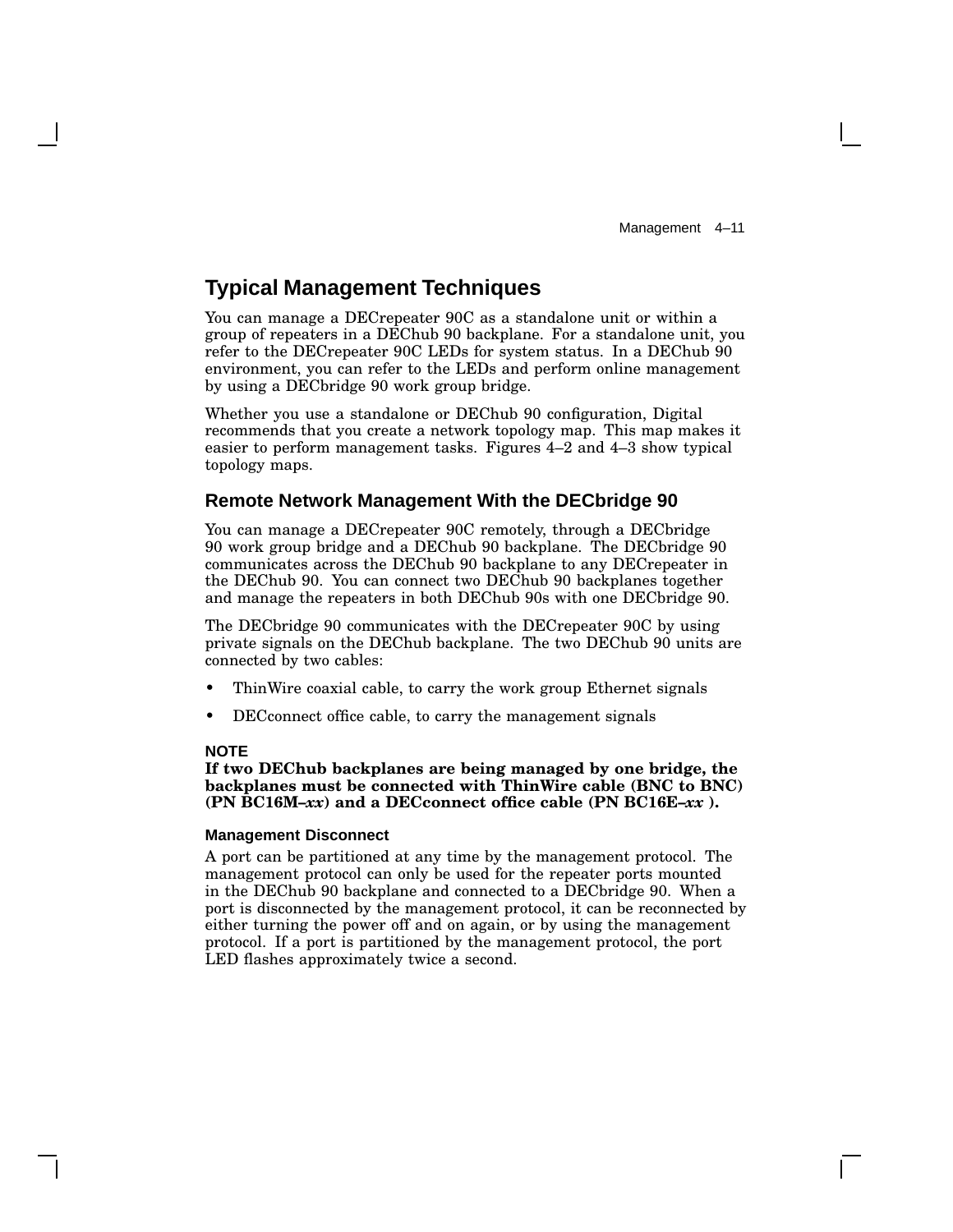## Typical Management Techniques

You can manage a DECrepeater 90C as a standalone unit or within a group of repeaters in a DEChub 90 backplane. For a standalone unit, you refer to the DECrepeater 90C LEDs for system status. In a DEChub 90 environment, you can refer to the LEDs and perform online management by using a DECbridge 90 work group bridge.

Whether you use a standalone or DEChub 90 configuration, Digital recommends that you create a network topology map. This map makes it easier to perform management tasks. Figures 4–2 and 4–3 show typical topology maps.

### Remote Network Management With the DECbridge 90

You can manage a DECrepeater 90C remotely, through a DECbridge 90 work group bridge and a DEChub 90 backplane. The DECbridge 90 communicates across the DEChub 90 backplane to any DECrepeater in the DEChub 90. You can connect two DEChub 90 backplanes together and manage the repeaters in both DEChub 90s with one DECbridge 90.

The DECbridge 90 communicates with the DECrepeater 90C by using private signals on the DEChub backplane. The two DEChub 90 units are connected by two cables:

- ThinWire coaxial cable, to carry the work group Ethernet signals
- DECconnect office cable, to carry the management signals

**NOTE**
**If two DEChub backplanes are being managed by one bridge, the backplanes must be connected with ThinWire cable (BNC to BNC) (PN BC16M–*xx*) and a DECconnect office cable (PN BC16E–*xx* ).**

#### Management Disconnect

A port can be partitioned at any time by the management protocol. The management protocol can only be used for the repeater ports mounted in the DEChub 90 backplane and connected to a DECbridge 90. When a port is disconnected by the management protocol, it can be reconnected by either turning the power off and on again, or by using the management protocol. If a port is partitioned by the management protocol, the port LED flashes approximately twice a second.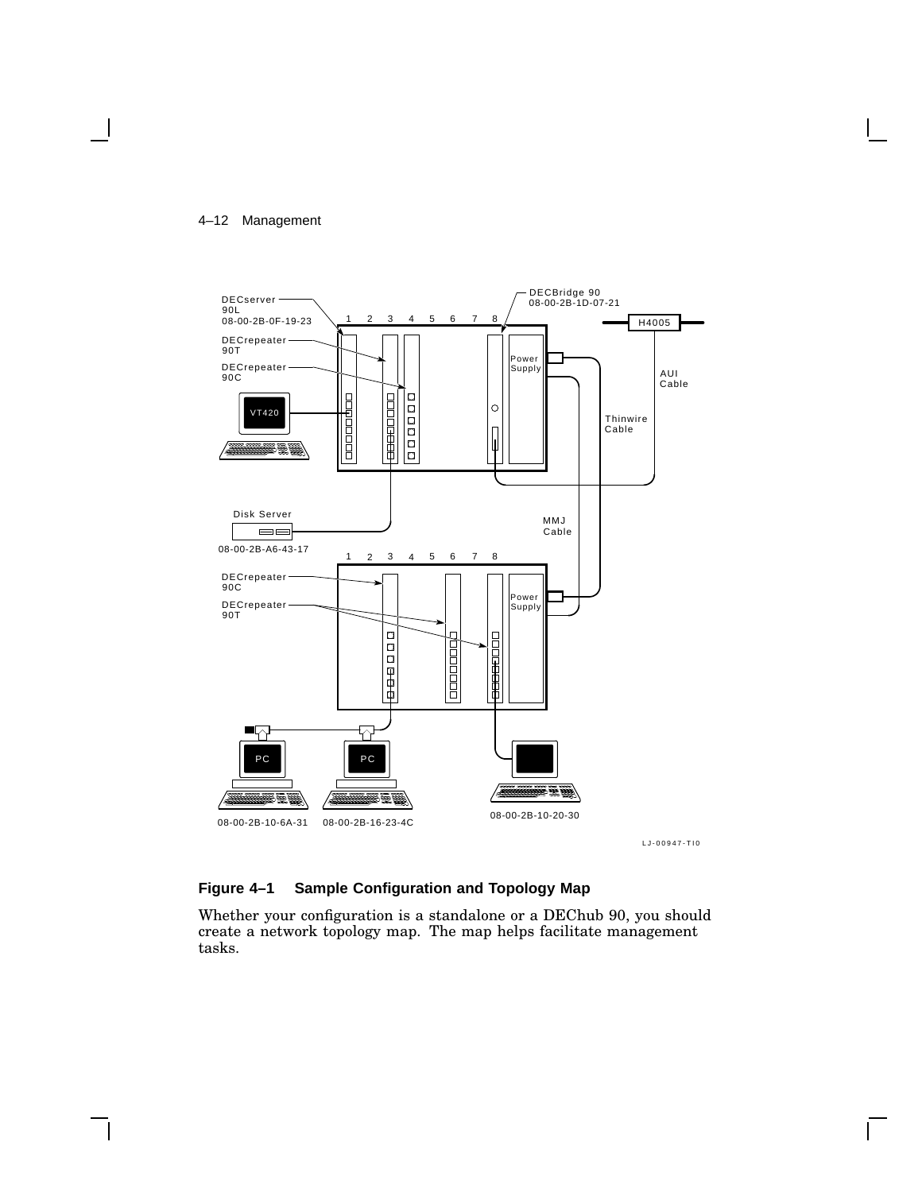**Figure 4–1 Sample Configuration and Topology Map**

Whether your configuration is a standalone or a DEChub 90, you should create a network topology map. The map helps facilitate management tasks.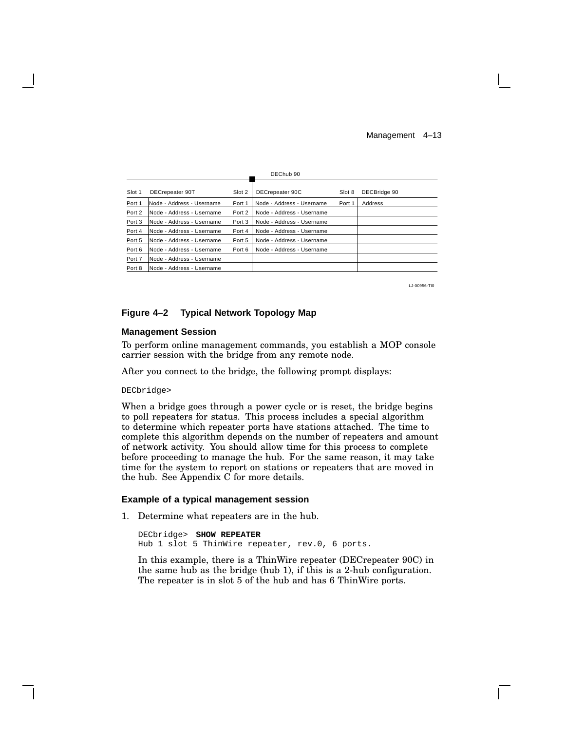DEChub 90

| Slot 1 | DECrepeater 90T | Slot 2 | DECrepeater 90C | Slot 8 | DECBridge 90 |
|---|---|---|---|---|---|
| Port 1 | Node - Address - Username | Port 1 | Node - Address - Username | Port 1 | Address |
| Port 2 | Node - Address - Username | Port 2 | Node - Address - Username | | |
| Port 3 | Node - Address - Username | Port 3 | Node - Address - Username | | |
| Port 4 | Node - Address - Username | Port 4 | Node - Address - Username | | |
| Port 5 | Node - Address - Username | Port 5 | Node - Address - Username | | |
| Port 6 | Node - Address - Username | Port 6 | Node - Address - Username | | |
| Port 7 | Node - Address - Username | | | | |
| Port 8 | Node - Address - Username | | | | |

LJ-00956-TI0

**Figure 4–2 Typical Network Topology Map**

### Management Session

To perform online management commands, you establish a MOP console carrier session with the bridge from any remote node.

After you connect to the bridge, the following prompt displays:

```
DECbridge>
```

When a bridge goes through a power cycle or is reset, the bridge begins to poll repeaters for status. This process includes a special algorithm to determine which repeater ports have stations attached. The time to complete this algorithm depends on the number of repeaters and amount of network activity. You should allow time for this process to complete before proceeding to manage the hub. For the same reason, it may take time for the system to report on stations or repeaters that are moved in the hub. See Appendix C for more details.

### Example of a typical management session

1. Determine what repeaters are in the hub.

   ```
   DECbridge>  SHOW REPEATER
   Hub 1 slot 5 ThinWire repeater, rev.0, 6 ports.
   ```

   In this example, there is a ThinWire repeater (DECrepeater 90C) in the same hub as the bridge (hub 1), if this is a 2-hub configuration. The repeater is in slot 5 of the hub and has 6 ThinWire ports.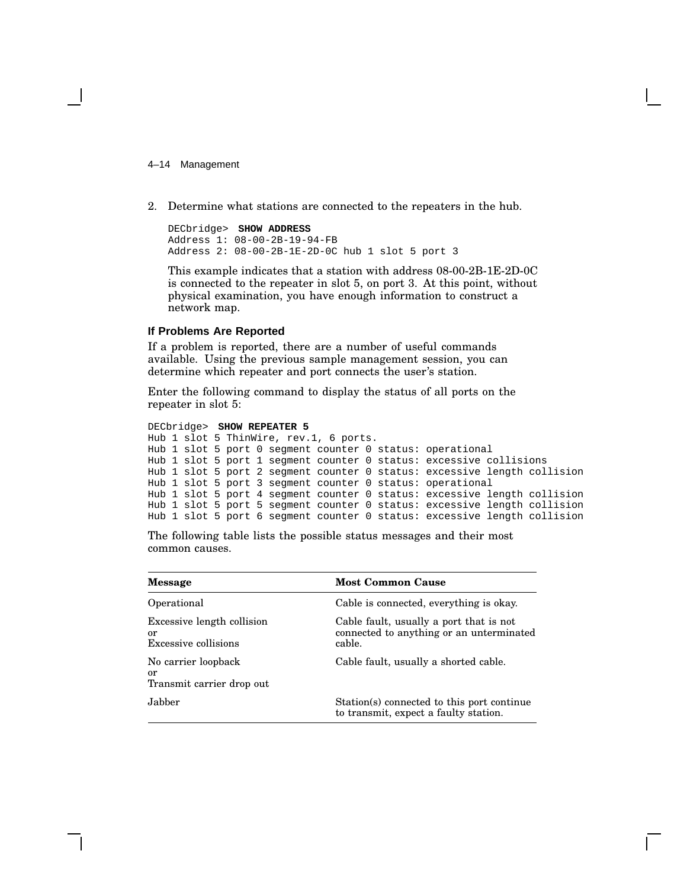2. Determine what stations are connected to the repeaters in the hub.

```
DECbridge>  SHOW ADDRESS
Address 1: 08-00-2B-19-94-FB
Address 2: 08-00-2B-1E-2D-0C hub 1 slot 5 port 3
```

   This example indicates that a station with address 08-00-2B-1E-2D-0C is connected to the repeater in slot 5, on port 3. At this point, without physical examination, you have enough information to construct a network map.

### If Problems Are Reported

If a problem is reported, there are a number of useful commands available. Using the previous sample management session, you can determine which repeater and port connects the user's station.

Enter the following command to display the status of all ports on the repeater in slot 5:

```
DECbridge>  SHOW REPEATER 5
Hub 1 slot 5 ThinWire, rev.1, 6 ports.
Hub 1 slot 5 port 0 segment counter 0 status: operational
Hub 1 slot 5 port 1 segment counter 0 status: excessive collisions
Hub 1 slot 5 port 2 segment counter 0 status: excessive length collision
Hub 1 slot 5 port 3 segment counter 0 status: operational
Hub 1 slot 5 port 4 segment counter 0 status: excessive length collision
Hub 1 slot 5 port 5 segment counter 0 status: excessive length collision
Hub 1 slot 5 port 6 segment counter 0 status: excessive length collision
```

The following table lists the possible status messages and their most common causes.

| Message | Most Common Cause |
|---|---|
| Operational | Cable is connected, everything is okay. |
| Excessive length collision or Excessive collisions | Cable fault, usually a port that is not connected to anything or an unterminated cable. |
| No carrier loopback or Transmit carrier drop out | Cable fault, usually a shorted cable. |
| Jabber | Station(s) connected to this port continue to transmit, expect a faulty station. |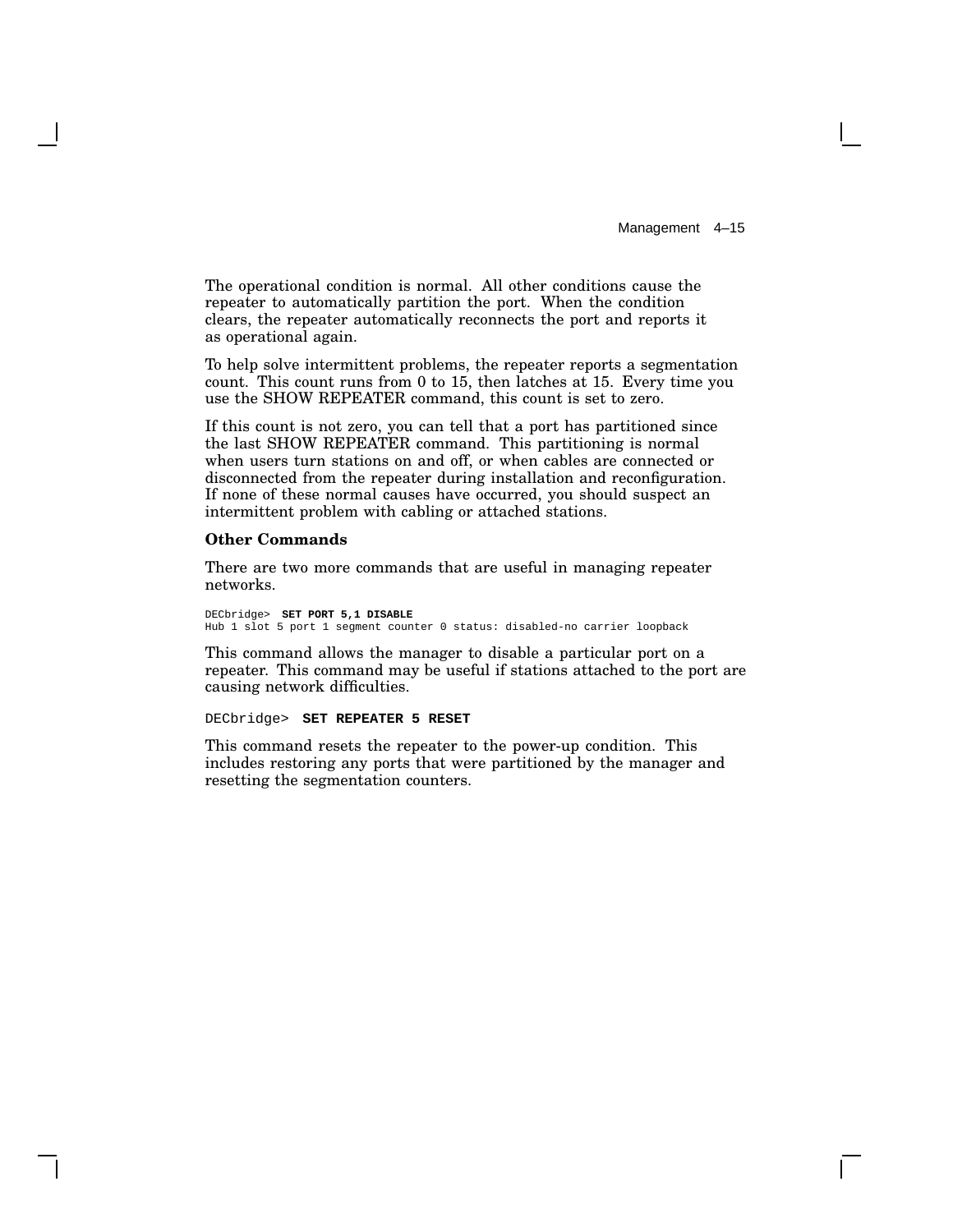The operational condition is normal. All other conditions cause the repeater to automatically partition the port. When the condition clears, the repeater automatically reconnects the port and reports it as operational again.

To help solve intermittent problems, the repeater reports a segmentation count. This count runs from 0 to 15, then latches at 15. Every time you use the SHOW REPEATER command, this count is set to zero.

If this count is not zero, you can tell that a port has partitioned since the last SHOW REPEATER command. This partitioning is normal when users turn stations on and off, or when cables are connected or disconnected from the repeater during installation and reconfiguration. If none of these normal causes have occurred, you should suspect an intermittent problem with cabling or attached stations.

### Other Commands

There are two more commands that are useful in managing repeater networks.

```
DECbridge>  SET PORT 5,1 DISABLE
Hub 1 slot 5 port 1 segment counter 0 status: disabled-no carrier loopback
```

This command allows the manager to disable a particular port on a repeater. This command may be useful if stations attached to the port are causing network difficulties.

```
DECbridge>  SET REPEATER 5 RESET
```

This command resets the repeater to the power-up condition. This includes restoring any ports that were partitioned by the manager and resetting the segmentation counters.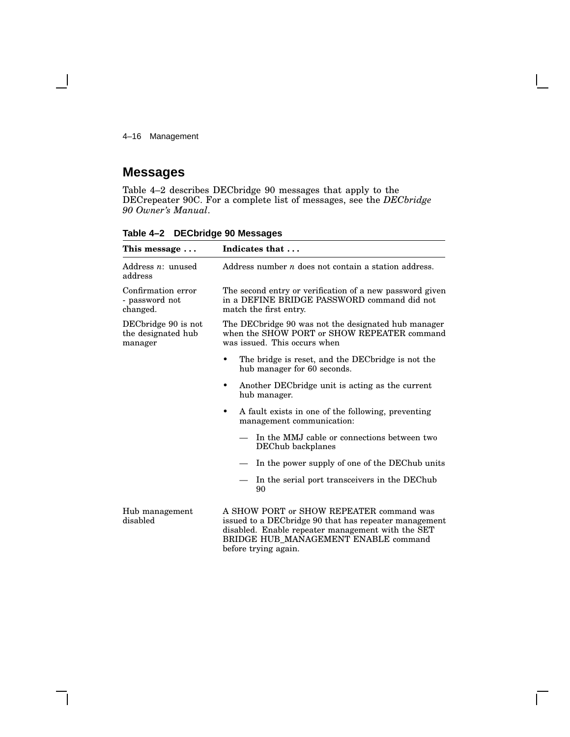## Messages

Table 4–2 describes DECbridge 90 messages that apply to the DECrepeater 90C. For a complete list of messages, see the *DECbridge 90 Owner's Manual*.

**Table 4–2 DECbridge 90 Messages**

| This message ... | Indicates that ... |
|---|---|
| Address *n*: unused address | Address number *n* does not contain a station address. |
| Confirmation error - password not changed. | The second entry or verification of a new password given in a DEFINE BRIDGE PASSWORD command did not match the first entry. |
| DECbridge 90 is not the designated hub manager | The DECbridge 90 was not the designated hub manager when the SHOW PORT or SHOW REPEATER command was issued. This occurs when<br>• The bridge is reset, and the DECbridge is not the hub manager for 60 seconds.<br>• Another DECbridge unit is acting as the current hub manager.<br>• A fault exists in one of the following, preventing management communication:<br>— In the MMJ cable or connections between two DEChub backplanes<br>— In the power supply of one of the DEChub units<br>— In the serial port transceivers in the DEChub 90 |
| Hub management disabled | A SHOW PORT or SHOW REPEATER command was issued to a DECbridge 90 that has repeater management disabled. Enable repeater management with the SET BRIDGE HUB_MANAGEMENT ENABLE command before trying again. |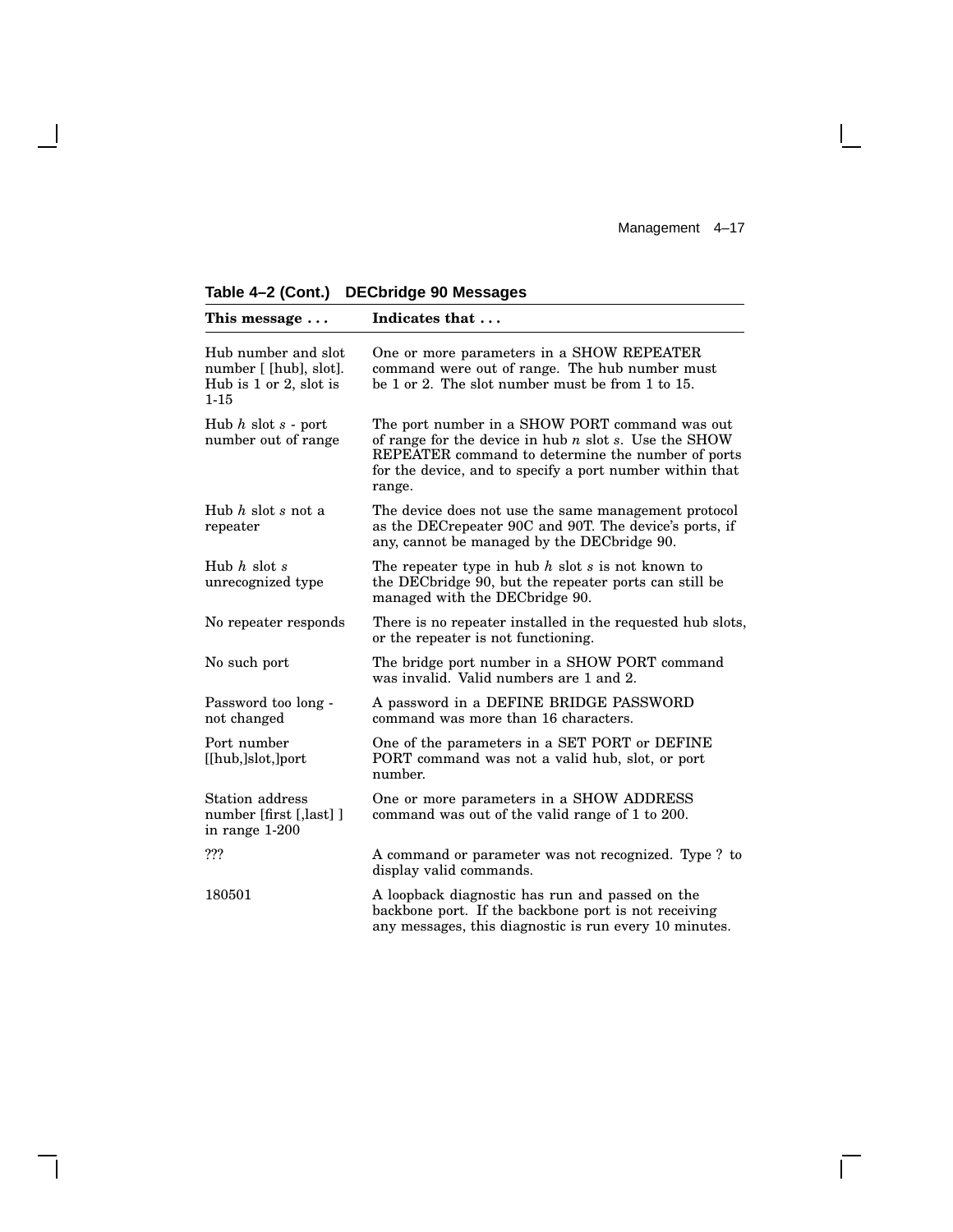**Table 4–2 (Cont.) DECbridge 90 Messages**

| This message ... | Indicates that ... |
|---|---|
| Hub number and slot number [ [hub], slot]. Hub is 1 or 2, slot is 1-15 | One or more parameters in a SHOW REPEATER command were out of range. The hub number must be 1 or 2. The slot number must be from 1 to 15. |
| Hub *h* slot *s* - port number out of range | The port number in a SHOW PORT command was out of range for the device in hub *n* slot *s*. Use the SHOW REPEATER command to determine the number of ports for the device, and to specify a port number within that range. |
| Hub *h* slot *s* not a repeater | The device does not use the same management protocol as the DECrepeater 90C and 90T. The device's ports, if any, cannot be managed by the DECbridge 90. |
| Hub *h* slot *s* unrecognized type | The repeater type in hub *h* slot *s* is not known to the DECbridge 90, but the repeater ports can still be managed with the DECbridge 90. |
| No repeater responds | There is no repeater installed in the requested hub slots, or the repeater is not functioning. |
| No such port | The bridge port number in a SHOW PORT command was invalid. Valid numbers are 1 and 2. |
| Password too long - not changed | A password in a DEFINE BRIDGE PASSWORD command was more than 16 characters. |
| Port number [[hub,]slot,]port | One of the parameters in a SET PORT or DEFINE PORT command was not a valid hub, slot, or port number. |
| Station address number [first [,last] ] in range 1-200 | One or more parameters in a SHOW ADDRESS command was out of the valid range of 1 to 200. |
| ??? | A command or parameter was not recognized. Type ? to display valid commands. |
| 180501 | A loopback diagnostic has run and passed on the backbone port. If the backbone port is not receiving any messages, this diagnostic is run every 10 minutes. |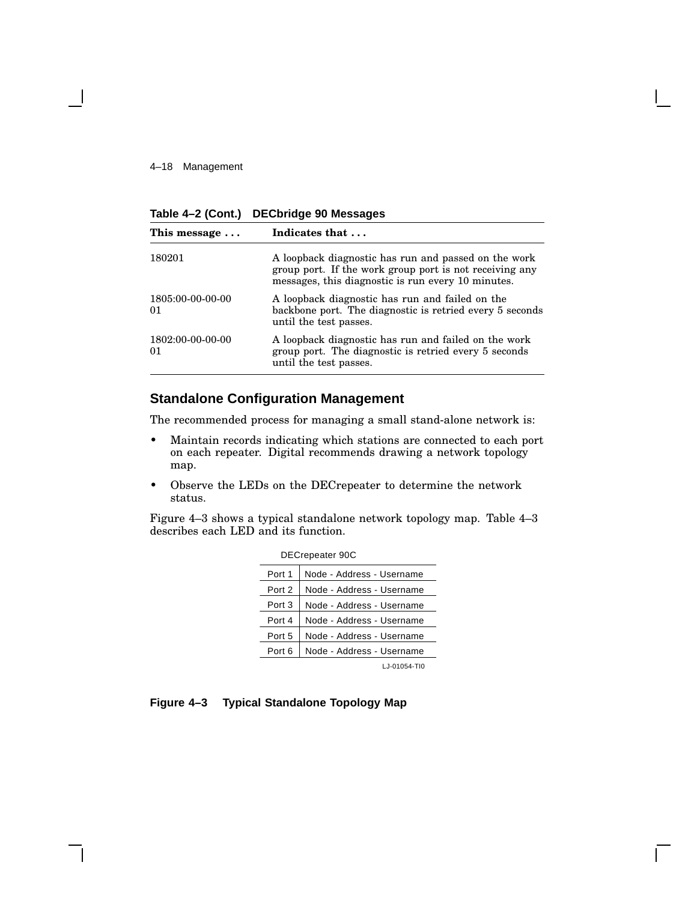**Table 4–2 (Cont.) DECbridge 90 Messages**

| This message . . . | Indicates that . . . |
|---|---|
| 180201 | A loopback diagnostic has run and passed on the work group port. If the work group port is not receiving any messages, this diagnostic is run every 10 minutes. |
| 1805:00-00-00-00 01 | A loopback diagnostic has run and failed on the backbone port. The diagnostic is retried every 5 seconds until the test passes. |
| 1802:00-00-00-00 01 | A loopback diagnostic has run and failed on the work group port. The diagnostic is retried every 5 seconds until the test passes. |

## Standalone Configuration Management

The recommended process for managing a small stand-alone network is:

- Maintain records indicating which stations are connected to each port on each repeater. Digital recommends drawing a network topology map.
- Observe the LEDs on the DECrepeater to determine the network status.

Figure 4–3 shows a typical standalone network topology map. Table 4–3 describes each LED and its function.

DECrepeater 90C

| | |
|---|---|
| Port 1 | Node - Address - Username |
| Port 2 | Node - Address - Username |
| Port 3 | Node - Address - Username |
| Port 4 | Node - Address - Username |
| Port 5 | Node - Address - Username |
| Port 6 | Node - Address - Username |

LJ-01054-TI0

**Figure 4–3 Typical Standalone Topology Map**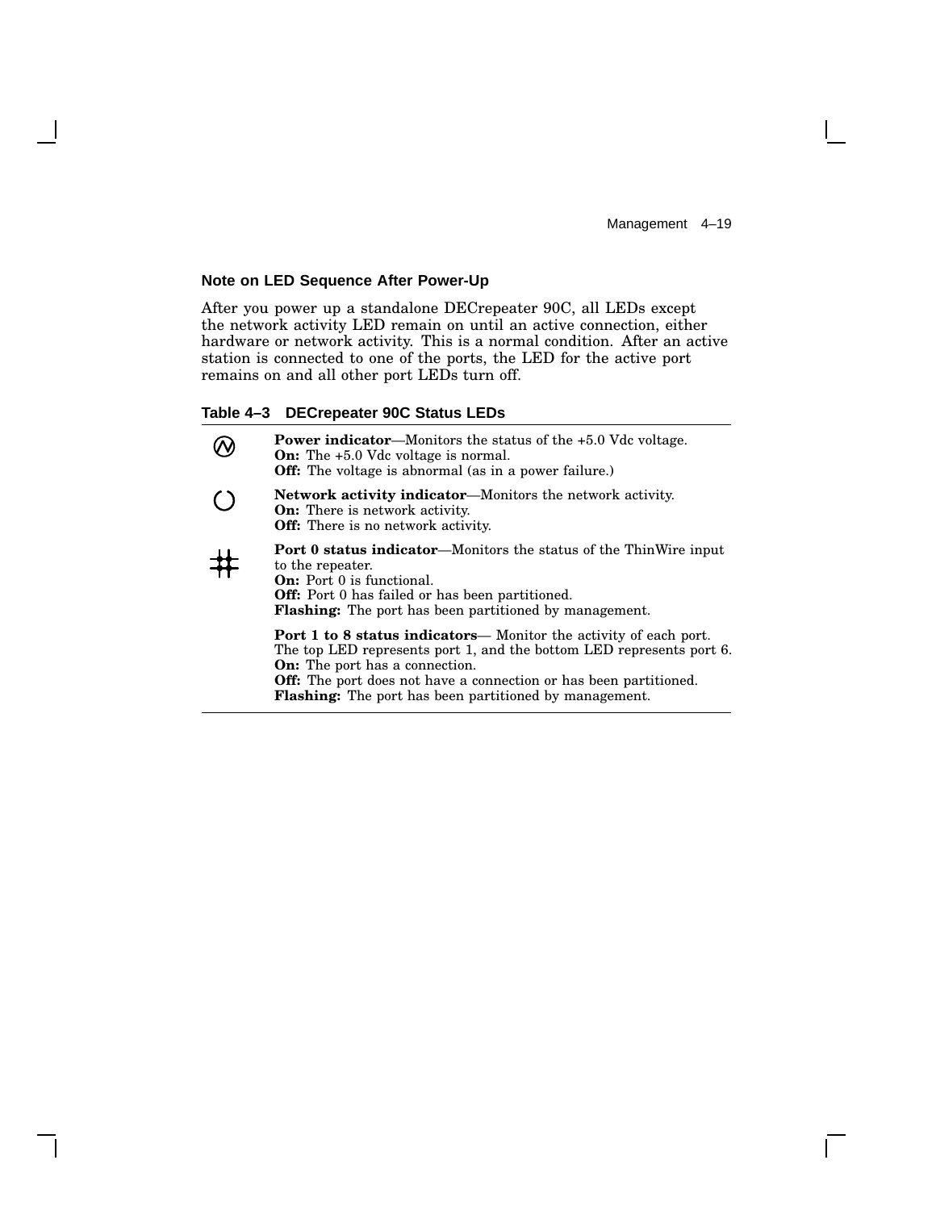### Note on LED Sequence After Power-Up

After you power up a standalone DECrepeater 90C, all LEDs except the network activity LED remain on until an active connection, either hardware or network activity. This is a normal condition. After an active station is connected to one of the ports, the LED for the active port remains on and all other port LEDs turn off.

**Table 4–3 DECrepeater 90C Status LEDs**

| Icon | Description |
|---|---|
| (power symbol) | **Power indicator**—Monitors the status of the +5.0 Vdc voltage.<br>**On:** The +5.0 Vdc voltage is normal.<br>**Off:** The voltage is abnormal (as in a power failure.) |
| (network activity symbol) | **Network activity indicator**—Monitors the network activity.<br>**On:** There is network activity.<br>**Off:** There is no network activity. |
| (port status symbol) | **Port 0 status indicator**—Monitors the status of the ThinWire input to the repeater.<br>**On:** Port 0 is functional.<br>**Off:** Port 0 has failed or has been partitioned.<br>**Flashing:** The port has been partitioned by management. |
| | **Port 1 to 8 status indicators**— Monitor the activity of each port. The top LED represents port 1, and the bottom LED represents port 6.<br>**On:** The port has a connection.<br>**Off:** The port does not have a connection or has been partitioned.<br>**Flashing:** The port has been partitioned by management. |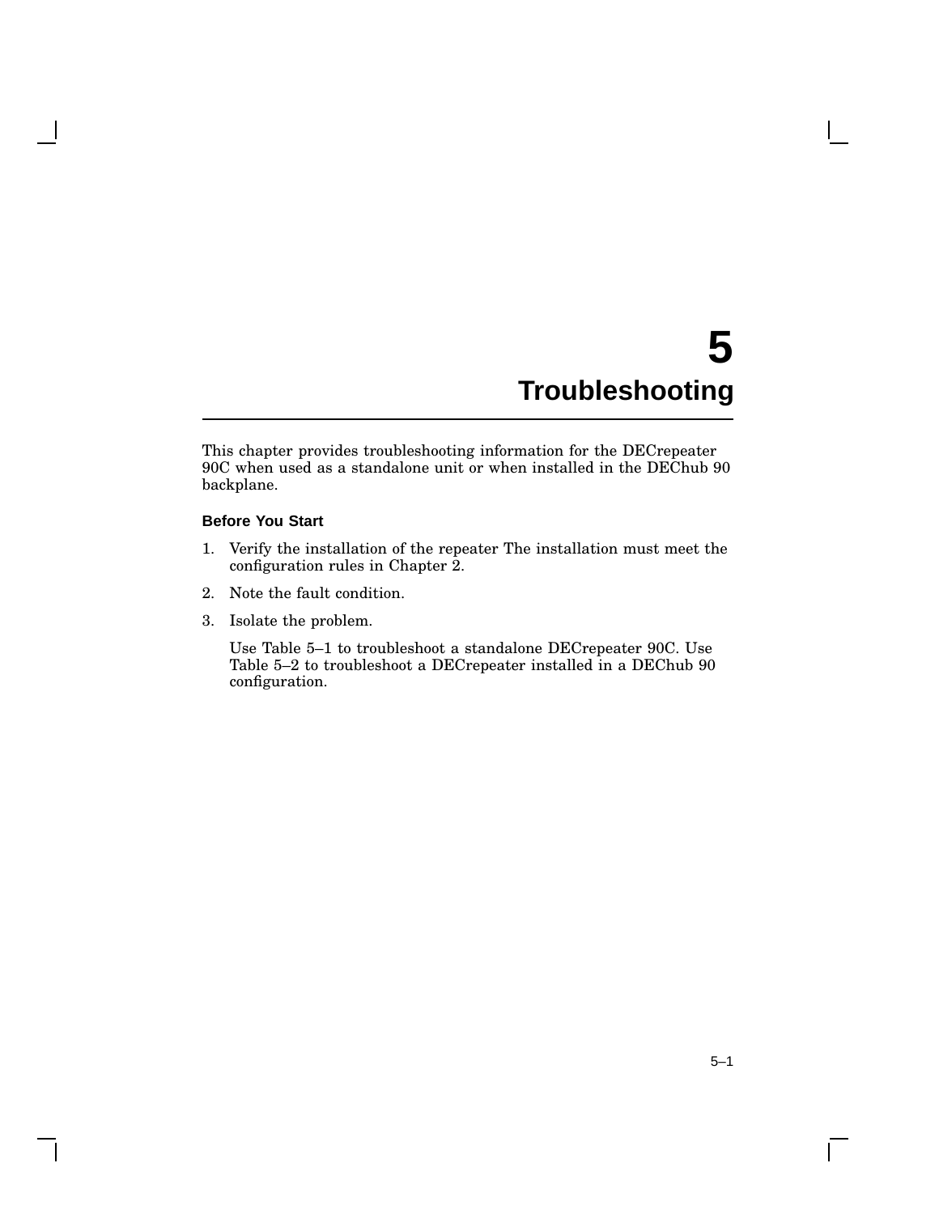# 5 Troubleshooting

This chapter provides troubleshooting information for the DECrepeater 90C when used as a standalone unit or when installed in the DEChub 90 backplane.

### Before You Start

1. Verify the installation of the repeater The installation must meet the configuration rules in Chapter 2.
2. Note the fault condition.
3. Isolate the problem.

   Use Table 5–1 to troubleshoot a standalone DECrepeater 90C. Use Table 5–2 to troubleshoot a DECrepeater installed in a DEChub 90 configuration.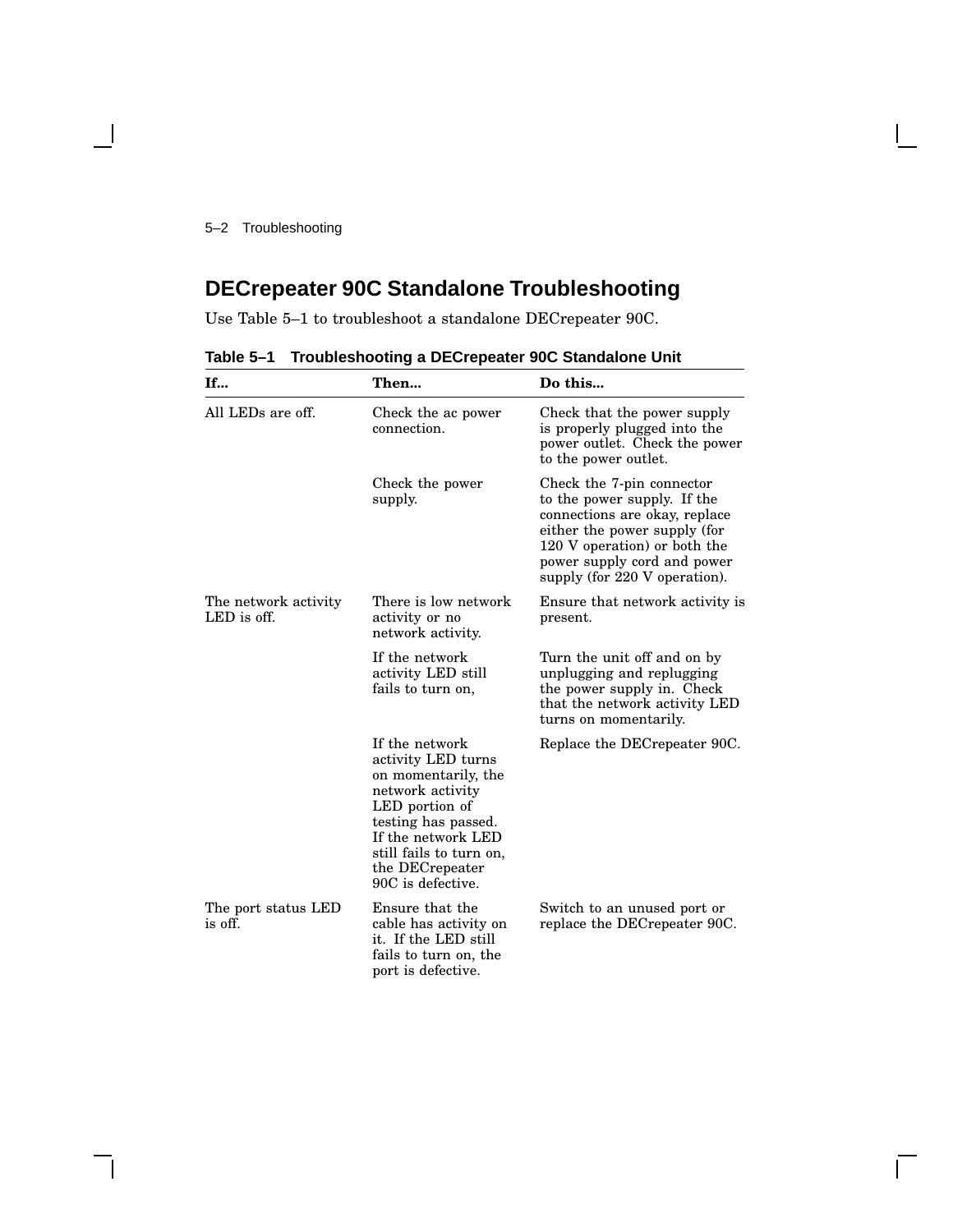## DECrepeater 90C Standalone Troubleshooting

Use Table 5–1 to troubleshoot a standalone DECrepeater 90C.

**Table 5–1 Troubleshooting a DECrepeater 90C Standalone Unit**

| If... | Then... | Do this... |
|---|---|---|
| All LEDs are off. | Check the ac power connection. | Check that the power supply is properly plugged into the power outlet. Check the power to the power outlet. |
| | Check the power supply. | Check the 7-pin connector to the power supply. If the connections are okay, replace either the power supply (for 120 V operation) or both the power supply cord and power supply (for 220 V operation). |
| The network activity LED is off. | There is low network activity or no network activity. | Ensure that network activity is present. |
| | If the network activity LED still fails to turn on, | Turn the unit off and on by unplugging and replugging the power supply in. Check that the network activity LED turns on momentarily. |
| | If the network activity LED turns on momentarily, the network activity LED portion of testing has passed. If the network LED still fails to turn on, the DECrepeater 90C is defective. | Replace the DECrepeater 90C. |
| The port status LED is off. | Ensure that the cable has activity on it. If the LED still fails to turn on, the port is defective. | Switch to an unused port or replace the DECrepeater 90C. |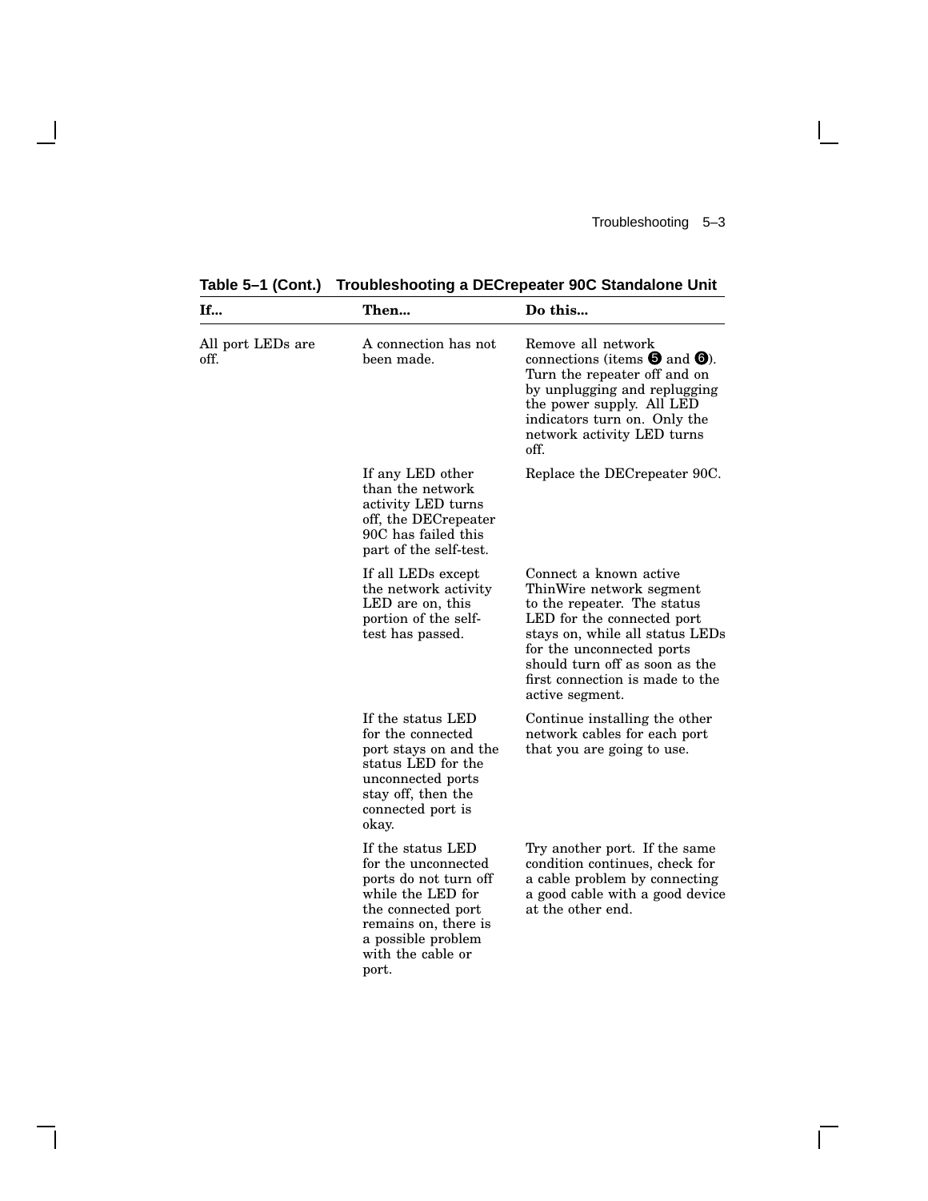**Table 5–1 (Cont.) Troubleshooting a DECrepeater 90C Standalone Unit**

| If... | Then... | Do this... |
|---|---|---|
| All port LEDs are off. | A connection has not been made. | Remove all network connections (items ❺ and ❻). Turn the repeater off and on by unplugging and replugging the power supply. All LED indicators turn on. Only the network activity LED turns off. |
| | If any LED other than the network activity LED turns off, the DECrepeater 90C has failed this part of the self-test. | Replace the DECrepeater 90C. |
| | If all LEDs except the network activity LED are on, this portion of the self-test has passed. | Connect a known active ThinWire network segment to the repeater. The status LED for the connected port stays on, while all status LEDs for the unconnected ports should turn off as soon as the first connection is made to the active segment. |
| | If the status LED for the connected port stays on and the status LED for the unconnected ports stay off, then the connected port is okay. | Continue installing the other network cables for each port that you are going to use. |
| | If the status LED for the unconnected ports do not turn off while the LED for the connected port remains on, there is a possible problem with the cable or port. | Try another port. If the same condition continues, check for a cable problem by connecting a good cable with a good device at the other end. |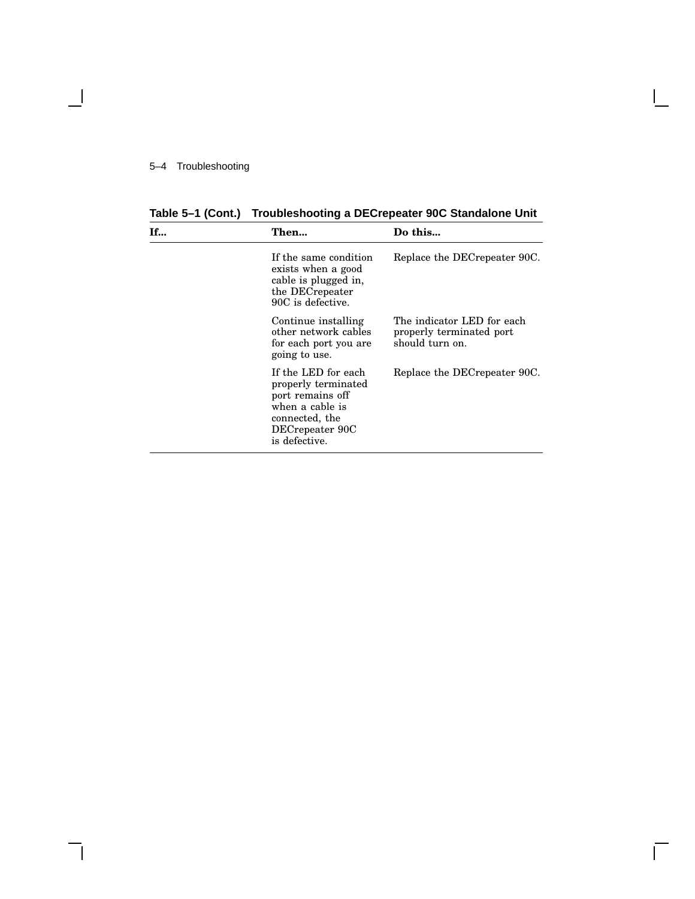**Table 5–1 (Cont.) Troubleshooting a DECrepeater 90C Standalone Unit**

| If... | Then... | Do this... |
| --- | --- | --- |
| | If the same condition exists when a good cable is plugged in, the DECrepeater 90C is defective. | Replace the DECrepeater 90C. |
| | Continue installing other network cables for each port you are going to use. | The indicator LED for each properly terminated port should turn on. |
| | If the LED for each properly terminated port remains off when a cable is connected, the DECrepeater 90C is defective. | Replace the DECrepeater 90C. |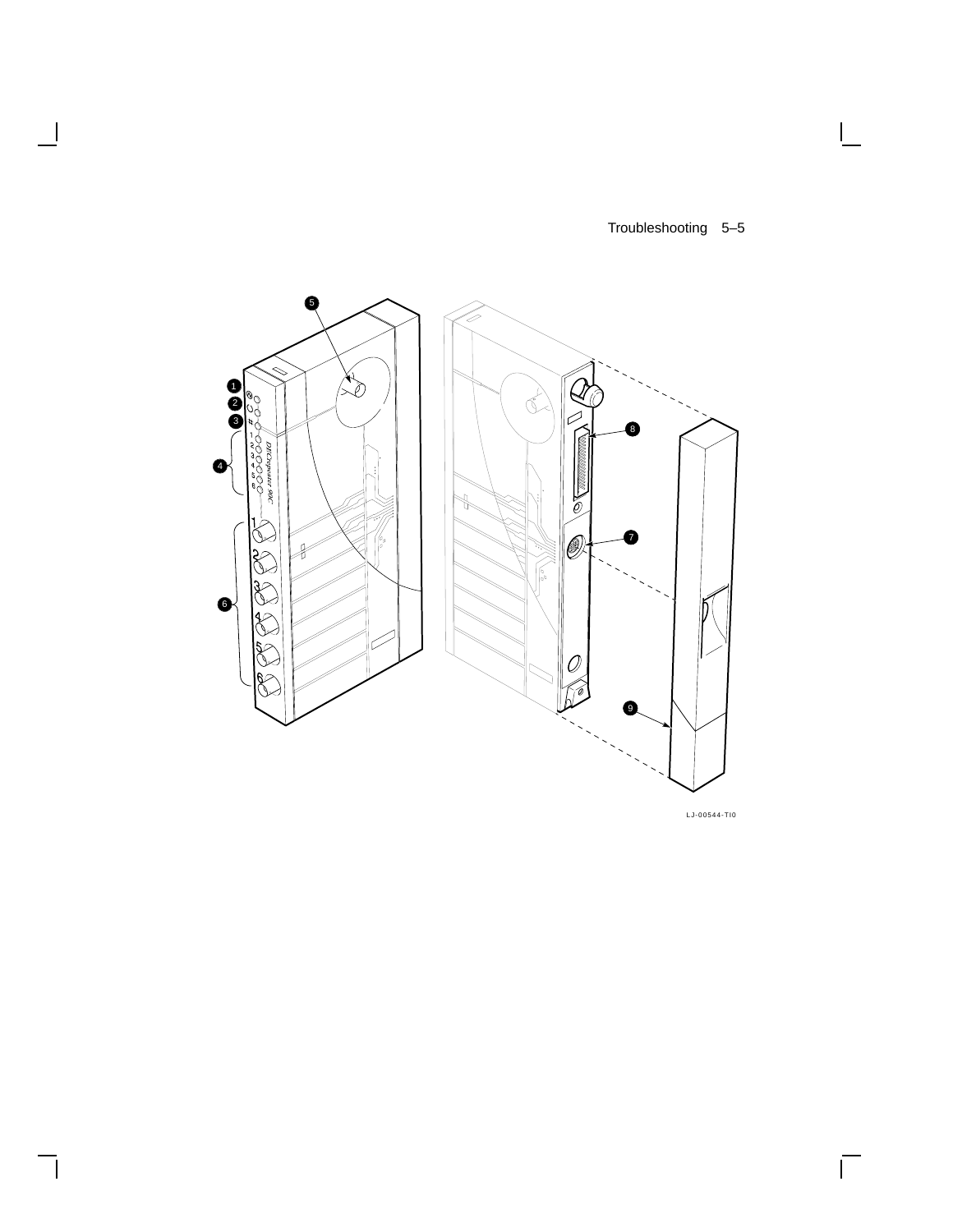LJ-00544-TI0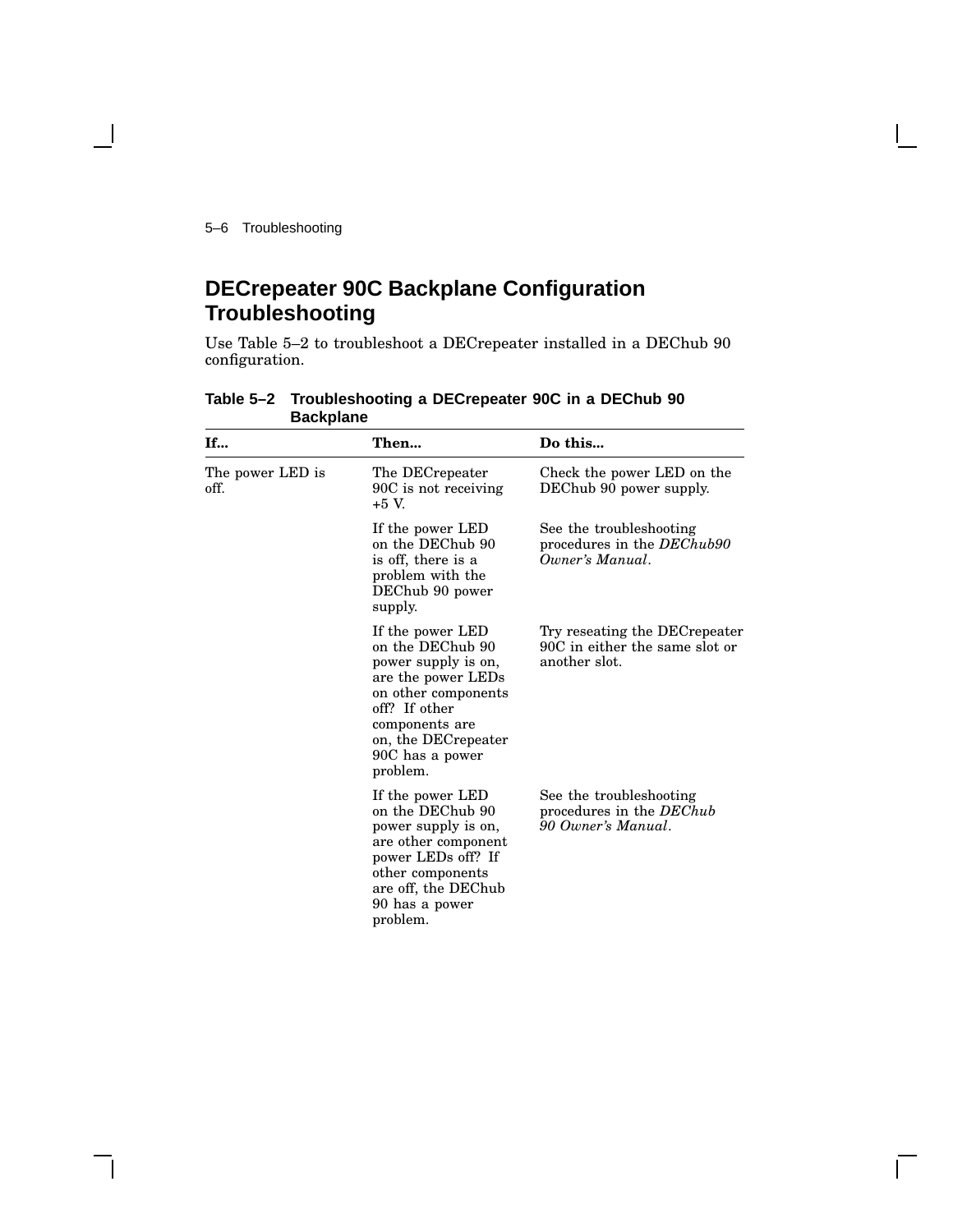## DECrepeater 90C Backplane Configuration Troubleshooting

Use Table 5–2 to troubleshoot a DECrepeater installed in a DEChub 90 configuration.

**Table 5–2 Troubleshooting a DECrepeater 90C in a DEChub 90 Backplane**

| If... | Then... | Do this... |
|---|---|---|
| The power LED is off. | The DECrepeater 90C is not receiving +5 V. | Check the power LED on the DEChub 90 power supply. |
| | If the power LED on the DEChub 90 is off, there is a problem with the DEChub 90 power supply. | See the troubleshooting procedures in the *DEChub90 Owner's Manual*. |
| | If the power LED on the DEChub 90 power supply is on, are the power LEDs on other components off? If other components are on, the DECrepeater 90C has a power problem. | Try reseating the DECrepeater 90C in either the same slot or another slot. |
| | If the power LED on the DEChub 90 power supply is on, are other component power LEDs off? If other components are off, the DEChub 90 has a power problem. | See the troubleshooting procedures in the *DEChub 90 Owner's Manual*. |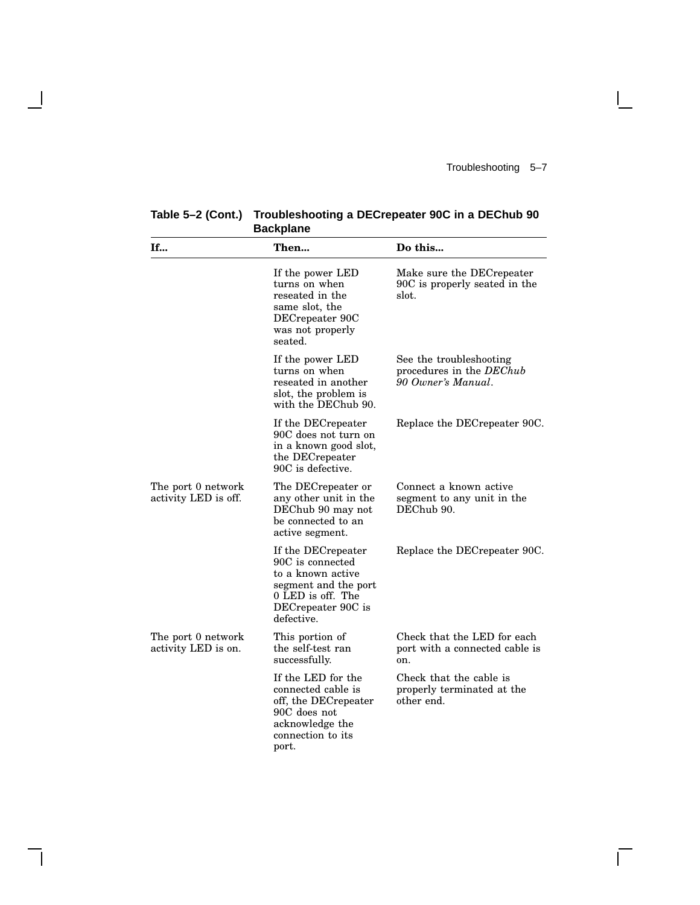**Table 5–2 (Cont.) Troubleshooting a DECrepeater 90C in a DEChub 90 Backplane**

| If... | Then... | Do this... |
|---|---|---|
| | If the power LED turns on when reseated in the same slot, the DECrepeater 90C was not properly seated. | Make sure the DECrepeater 90C is properly seated in the slot. |
| | If the power LED turns on when reseated in another slot, the problem is with the DEChub 90. | See the troubleshooting procedures in the *DEChub 90 Owner's Manual*. |
| | If the DECrepeater 90C does not turn on in a known good slot, the DECrepeater 90C is defective. | Replace the DECrepeater 90C. |
| The port 0 network activity LED is off. | The DECrepeater or any other unit in the DEChub 90 may not be connected to an active segment. | Connect a known active segment to any unit in the DEChub 90. |
| | If the DECrepeater 90C is connected to a known active segment and the port 0 LED is off. The DECrepeater 90C is defective. | Replace the DECrepeater 90C. |
| The port 0 network activity LED is on. | This portion of the self-test ran successfully. | Check that the LED for each port with a connected cable is on. |
| | If the LED for the connected cable is off, the DECrepeater 90C does not acknowledge the connection to its port. | Check that the cable is properly terminated at the other end. |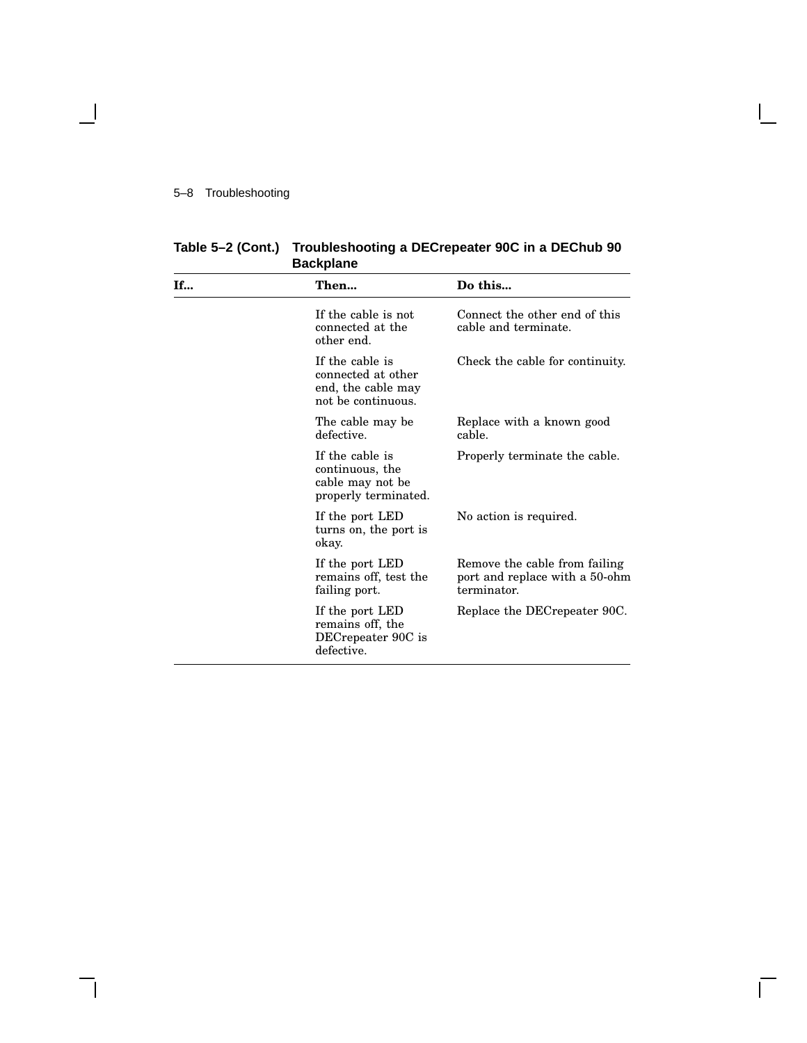**Table 5–2 (Cont.) Troubleshooting a DECrepeater 90C in a DEChub 90 Backplane**

| If... | Then... | Do this... |
|---|---|---|
| | If the cable is not connected at the other end. | Connect the other end of this cable and terminate. |
| | If the cable is connected at other end, the cable may not be continuous. | Check the cable for continuity. |
| | The cable may be defective. | Replace with a known good cable. |
| | If the cable is continuous, the cable may not be properly terminated. | Properly terminate the cable. |
| | If the port LED turns on, the port is okay. | No action is required. |
| | If the port LED remains off, test the failing port. | Remove the cable from failing port and replace with a 50-ohm terminator. |
| | If the port LED remains off, the DECrepeater 90C is defective. | Replace the DECrepeater 90C. |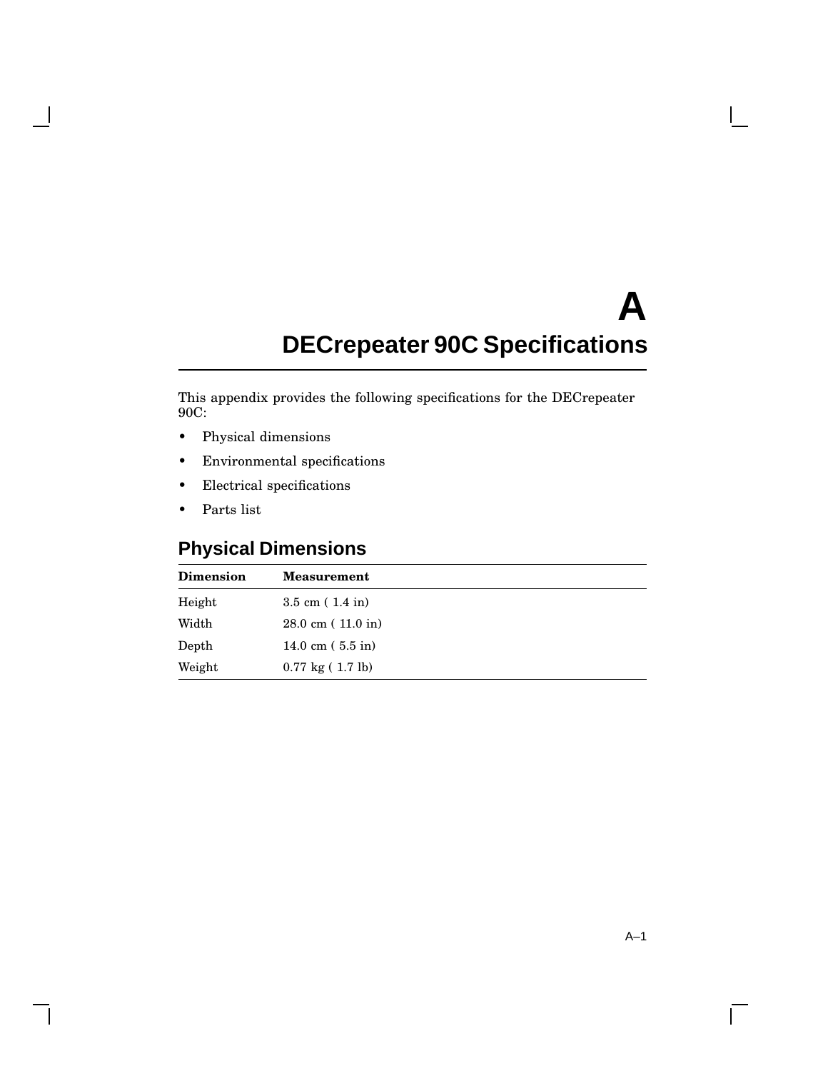# A
# DECrepeater 90C Specifications

This appendix provides the following specifications for the DECrepeater 90C:

- Physical dimensions
- Environmental specifications
- Electrical specifications
- Parts list

## Physical Dimensions

| Dimension | Measurement |
|---|---|
| Height | 3.5 cm ( 1.4 in) |
| Width | 28.0 cm ( 11.0 in) |
| Depth | 14.0 cm ( 5.5 in) |
| Weight | 0.77 kg ( 1.7 lb) |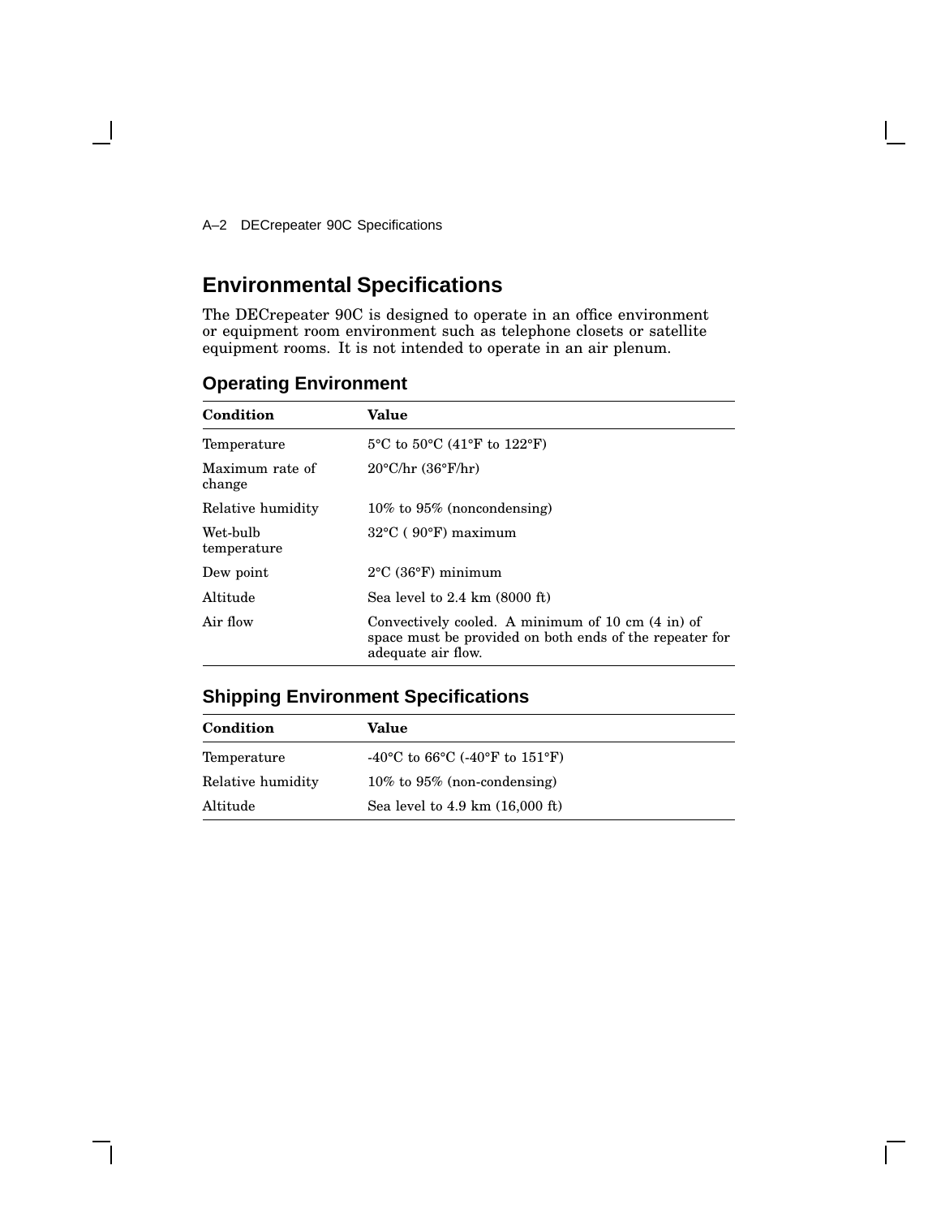## Environmental Specifications

The DECrepeater 90C is designed to operate in an office environment or equipment room environment such as telephone closets or satellite equipment rooms. It is not intended to operate in an air plenum.

### Operating Environment

| Condition | Value |
|---|---|
| Temperature | 5°C to 50°C (41°F to 122°F) |
| Maximum rate of change | 20°C/hr (36°F/hr) |
| Relative humidity | 10% to 95% (noncondensing) |
| Wet-bulb temperature | 32°C ( 90°F) maximum |
| Dew point | 2°C (36°F) minimum |
| Altitude | Sea level to 2.4 km (8000 ft) |
| Air flow | Convectively cooled. A minimum of 10 cm (4 in) of space must be provided on both ends of the repeater for adequate air flow. |

### Shipping Environment Specifications

| Condition | Value |
|---|---|
| Temperature | -40°C to 66°C (-40°F to 151°F) |
| Relative humidity | 10% to 95% (non-condensing) |
| Altitude | Sea level to 4.9 km (16,000 ft) |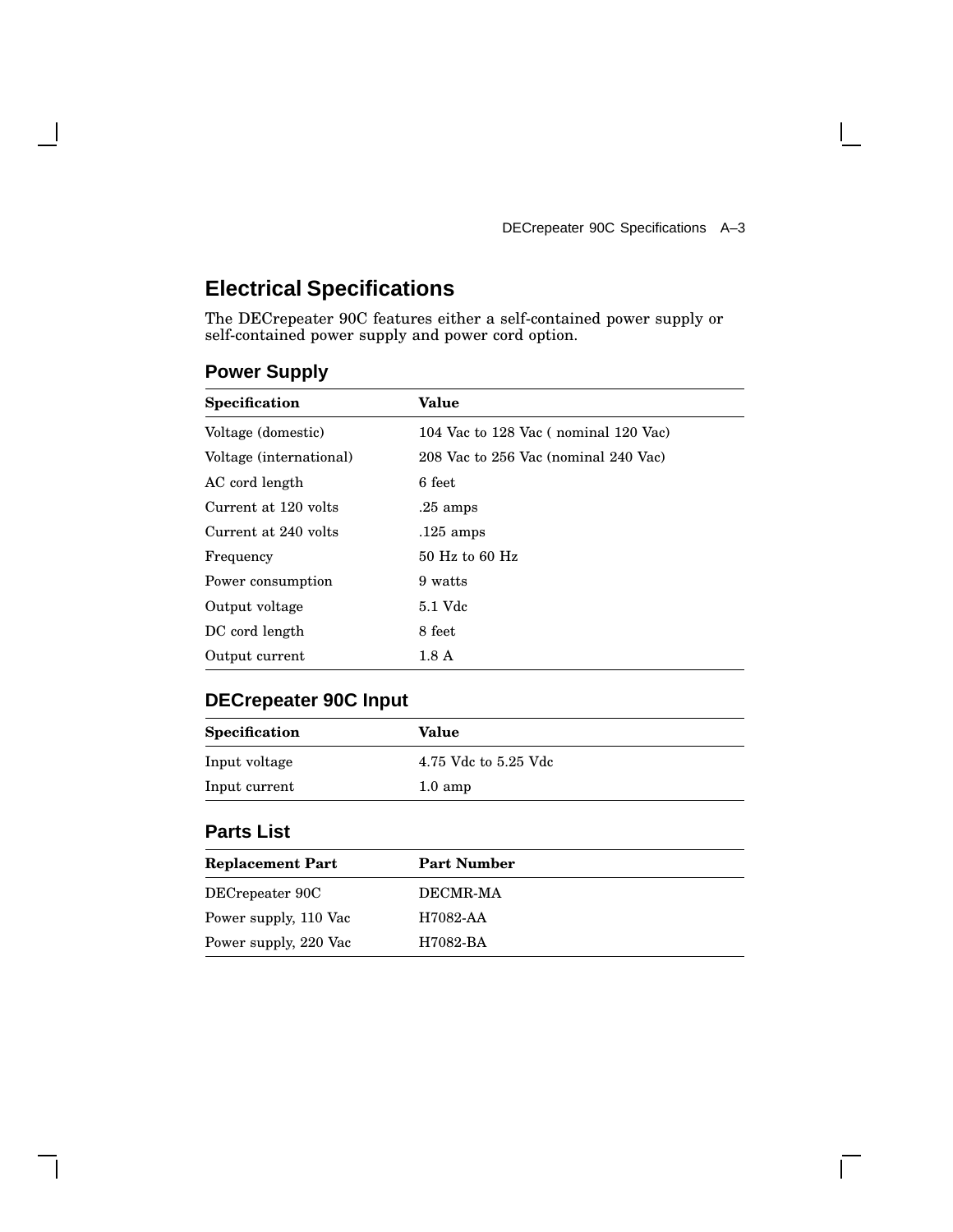## Electrical Specifications

The DECrepeater 90C features either a self-contained power supply or self-contained power supply and power cord option.

### Power Supply

| Specification | Value |
| --- | --- |
| Voltage (domestic) | 104 Vac to 128 Vac ( nominal 120 Vac) |
| Voltage (international) | 208 Vac to 256 Vac (nominal 240 Vac) |
| AC cord length | 6 feet |
| Current at 120 volts | .25 amps |
| Current at 240 volts | .125 amps |
| Frequency | 50 Hz to 60 Hz |
| Power consumption | 9 watts |
| Output voltage | 5.1 Vdc |
| DC cord length | 8 feet |
| Output current | 1.8 A |

### DECrepeater 90C Input

| Specification | Value |
| --- | --- |
| Input voltage | 4.75 Vdc to 5.25 Vdc |
| Input current | 1.0 amp |

### Parts List

| Replacement Part | Part Number |
| --- | --- |
| DECrepeater 90C | DECMR-MA |
| Power supply, 110 Vac | H7082-AA |
| Power supply, 220 Vac | H7082-BA |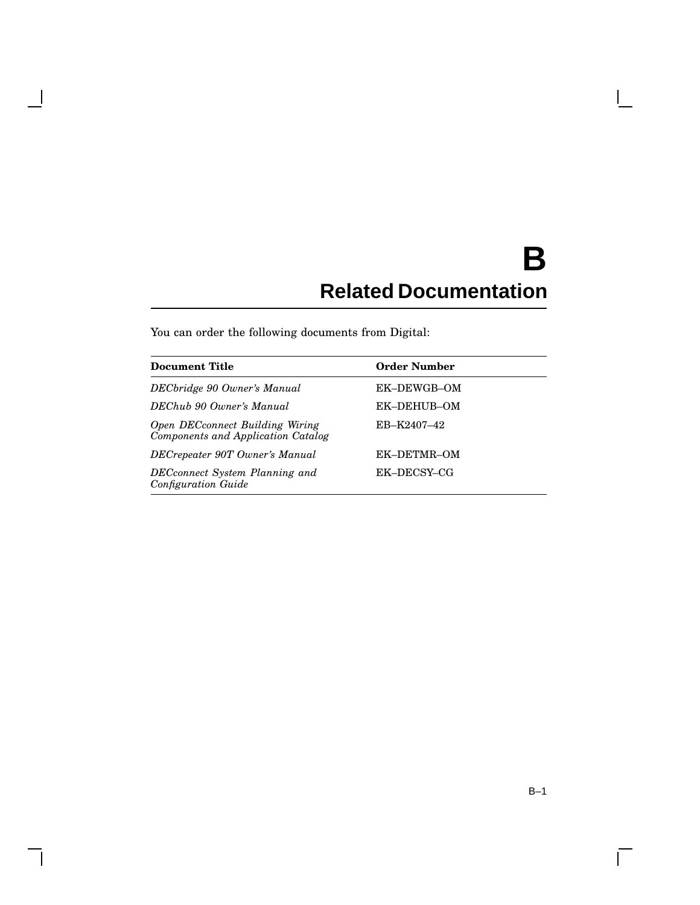# B Related Documentation

You can order the following documents from Digital:

| Document Title | Order Number |
|---|---|
| *DECbridge 90 Owner's Manual* | EK–DEWGB–OM |
| *DEChub 90 Owner's Manual* | EK–DEHUB–OM |
| *Open DECconnect Building Wiring Components and Application Catalog* | EB–K2407–42 |
| *DECrepeater 90T Owner's Manual* | EK–DETMR–OM |
| *DECconnect System Planning and Configuration Guide* | EK–DECSY–CG |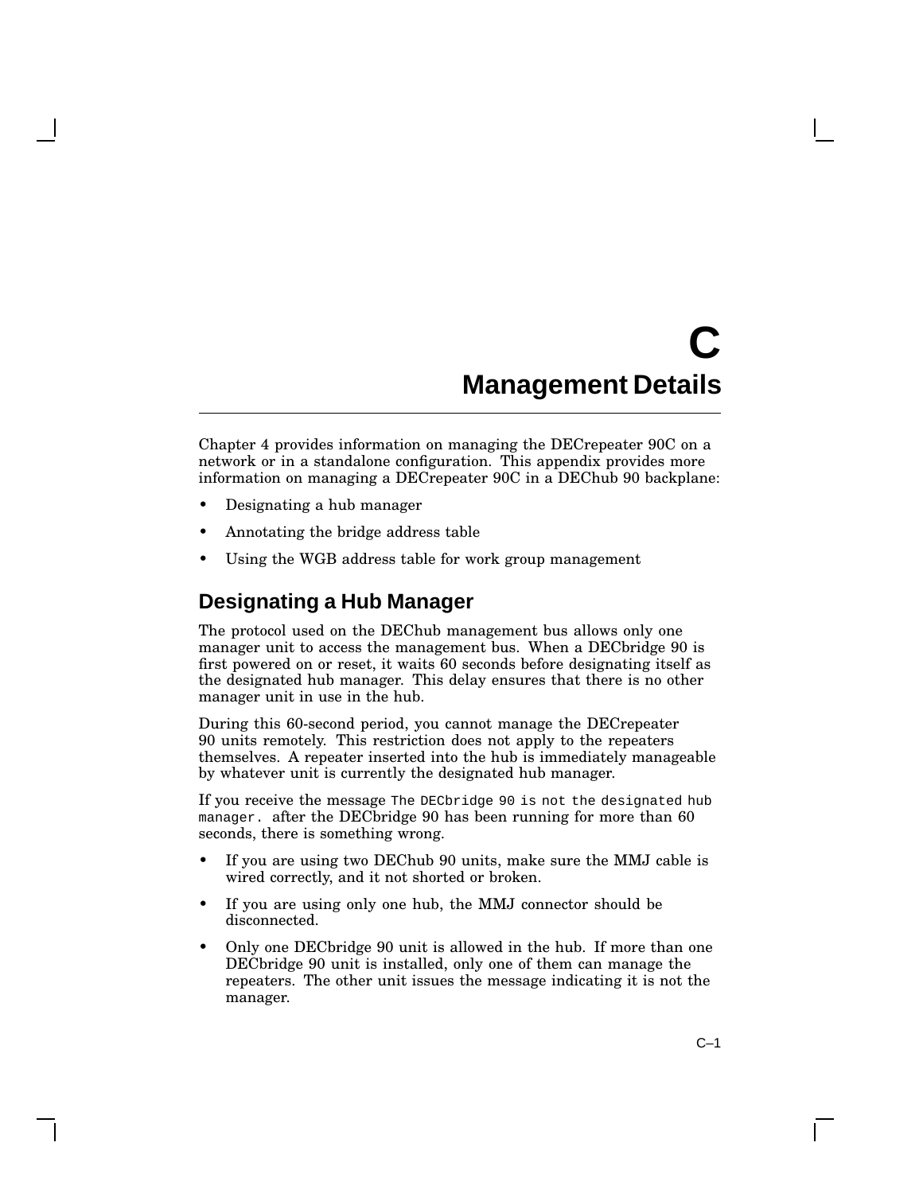# C Management Details

Chapter 4 provides information on managing the DECrepeater 90C on a network or in a standalone configuration. This appendix provides more information on managing a DECrepeater 90C in a DEChub 90 backplane:

- Designating a hub manager
- Annotating the bridge address table
- Using the WGB address table for work group management

## Designating a Hub Manager

The protocol used on the DEChub management bus allows only one manager unit to access the management bus. When a DECbridge 90 is first powered on or reset, it waits 60 seconds before designating itself as the designated hub manager. This delay ensures that there is no other manager unit in use in the hub.

During this 60-second period, you cannot manage the DECrepeater 90 units remotely. This restriction does not apply to the repeaters themselves. A repeater inserted into the hub is immediately manageable by whatever unit is currently the designated hub manager.

If you receive the message `The DECbridge 90 is not the designated hub manager.` after the DECbridge 90 has been running for more than 60 seconds, there is something wrong.

- If you are using two DEChub 90 units, make sure the MMJ cable is wired correctly, and it not shorted or broken.
- If you are using only one hub, the MMJ connector should be disconnected.
- Only one DECbridge 90 unit is allowed in the hub. If more than one DECbridge 90 unit is installed, only one of them can manage the repeaters. The other unit issues the message indicating it is not the manager.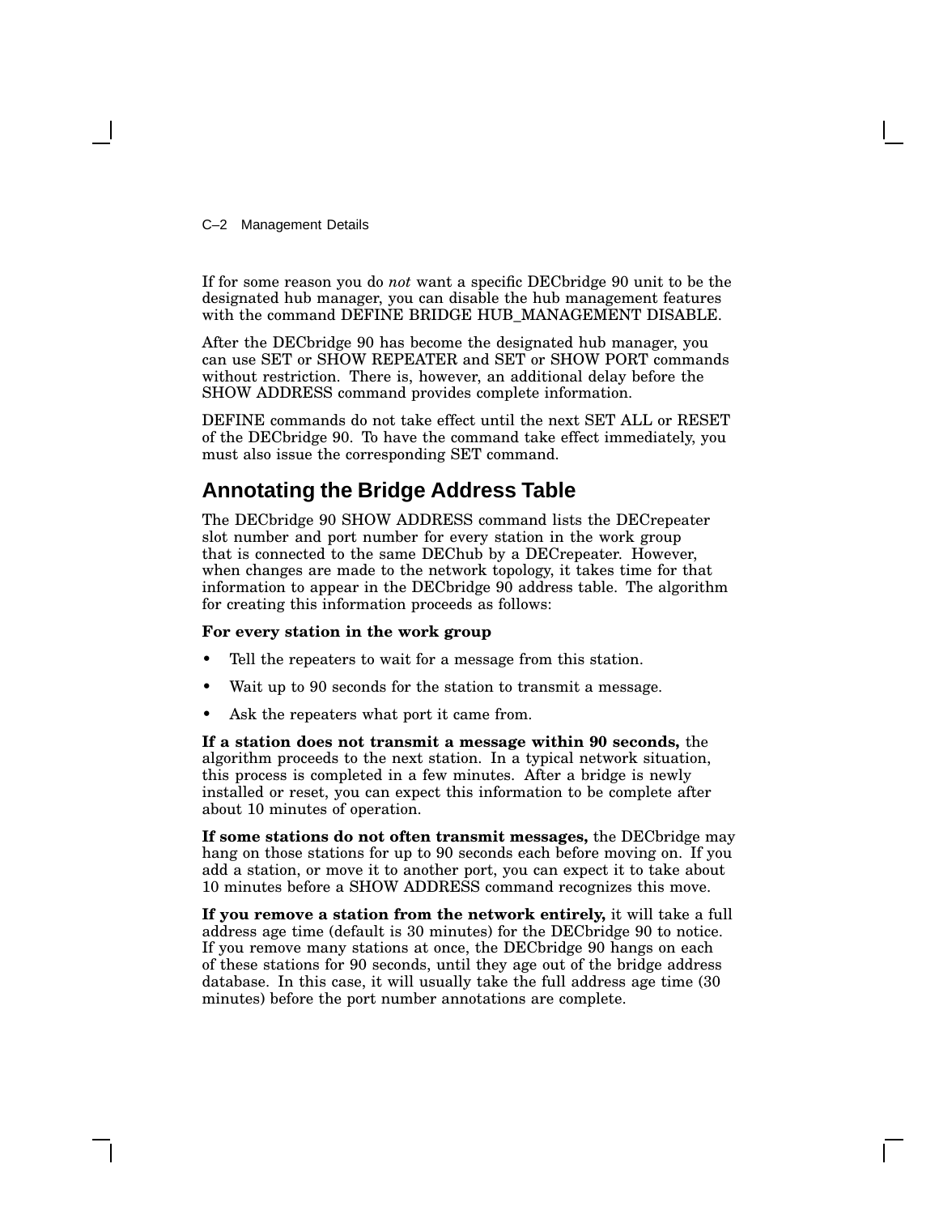If for some reason you do *not* want a specific DECbridge 90 unit to be the designated hub manager, you can disable the hub management features with the command DEFINE BRIDGE HUB_MANAGEMENT DISABLE.

After the DECbridge 90 has become the designated hub manager, you can use SET or SHOW REPEATER and SET or SHOW PORT commands without restriction. There is, however, an additional delay before the SHOW ADDRESS command provides complete information.

DEFINE commands do not take effect until the next SET ALL or RESET of the DECbridge 90. To have the command take effect immediately, you must also issue the corresponding SET command.

## Annotating the Bridge Address Table

The DECbridge 90 SHOW ADDRESS command lists the DECrepeater slot number and port number for every station in the work group that is connected to the same DEChub by a DECrepeater. However, when changes are made to the network topology, it takes time for that information to appear in the DECbridge 90 address table. The algorithm for creating this information proceeds as follows:

**For every station in the work group**

- Tell the repeaters to wait for a message from this station.
- Wait up to 90 seconds for the station to transmit a message.
- Ask the repeaters what port it came from.

**If a station does not transmit a message within 90 seconds,** the algorithm proceeds to the next station. In a typical network situation, this process is completed in a few minutes. After a bridge is newly installed or reset, you can expect this information to be complete after about 10 minutes of operation.

**If some stations do not often transmit messages,** the DECbridge may hang on those stations for up to 90 seconds each before moving on. If you add a station, or move it to another port, you can expect it to take about 10 minutes before a SHOW ADDRESS command recognizes this move.

**If you remove a station from the network entirely,** it will take a full address age time (default is 30 minutes) for the DECbridge 90 to notice. If you remove many stations at once, the DECbridge 90 hangs on each of these stations for 90 seconds, until they age out of the bridge address database. In this case, it will usually take the full address age time (30 minutes) before the port number annotations are complete.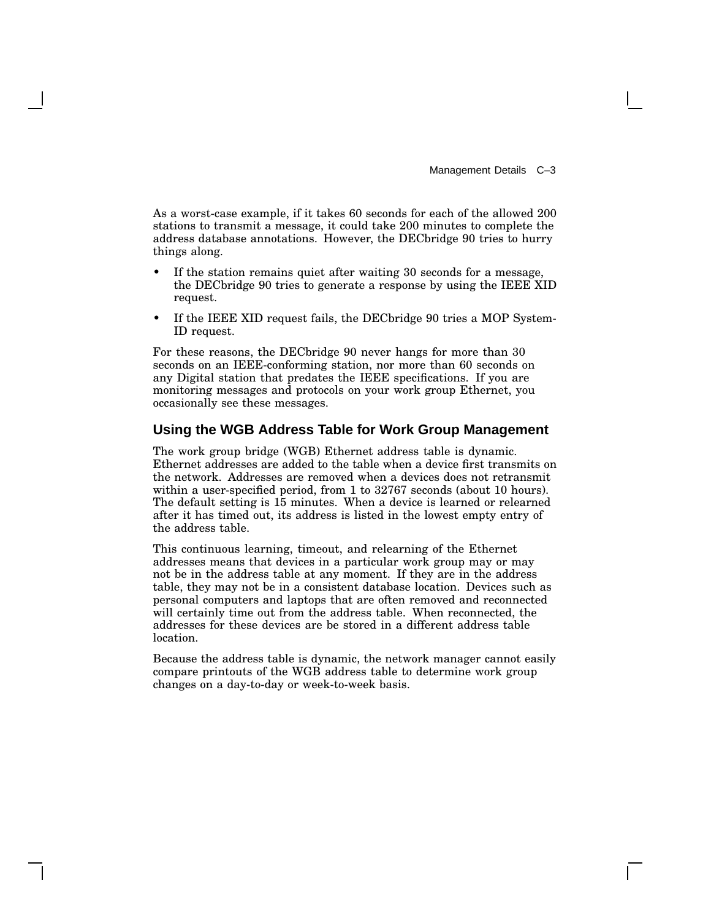As a worst-case example, if it takes 60 seconds for each of the allowed 200 stations to transmit a message, it could take 200 minutes to complete the address database annotations. However, the DECbridge 90 tries to hurry things along.

- If the station remains quiet after waiting 30 seconds for a message, the DECbridge 90 tries to generate a response by using the IEEE XID request.
- If the IEEE XID request fails, the DECbridge 90 tries a MOP System-ID request.

For these reasons, the DECbridge 90 never hangs for more than 30 seconds on an IEEE-conforming station, nor more than 60 seconds on any Digital station that predates the IEEE specifications. If you are monitoring messages and protocols on your work group Ethernet, you occasionally see these messages.

## Using the WGB Address Table for Work Group Management

The work group bridge (WGB) Ethernet address table is dynamic. Ethernet addresses are added to the table when a device first transmits on the network. Addresses are removed when a devices does not retransmit within a user-specified period, from 1 to 32767 seconds (about 10 hours). The default setting is 15 minutes. When a device is learned or relearned after it has timed out, its address is listed in the lowest empty entry of the address table.

This continuous learning, timeout, and relearning of the Ethernet addresses means that devices in a particular work group may or may not be in the address table at any moment. If they are in the address table, they may not be in a consistent database location. Devices such as personal computers and laptops that are often removed and reconnected will certainly time out from the address table. When reconnected, the addresses for these devices are be stored in a different address table location.

Because the address table is dynamic, the network manager cannot easily compare printouts of the WGB address table to determine work group changes on a day-to-day or week-to-week basis.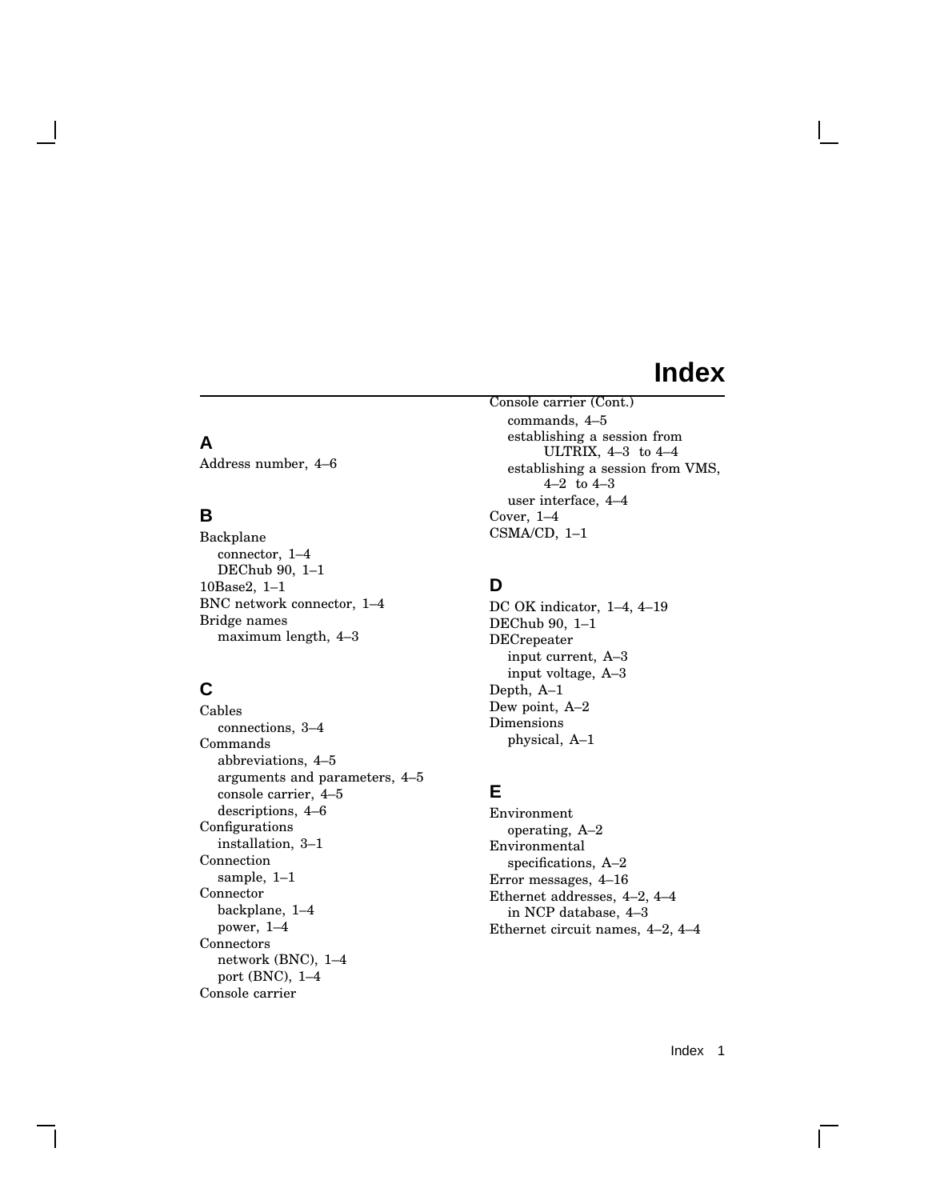# Index

## A

Address number, 4–6

## B

Backplane
- connector, 1–4
- DEChub 90, 1–1

10Base2, 1–1

BNC network connector, 1–4

Bridge names
- maximum length, 4–3

## C

Cables
- connections, 3–4

Commands
- abbreviations, 4–5
- arguments and parameters, 4–5
- console carrier, 4–5
- descriptions, 4–6

Configurations
- installation, 3–1

Connection
- sample, 1–1

Connector
- backplane, 1–4
- power, 1–4

Connectors
- network (BNC), 1–4
- port (BNC), 1–4

Console carrier

Console carrier (Cont.)
- commands, 4–5
- establishing a session from ULTRIX, 4–3 to 4–4
- establishing a session from VMS, 4–2 to 4–3
- user interface, 4–4

Cover, 1–4

CSMA/CD, 1–1

## D

DC OK indicator, 1–4, 4–19

DEChub 90, 1–1

DECrepeater
- input current, A–3
- input voltage, A–3

Depth, A–1

Dew point, A–2

Dimensions
- physical, A–1

## E

Environment
- operating, A–2

Environmental
- specifications, A–2

Error messages, 4–16

Ethernet addresses, 4–2, 4–4
- in NCP database, 4–3

Ethernet circuit names, 4–2, 4–4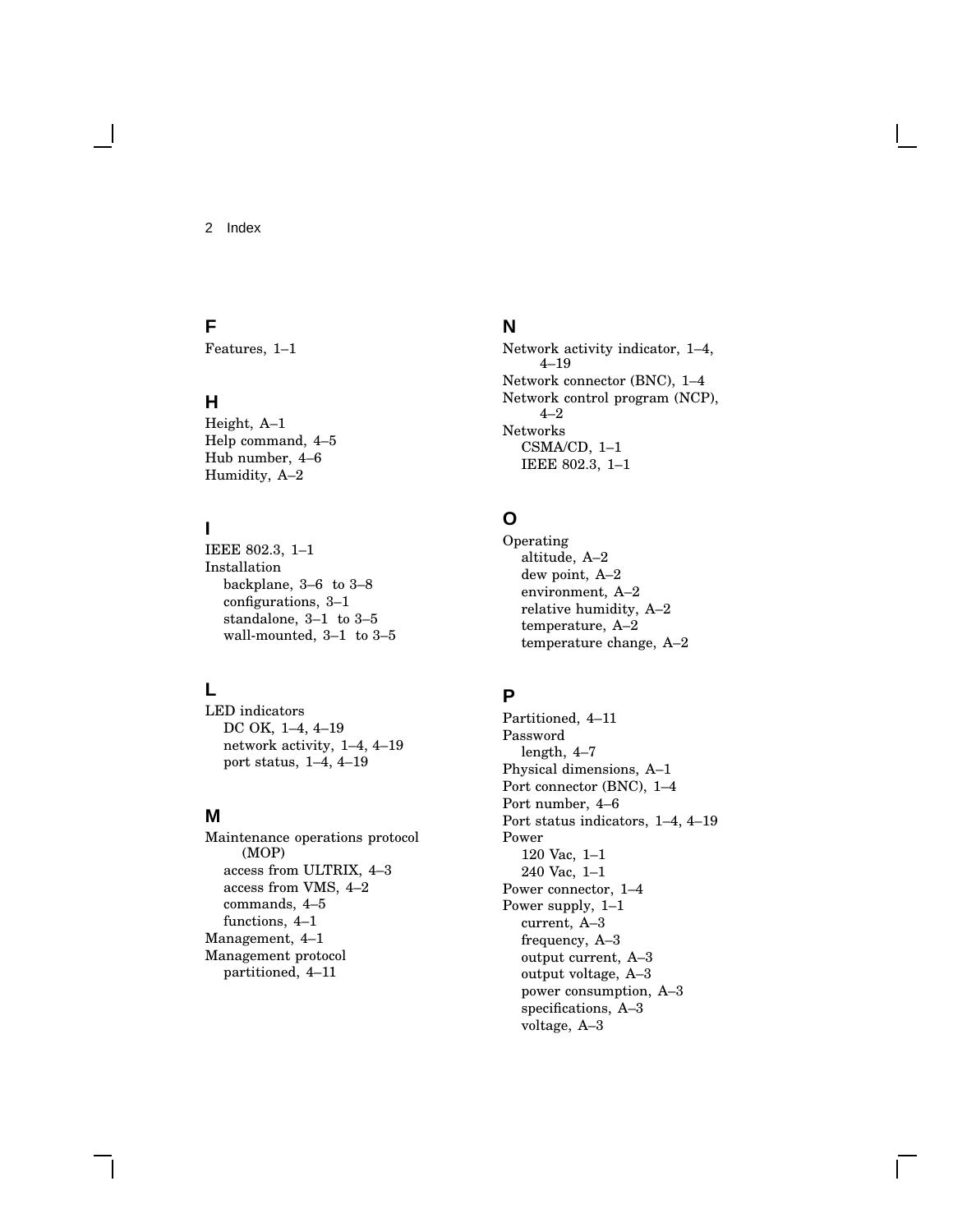## F

Features, 1–1

## H

Height, A–1
Help command, 4–5
Hub number, 4–6
Humidity, A–2

## I

IEEE 802.3, 1–1
Installation
  backplane, 3–6 to 3–8
  configurations, 3–1
  standalone, 3–1 to 3–5
  wall-mounted, 3–1 to 3–5

## L

LED indicators
  DC OK, 1–4, 4–19
  network activity, 1–4, 4–19
  port status, 1–4, 4–19

## M

Maintenance operations protocol (MOP)
  access from ULTRIX, 4–3
  access from VMS, 4–2
  commands, 4–5
  functions, 4–1
Management, 4–1
Management protocol
  partitioned, 4–11

## N

Network activity indicator, 1–4, 4–19
Network connector (BNC), 1–4
Network control program (NCP), 4–2
Networks
  CSMA/CD, 1–1
  IEEE 802.3, 1–1

## O

Operating
  altitude, A–2
  dew point, A–2
  environment, A–2
  relative humidity, A–2
  temperature, A–2
  temperature change, A–2

## P

Partitioned, 4–11
Password
  length, 4–7
Physical dimensions, A–1
Port connector (BNC), 1–4
Port number, 4–6
Port status indicators, 1–4, 4–19
Power
  120 Vac, 1–1
  240 Vac, 1–1
Power connector, 1–4
Power supply, 1–1
  current, A–3
  frequency, A–3
  output current, A–3
  output voltage, A–3
  power consumption, A–3
  specifications, A–3
  voltage, A–3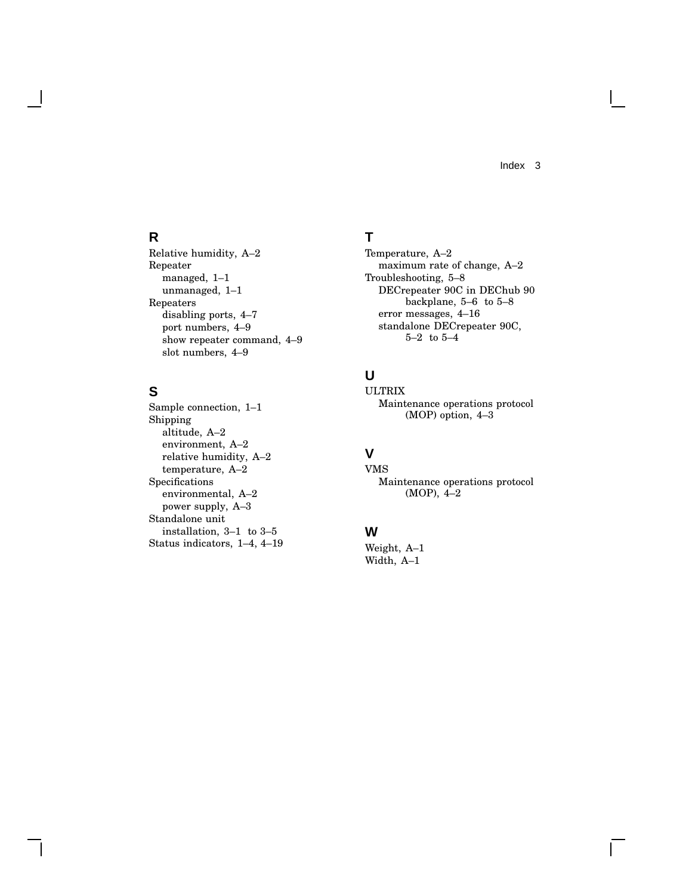## R

Relative humidity, A–2
Repeater
- managed, 1–1
- unmanaged, 1–1

Repeaters
- disabling ports, 4–7
- port numbers, 4–9
- show repeater command, 4–9
- slot numbers, 4–9

## S

Sample connection, 1–1
Shipping
- altitude, A–2
- environment, A–2
- relative humidity, A–2
- temperature, A–2

Specifications
- environmental, A–2
- power supply, A–3

Standalone unit
- installation, 3–1 to 3–5

Status indicators, 1–4, 4–19

## T

Temperature, A–2
- maximum rate of change, A–2

Troubleshooting, 5–8
- DECrepeater 90C in DEChub 90 backplane, 5–6 to 5–8
- error messages, 4–16
- standalone DECrepeater 90C, 5–2 to 5–4

## U

ULTRIX
- Maintenance operations protocol (MOP) option, 4–3

## V

VMS
- Maintenance operations protocol (MOP), 4–2

## W

Weight, A–1
Width, A–1